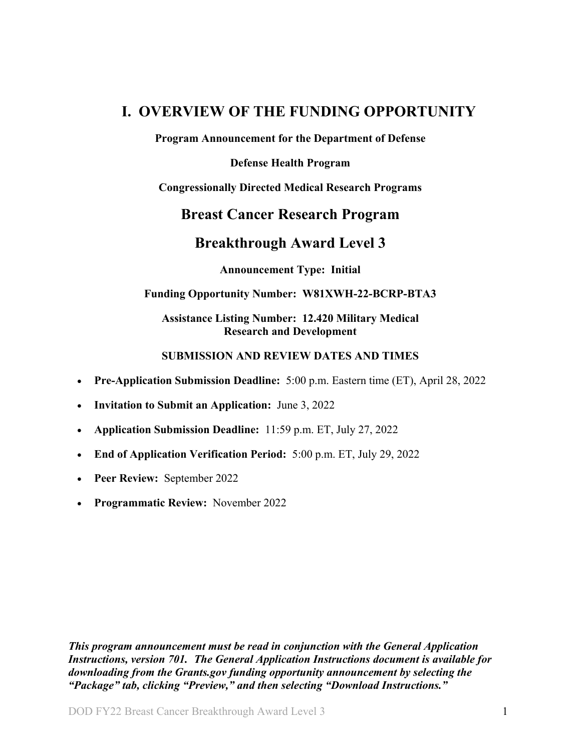# I. OVERVIEW OF THE FUNDING OPPORTUNITY

**Program Announcement for the Department of Defense**

**Defense Health Program**

**Congressionally Directed Medical Research Programs**

## Breast Cancer Research Program

## Breakthrough Award Level 3

**Announcement Type: Initial**

**Funding Opportunity Number: W81XWH-22-BCRP-BTA3**

**Assistance Listing Number: 12.420 Military Medical Research and Development**

**SUBMISSION AND REVIEW DATES AND TIMES**

- **Pre-Application Submission Deadline:** 5:00 p.m. Eastern time (ET), April 28, 2022
- **Invitation to Submit an Application:** June 3, 2022
- **Application Submission Deadline:** 11:59 p.m. ET, July 27, 2022
- **End of Application Verification Period:** 5:00 p.m. ET, July 29, 2022
- **Peer Review:** September 2022
- **Programmatic Review:** November 2022

***This program announcement must be read in conjunction with the General Application Instructions, version 701. The General Application Instructions document is available for downloading from the Grants.gov funding opportunity announcement by selecting the "Package" tab, clicking "Preview," and then selecting "Download Instructions."***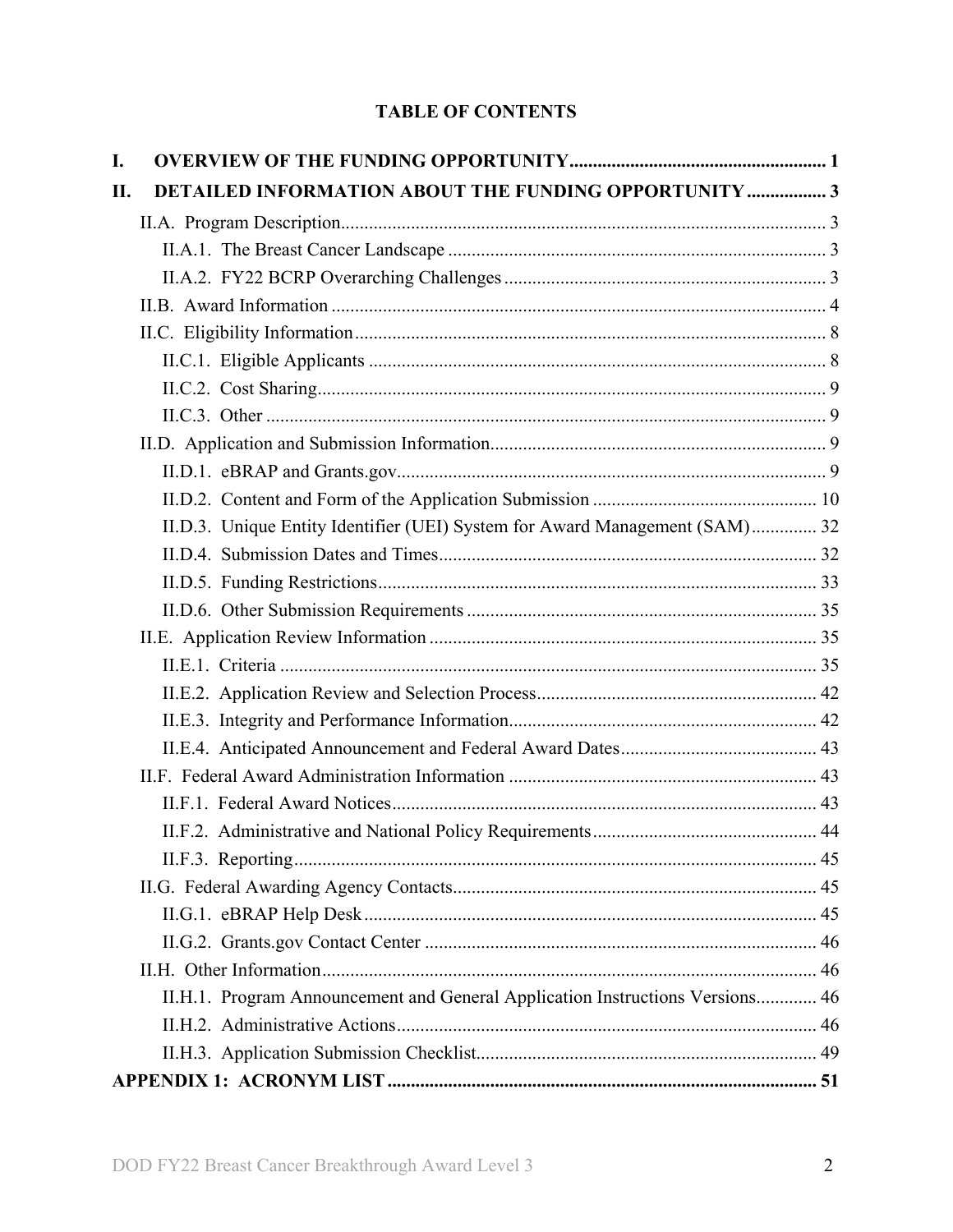# TABLE OF CONTENTS

**I. OVERVIEW OF THE FUNDING OPPORTUNITY ........................................................ 1**

**II. DETAILED INFORMATION ABOUT THE FUNDING OPPORTUNITY ................. 3**

- II.A. Program Description ........................................................................................................ 3
  - II.A.1. The Breast Cancer Landscape ................................................................................ 3
  - II.A.2. FY22 BCRP Overarching Challenges .................................................................... 3
- II.B. Award Information .......................................................................................................... 4
- II.C. Eligibility Information .................................................................................................... 8
  - II.C.1. Eligible Applicants ................................................................................................. 8
  - II.C.2. Cost Sharing ............................................................................................................ 9
  - II.C.3. Other ....................................................................................................................... 9
- II.D. Application and Submission Information ........................................................................ 9
  - II.D.1. eBRAP and Grants.gov ........................................................................................... 9
  - II.D.2. Content and Form of the Application Submission ................................................ 10
  - II.D.3. Unique Entity Identifier (UEI) System for Award Management (SAM) ............. 32
  - II.D.4. Submission Dates and Times ................................................................................ 32
  - II.D.5. Funding Restrictions ............................................................................................. 33
  - II.D.6. Other Submission Requirements .......................................................................... 35
- II.E. Application Review Information ................................................................................... 35
  - II.E.1. Criteria .................................................................................................................. 35
  - II.E.2. Application Review and Selection Process ........................................................... 42
  - II.E.3. Integrity and Performance Information ................................................................. 42
  - II.E.4. Anticipated Announcement and Federal Award Dates .......................................... 43
- II.F. Federal Award Administration Information .................................................................. 43
  - II.F.1. Federal Award Notices .......................................................................................... 43
  - II.F.2. Administrative and National Policy Requirements ................................................ 44
  - II.F.3. Reporting ............................................................................................................... 45
- II.G. Federal Awarding Agency Contacts ............................................................................... 45
  - II.G.1. eBRAP Help Desk ................................................................................................ 45
  - II.G.2. Grants.gov Contact Center ................................................................................... 46
- II.H. Other Information .......................................................................................................... 46
  - II.H.1. Program Announcement and General Application Instructions Versions ............. 46
  - II.H.2. Administrative Actions .......................................................................................... 46
  - II.H.3. Application Submission Checklist ......................................................................... 49

**APPENDIX 1: ACRONYM LIST ............................................................................................ 51**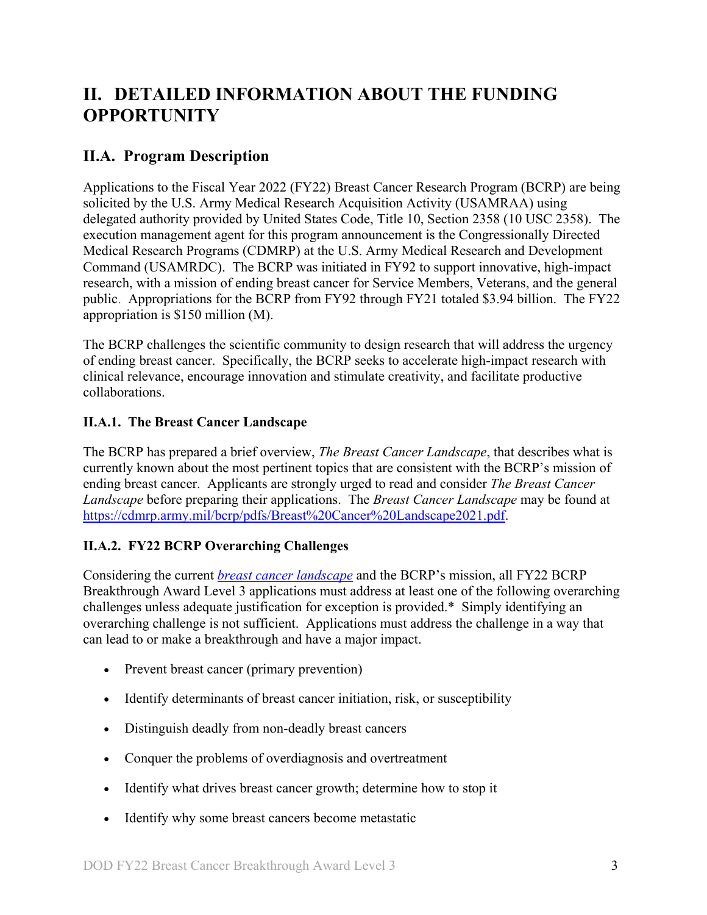# II. DETAILED INFORMATION ABOUT THE FUNDING OPPORTUNITY

## II.A. Program Description

Applications to the Fiscal Year 2022 (FY22) Breast Cancer Research Program (BCRP) are being solicited by the U.S. Army Medical Research Acquisition Activity (USAMRAA) using delegated authority provided by United States Code, Title 10, Section 2358 (10 USC 2358). The execution management agent for this program announcement is the Congressionally Directed Medical Research Programs (CDMRP) at the U.S. Army Medical Research and Development Command (USAMRDC). The BCRP was initiated in FY92 to support innovative, high-impact research, with a mission of ending breast cancer for Service Members, Veterans, and the general public. Appropriations for the BCRP from FY92 through FY21 totaled $3.94 billion. The FY22 appropriation is $150 million (M).

The BCRP challenges the scientific community to design research that will address the urgency of ending breast cancer. Specifically, the BCRP seeks to accelerate high-impact research with clinical relevance, encourage innovation and stimulate creativity, and facilitate productive collaborations.

### II.A.1. The Breast Cancer Landscape

The BCRP has prepared a brief overview, *The Breast Cancer Landscape*, that describes what is currently known about the most pertinent topics that are consistent with the BCRP's mission of ending breast cancer. Applicants are strongly urged to read and consider *The Breast Cancer Landscape* before preparing their applications. The *Breast Cancer Landscape* may be found at https://cdmrp.army.mil/bcrp/pdfs/Breast%20Cancer%20Landscape2021.pdf.

### II.A.2. FY22 BCRP Overarching Challenges

Considering the current *breast cancer landscape* and the BCRP's mission, all FY22 BCRP Breakthrough Award Level 3 applications must address at least one of the following overarching challenges unless adequate justification for exception is provided.* Simply identifying an overarching challenge is not sufficient. Applications must address the challenge in a way that can lead to or make a breakthrough and have a major impact.

- Prevent breast cancer (primary prevention)
- Identify determinants of breast cancer initiation, risk, or susceptibility
- Distinguish deadly from non-deadly breast cancers
- Conquer the problems of overdiagnosis and overtreatment
- Identify what drives breast cancer growth; determine how to stop it
- Identify why some breast cancers become metastatic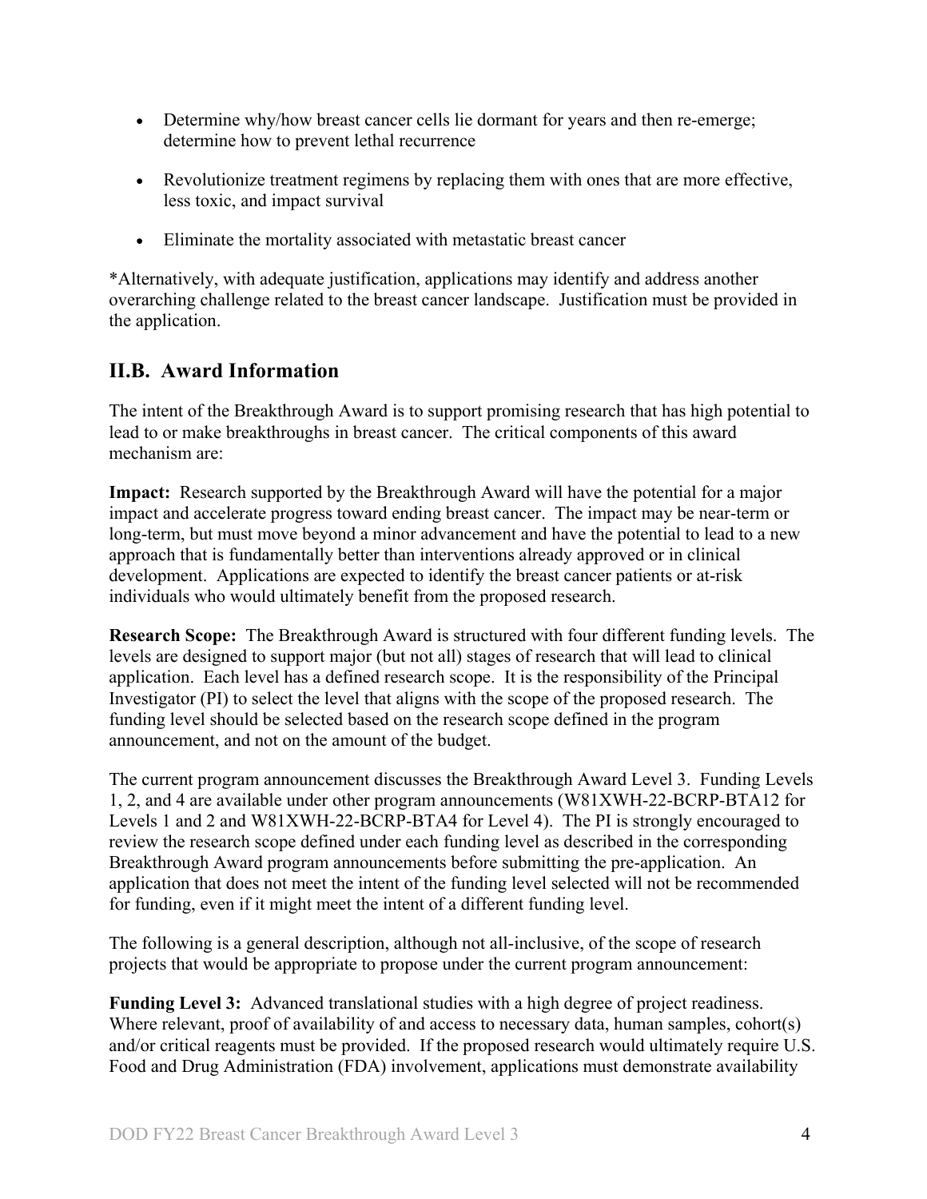- Determine why/how breast cancer cells lie dormant for years and then re-emerge; determine how to prevent lethal recurrence
- Revolutionize treatment regimens by replacing them with ones that are more effective, less toxic, and impact survival
- Eliminate the mortality associated with metastatic breast cancer

*Alternatively, with adequate justification, applications may identify and address another overarching challenge related to the breast cancer landscape. Justification must be provided in the application.

## II.B. Award Information

The intent of the Breakthrough Award is to support promising research that has high potential to lead to or make breakthroughs in breast cancer. The critical components of this award mechanism are:

**Impact:** Research supported by the Breakthrough Award will have the potential for a major impact and accelerate progress toward ending breast cancer. The impact may be near-term or long-term, but must move beyond a minor advancement and have the potential to lead to a new approach that is fundamentally better than interventions already approved or in clinical development. Applications are expected to identify the breast cancer patients or at-risk individuals who would ultimately benefit from the proposed research.

**Research Scope:** The Breakthrough Award is structured with four different funding levels. The levels are designed to support major (but not all) stages of research that will lead to clinical application. Each level has a defined research scope. It is the responsibility of the Principal Investigator (PI) to select the level that aligns with the scope of the proposed research. The funding level should be selected based on the research scope defined in the program announcement, and not on the amount of the budget.

The current program announcement discusses the Breakthrough Award Level 3. Funding Levels 1, 2, and 4 are available under other program announcements (W81XWH-22-BCRP-BTA12 for Levels 1 and 2 and W81XWH-22-BCRP-BTA4 for Level 4). The PI is strongly encouraged to review the research scope defined under each funding level as described in the corresponding Breakthrough Award program announcements before submitting the pre-application. An application that does not meet the intent of the funding level selected will not be recommended for funding, even if it might meet the intent of a different funding level.

The following is a general description, although not all-inclusive, of the scope of research projects that would be appropriate to propose under the current program announcement:

**Funding Level 3:** Advanced translational studies with a high degree of project readiness. Where relevant, proof of availability of and access to necessary data, human samples, cohort(s) and/or critical reagents must be provided. If the proposed research would ultimately require U.S. Food and Drug Administration (FDA) involvement, applications must demonstrate availability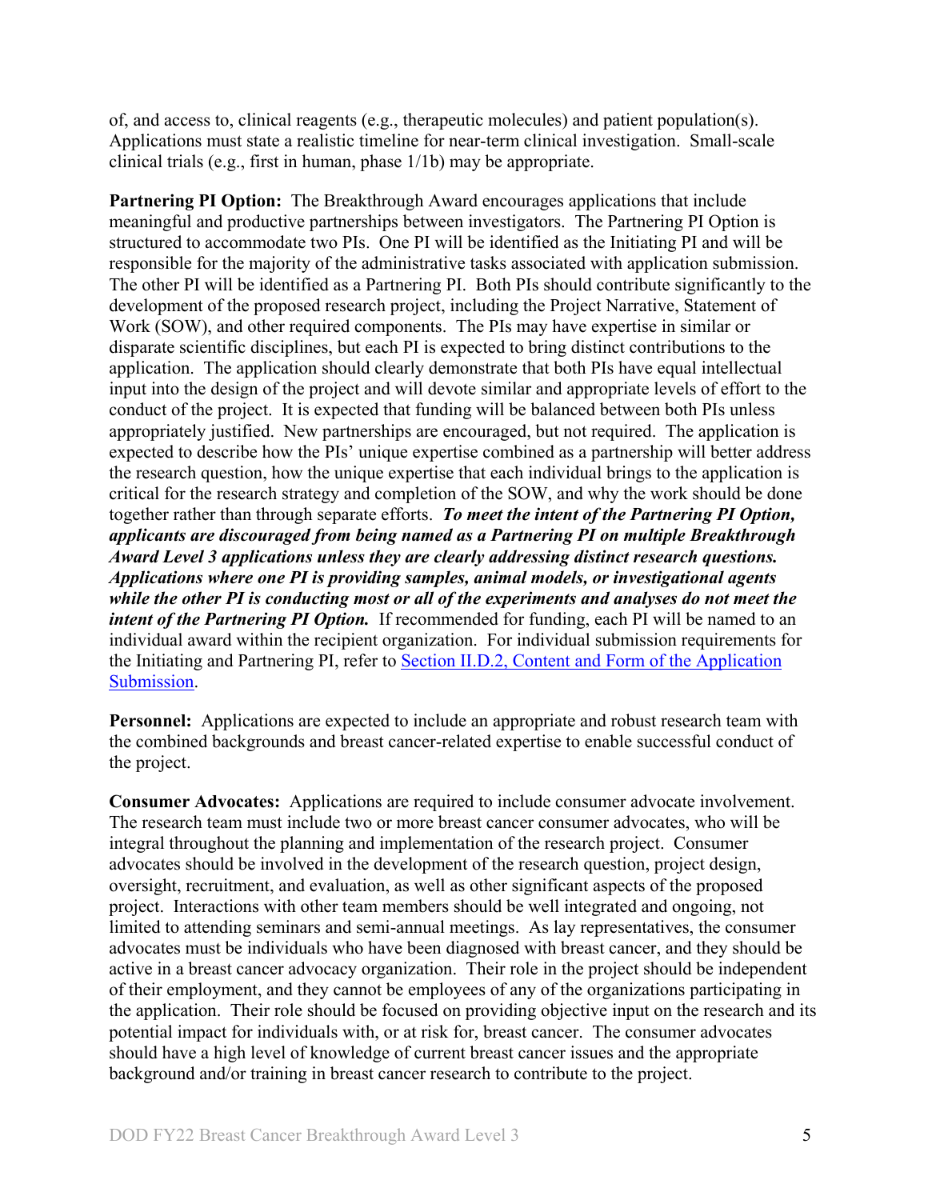of, and access to, clinical reagents (e.g., therapeutic molecules) and patient population(s). Applications must state a realistic timeline for near-term clinical investigation. Small-scale clinical trials (e.g., first in human, phase 1/1b) may be appropriate.

**Partnering PI Option:** The Breakthrough Award encourages applications that include meaningful and productive partnerships between investigators. The Partnering PI Option is structured to accommodate two PIs. One PI will be identified as the Initiating PI and will be responsible for the majority of the administrative tasks associated with application submission. The other PI will be identified as a Partnering PI. Both PIs should contribute significantly to the development of the proposed research project, including the Project Narrative, Statement of Work (SOW), and other required components. The PIs may have expertise in similar or disparate scientific disciplines, but each PI is expected to bring distinct contributions to the application. The application should clearly demonstrate that both PIs have equal intellectual input into the design of the project and will devote similar and appropriate levels of effort to the conduct of the project. It is expected that funding will be balanced between both PIs unless appropriately justified. New partnerships are encouraged, but not required. The application is expected to describe how the PIs' unique expertise combined as a partnership will better address the research question, how the unique expertise that each individual brings to the application is critical for the research strategy and completion of the SOW, and why the work should be done together rather than through separate efforts. ***To meet the intent of the Partnering PI Option, applicants are discouraged from being named as a Partnering PI on multiple Breakthrough Award Level 3 applications unless they are clearly addressing distinct research questions. Applications where one PI is providing samples, animal models, or investigational agents while the other PI is conducting most or all of the experiments and analyses do not meet the intent of the Partnering PI Option.*** If recommended for funding, each PI will be named to an individual award within the recipient organization. For individual submission requirements for the Initiating and Partnering PI, refer to Section II.D.2, Content and Form of the Application Submission.

**Personnel:** Applications are expected to include an appropriate and robust research team with the combined backgrounds and breast cancer-related expertise to enable successful conduct of the project.

**Consumer Advocates:** Applications are required to include consumer advocate involvement. The research team must include two or more breast cancer consumer advocates, who will be integral throughout the planning and implementation of the research project. Consumer advocates should be involved in the development of the research question, project design, oversight, recruitment, and evaluation, as well as other significant aspects of the proposed project. Interactions with other team members should be well integrated and ongoing, not limited to attending seminars and semi-annual meetings. As lay representatives, the consumer advocates must be individuals who have been diagnosed with breast cancer, and they should be active in a breast cancer advocacy organization. Their role in the project should be independent of their employment, and they cannot be employees of any of the organizations participating in the application. Their role should be focused on providing objective input on the research and its potential impact for individuals with, or at risk for, breast cancer. The consumer advocates should have a high level of knowledge of current breast cancer issues and the appropriate background and/or training in breast cancer research to contribute to the project.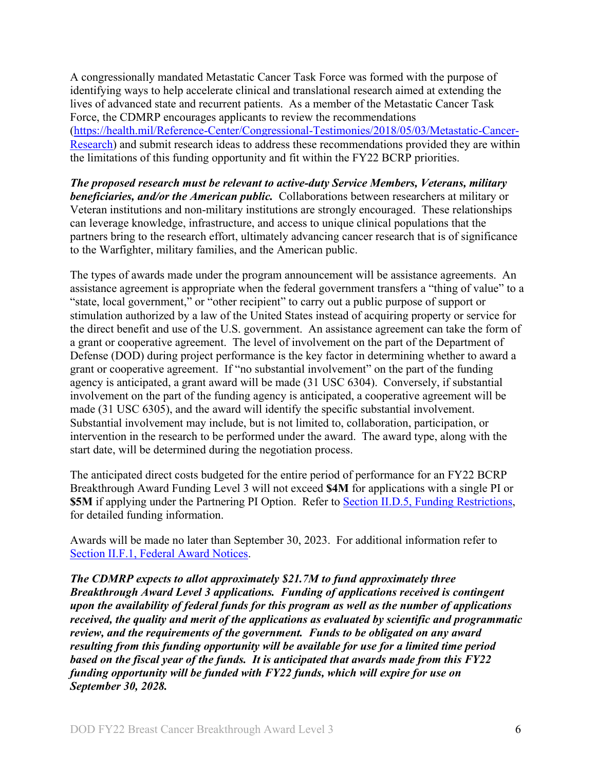A congressionally mandated Metastatic Cancer Task Force was formed with the purpose of identifying ways to help accelerate clinical and translational research aimed at extending the lives of advanced state and recurrent patients. As a member of the Metastatic Cancer Task Force, the CDMRP encourages applicants to review the recommendations ([https://health.mil/Reference-Center/Congressional-Testimonies/2018/05/03/Metastatic-Cancer-Research](https://health.mil/Reference-Center/Congressional-Testimonies/2018/05/03/Metastatic-Cancer-Research)) and submit research ideas to address these recommendations provided they are within the limitations of this funding opportunity and fit within the FY22 BCRP priorities.

***The proposed research must be relevant to active-duty Service Members, Veterans, military beneficiaries, and/or the American public.*** Collaborations between researchers at military or Veteran institutions and non-military institutions are strongly encouraged. These relationships can leverage knowledge, infrastructure, and access to unique clinical populations that the partners bring to the research effort, ultimately advancing cancer research that is of significance to the Warfighter, military families, and the American public.

The types of awards made under the program announcement will be assistance agreements. An assistance agreement is appropriate when the federal government transfers a "thing of value" to a "state, local government," or "other recipient" to carry out a public purpose of support or stimulation authorized by a law of the United States instead of acquiring property or service for the direct benefit and use of the U.S. government. An assistance agreement can take the form of a grant or cooperative agreement. The level of involvement on the part of the Department of Defense (DOD) during project performance is the key factor in determining whether to award a grant or cooperative agreement. If "no substantial involvement" on the part of the funding agency is anticipated, a grant award will be made (31 USC 6304). Conversely, if substantial involvement on the part of the funding agency is anticipated, a cooperative agreement will be made (31 USC 6305), and the award will identify the specific substantial involvement. Substantial involvement may include, but is not limited to, collaboration, participation, or intervention in the research to be performed under the award. The award type, along with the start date, will be determined during the negotiation process.

The anticipated direct costs budgeted for the entire period of performance for an FY22 BCRP Breakthrough Award Funding Level 3 will not exceed **$4M** for applications with a single PI or **$5M** if applying under the Partnering PI Option. Refer to Section II.D.5, Funding Restrictions, for detailed funding information.

Awards will be made no later than September 30, 2023. For additional information refer to Section II.F.1, Federal Award Notices.

***The CDMRP expects to allot approximately $21.7M to fund approximately three Breakthrough Award Level 3 applications. Funding of applications received is contingent upon the availability of federal funds for this program as well as the number of applications received, the quality and merit of the applications as evaluated by scientific and programmatic review, and the requirements of the government. Funds to be obligated on any award resulting from this funding opportunity will be available for use for a limited time period based on the fiscal year of the funds. It is anticipated that awards made from this FY22 funding opportunity will be funded with FY22 funds, which will expire for use on September 30, 2028.***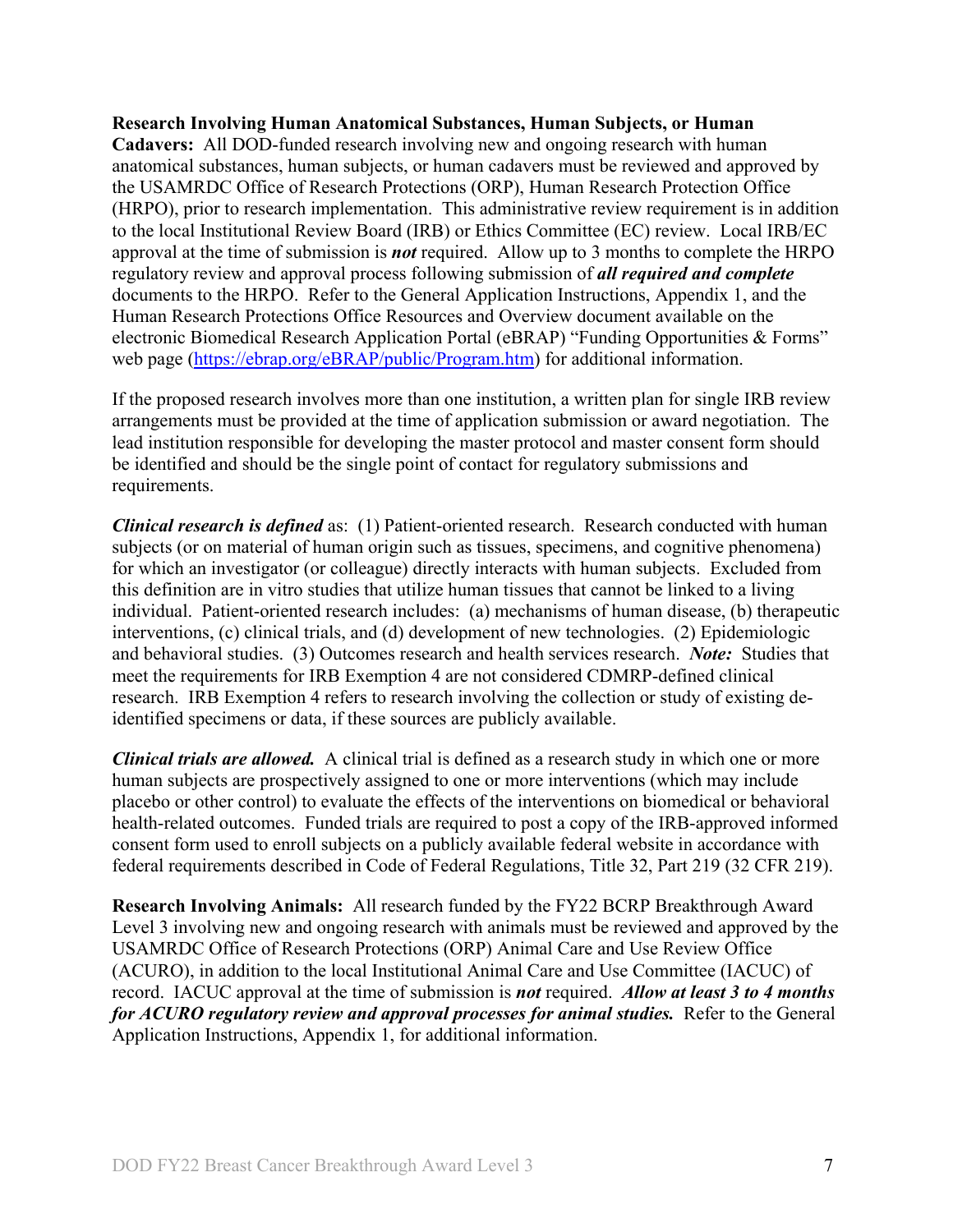**Research Involving Human Anatomical Substances, Human Subjects, or Human Cadavers:** All DOD-funded research involving new and ongoing research with human anatomical substances, human subjects, or human cadavers must be reviewed and approved by the USAMRDC Office of Research Protections (ORP), Human Research Protection Office (HRPO), prior to research implementation. This administrative review requirement is in addition to the local Institutional Review Board (IRB) or Ethics Committee (EC) review. Local IRB/EC approval at the time of submission is ***not*** required. Allow up to 3 months to complete the HRPO regulatory review and approval process following submission of ***all required and complete*** documents to the HRPO. Refer to the General Application Instructions, Appendix 1, and the Human Research Protections Office Resources and Overview document available on the electronic Biomedical Research Application Portal (eBRAP) "Funding Opportunities & Forms" web page ([https://ebrap.org/eBRAP/public/Program.htm](https://ebrap.org/eBRAP/public/Program.htm)) for additional information.

If the proposed research involves more than one institution, a written plan for single IRB review arrangements must be provided at the time of application submission or award negotiation. The lead institution responsible for developing the master protocol and master consent form should be identified and should be the single point of contact for regulatory submissions and requirements.

***Clinical research is defined*** as: (1) Patient-oriented research. Research conducted with human subjects (or on material of human origin such as tissues, specimens, and cognitive phenomena) for which an investigator (or colleague) directly interacts with human subjects. Excluded from this definition are in vitro studies that utilize human tissues that cannot be linked to a living individual. Patient-oriented research includes: (a) mechanisms of human disease, (b) therapeutic interventions, (c) clinical trials, and (d) development of new technologies. (2) Epidemiologic and behavioral studies. (3) Outcomes research and health services research. ***Note:*** Studies that meet the requirements for IRB Exemption 4 are not considered CDMRP-defined clinical research. IRB Exemption 4 refers to research involving the collection or study of existing de-identified specimens or data, if these sources are publicly available.

***Clinical trials are allowed.*** A clinical trial is defined as a research study in which one or more human subjects are prospectively assigned to one or more interventions (which may include placebo or other control) to evaluate the effects of the interventions on biomedical or behavioral health-related outcomes. Funded trials are required to post a copy of the IRB-approved informed consent form used to enroll subjects on a publicly available federal website in accordance with federal requirements described in Code of Federal Regulations, Title 32, Part 219 (32 CFR 219).

**Research Involving Animals:** All research funded by the FY22 BCRP Breakthrough Award Level 3 involving new and ongoing research with animals must be reviewed and approved by the USAMRDC Office of Research Protections (ORP) Animal Care and Use Review Office (ACURO), in addition to the local Institutional Animal Care and Use Committee (IACUC) of record. IACUC approval at the time of submission is ***not*** required. ***Allow at least 3 to 4 months for ACURO regulatory review and approval processes for animal studies.*** Refer to the General Application Instructions, Appendix 1, for additional information.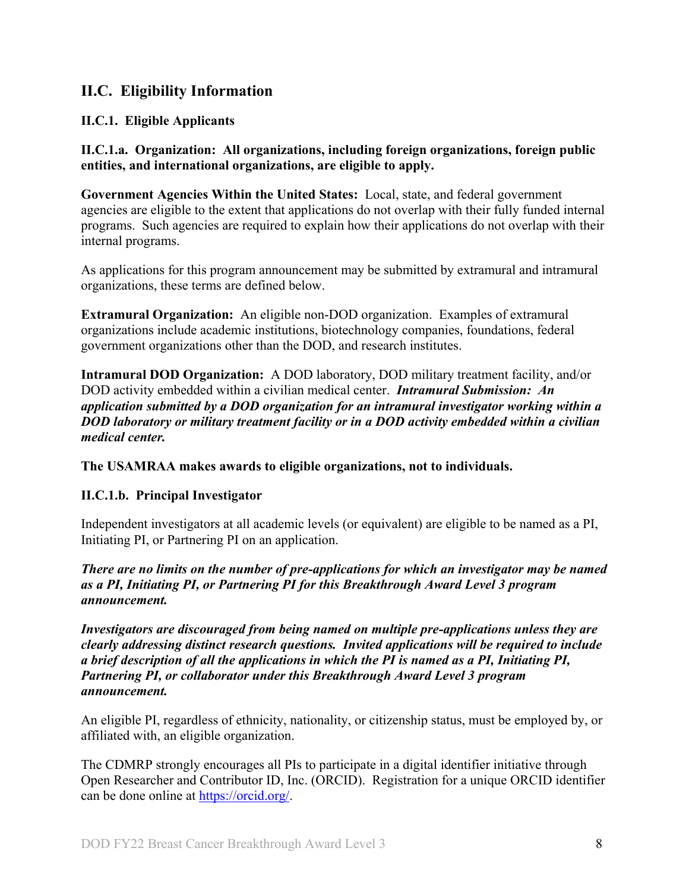## II.C. Eligibility Information

### II.C.1. Eligible Applicants

**II.C.1.a. Organization: All organizations, including foreign organizations, foreign public entities, and international organizations, are eligible to apply.**

**Government Agencies Within the United States:** Local, state, and federal government agencies are eligible to the extent that applications do not overlap with their fully funded internal programs. Such agencies are required to explain how their applications do not overlap with their internal programs.

As applications for this program announcement may be submitted by extramural and intramural organizations, these terms are defined below.

**Extramural Organization:** An eligible non-DOD organization. Examples of extramural organizations include academic institutions, biotechnology companies, foundations, federal government organizations other than the DOD, and research institutes.

**Intramural DOD Organization:** A DOD laboratory, DOD military treatment facility, and/or DOD activity embedded within a civilian medical center. ***Intramural Submission: An application submitted by a DOD organization for an intramural investigator working within a DOD laboratory or military treatment facility or in a DOD activity embedded within a civilian medical center.***

**The USAMRAA makes awards to eligible organizations, not to individuals.**

**II.C.1.b. Principal Investigator**

Independent investigators at all academic levels (or equivalent) are eligible to be named as a PI, Initiating PI, or Partnering PI on an application.

***There are no limits on the number of pre-applications for which an investigator may be named as a PI, Initiating PI, or Partnering PI for this Breakthrough Award Level 3 program announcement.***

***Investigators are discouraged from being named on multiple pre-applications unless they are clearly addressing distinct research questions. Invited applications will be required to include a brief description of all the applications in which the PI is named as a PI, Initiating PI, Partnering PI, or collaborator under this Breakthrough Award Level 3 program announcement.***

An eligible PI, regardless of ethnicity, nationality, or citizenship status, must be employed by, or affiliated with, an eligible organization.

The CDMRP strongly encourages all PIs to participate in a digital identifier initiative through Open Researcher and Contributor ID, Inc. (ORCID). Registration for a unique ORCID identifier can be done online at [https://orcid.org/](https://orcid.org/).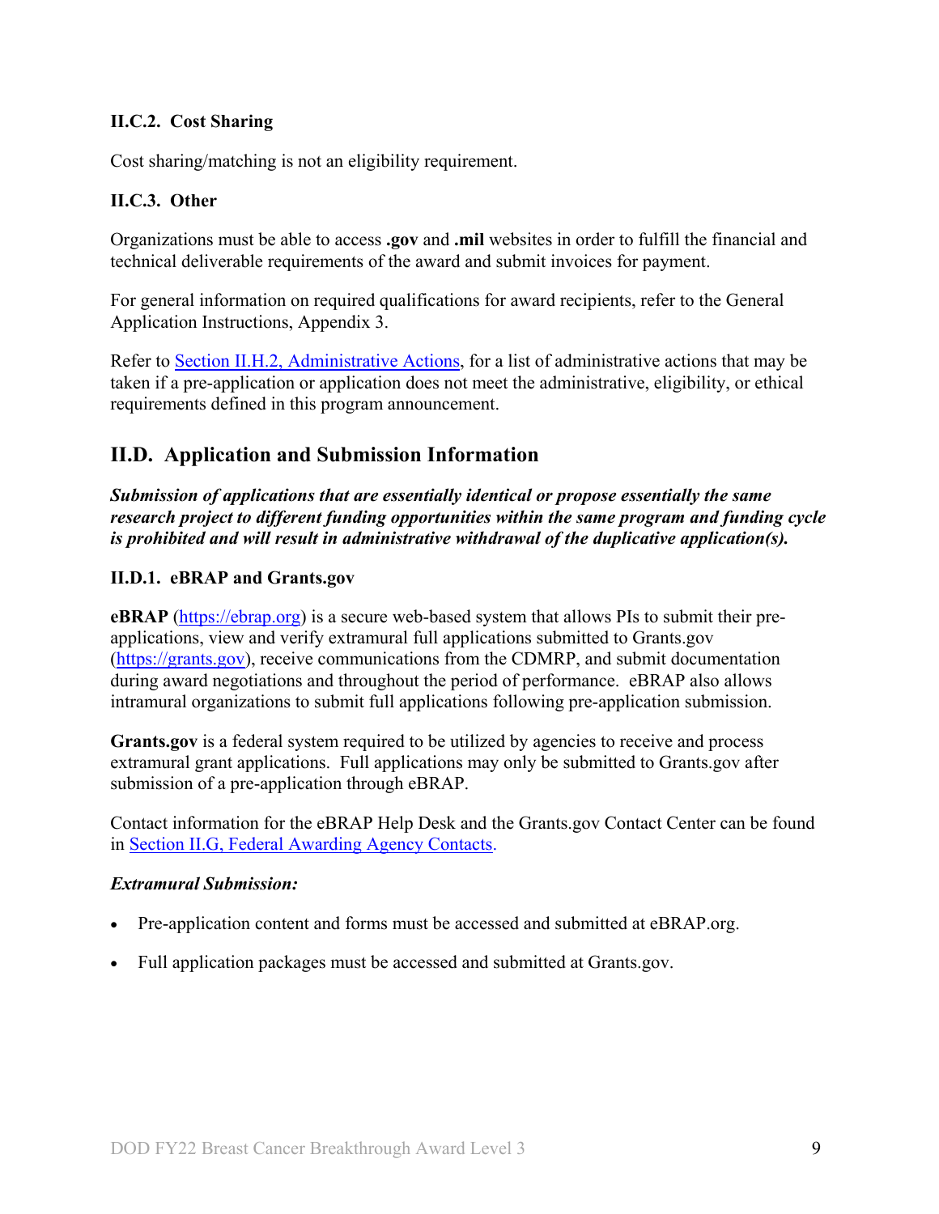### II.C.2. Cost Sharing

Cost sharing/matching is not an eligibility requirement.

### II.C.3. Other

Organizations must be able to access **.gov** and **.mil** websites in order to fulfill the financial and technical deliverable requirements of the award and submit invoices for payment.

For general information on required qualifications for award recipients, refer to the General Application Instructions, Appendix 3.

Refer to Section II.H.2, Administrative Actions, for a list of administrative actions that may be taken if a pre-application or application does not meet the administrative, eligibility, or ethical requirements defined in this program announcement.

## II.D. Application and Submission Information

***Submission of applications that are essentially identical or propose essentially the same research project to different funding opportunities within the same program and funding cycle is prohibited and will result in administrative withdrawal of the duplicative application(s).***

### II.D.1. eBRAP and Grants.gov

**eBRAP** (https://ebrap.org) is a secure web-based system that allows PIs to submit their pre-applications, view and verify extramural full applications submitted to Grants.gov (https://grants.gov), receive communications from the CDMRP, and submit documentation during award negotiations and throughout the period of performance. eBRAP also allows intramural organizations to submit full applications following pre-application submission.

**Grants.gov** is a federal system required to be utilized by agencies to receive and process extramural grant applications. Full applications may only be submitted to Grants.gov after submission of a pre-application through eBRAP.

Contact information for the eBRAP Help Desk and the Grants.gov Contact Center can be found in Section II.G, Federal Awarding Agency Contacts.

***Extramural Submission:***

- Pre-application content and forms must be accessed and submitted at eBRAP.org.
- Full application packages must be accessed and submitted at Grants.gov.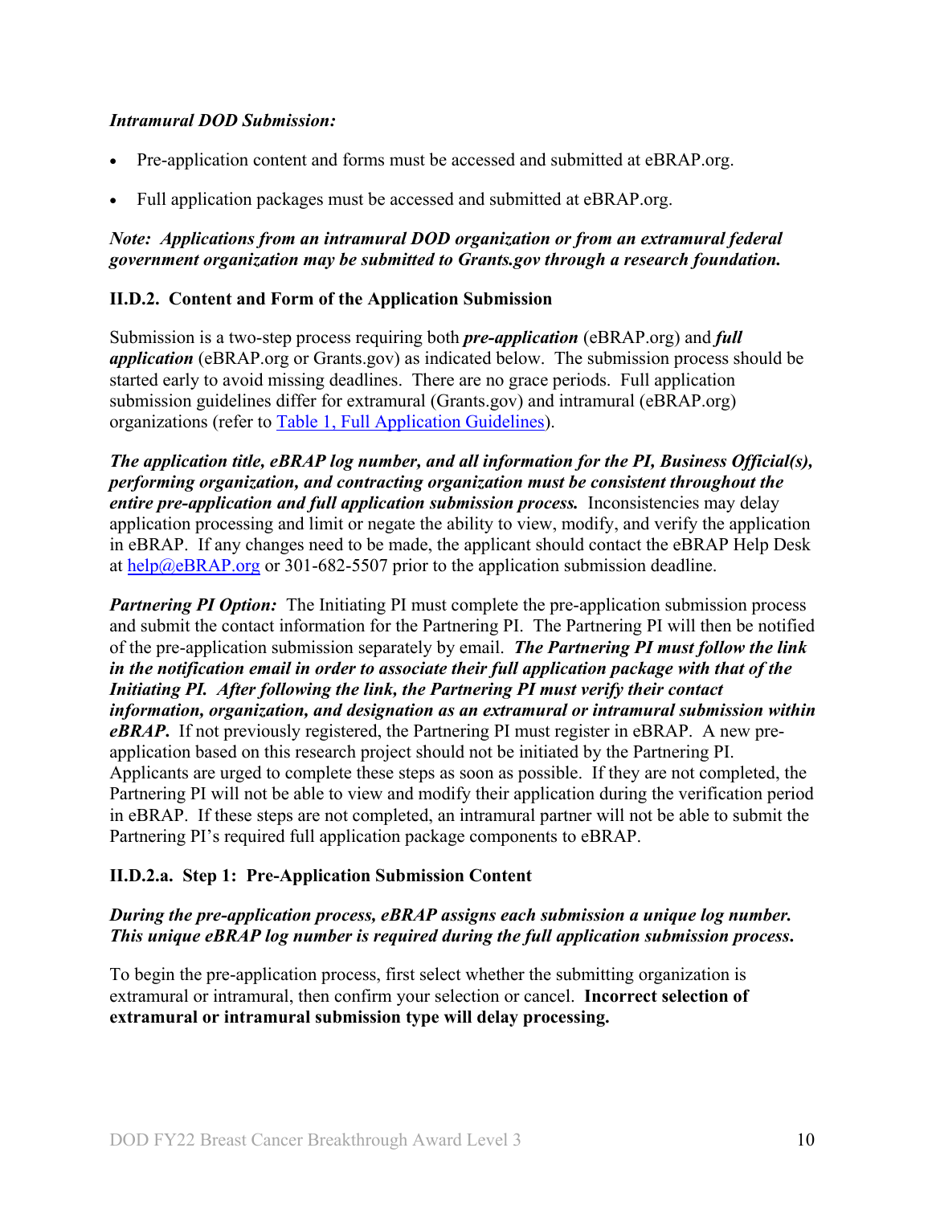***Intramural DOD Submission:***

- Pre-application content and forms must be accessed and submitted at eBRAP.org.
- Full application packages must be accessed and submitted at eBRAP.org.

***Note: Applications from an intramural DOD organization or from an extramural federal government organization may be submitted to Grants.gov through a research foundation.***

### II.D.2. Content and Form of the Application Submission

Submission is a two-step process requiring both ***pre-application*** (eBRAP.org) and ***full application*** (eBRAP.org or Grants.gov) as indicated below. The submission process should be started early to avoid missing deadlines. There are no grace periods. Full application submission guidelines differ for extramural (Grants.gov) and intramural (eBRAP.org) organizations (refer to [Table 1, Full Application Guidelines](#)).

***The application title, eBRAP log number, and all information for the PI, Business Official(s), performing organization, and contracting organization must be consistent throughout the entire pre-application and full application submission process.*** Inconsistencies may delay application processing and limit or negate the ability to view, modify, and verify the application in eBRAP. If any changes need to be made, the applicant should contact the eBRAP Help Desk at [help@eBRAP.org](mailto:help@eBRAP.org) or 301-682-5507 prior to the application submission deadline.

***Partnering PI Option:*** The Initiating PI must complete the pre-application submission process and submit the contact information for the Partnering PI. The Partnering PI will then be notified of the pre-application submission separately by email. ***The Partnering PI must follow the link in the notification email in order to associate their full application package with that of the Initiating PI. After following the link, the Partnering PI must verify their contact information, organization, and designation as an extramural or intramural submission within eBRAP.*** If not previously registered, the Partnering PI must register in eBRAP. A new pre-application based on this research project should not be initiated by the Partnering PI. Applicants are urged to complete these steps as soon as possible. If they are not completed, the Partnering PI will not be able to view and modify their application during the verification period in eBRAP. If these steps are not completed, an intramural partner will not be able to submit the Partnering PI's required full application package components to eBRAP.

#### II.D.2.a. Step 1: Pre-Application Submission Content

***During the pre-application process, eBRAP assigns each submission a unique log number. This unique eBRAP log number is required during the full application submission process.***

To begin the pre-application process, first select whether the submitting organization is extramural or intramural, then confirm your selection or cancel. **Incorrect selection of extramural or intramural submission type will delay processing.**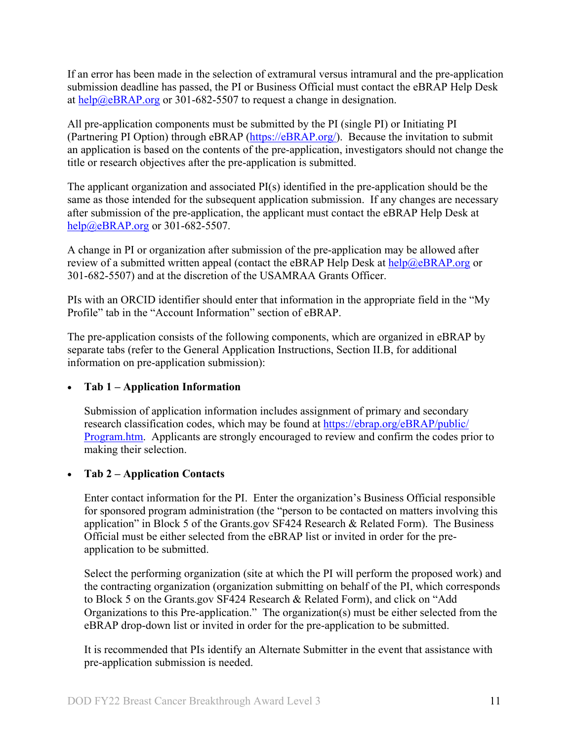If an error has been made in the selection of extramural versus intramural and the pre-application submission deadline has passed, the PI or Business Official must contact the eBRAP Help Desk at help@eBRAP.org or 301-682-5507 to request a change in designation.

All pre-application components must be submitted by the PI (single PI) or Initiating PI (Partnering PI Option) through eBRAP (https://eBRAP.org/). Because the invitation to submit an application is based on the contents of the pre-application, investigators should not change the title or research objectives after the pre-application is submitted.

The applicant organization and associated PI(s) identified in the pre-application should be the same as those intended for the subsequent application submission. If any changes are necessary after submission of the pre-application, the applicant must contact the eBRAP Help Desk at help@eBRAP.org or 301-682-5507.

A change in PI or organization after submission of the pre-application may be allowed after review of a submitted written appeal (contact the eBRAP Help Desk at help@eBRAP.org or 301-682-5507) and at the discretion of the USAMRAA Grants Officer.

PIs with an ORCID identifier should enter that information in the appropriate field in the "My Profile" tab in the "Account Information" section of eBRAP.

The pre-application consists of the following components, which are organized in eBRAP by separate tabs (refer to the General Application Instructions, Section II.B, for additional information on pre-application submission):

- **Tab 1 – Application Information**

  Submission of application information includes assignment of primary and secondary research classification codes, which may be found at https://ebrap.org/eBRAP/public/Program.htm. Applicants are strongly encouraged to review and confirm the codes prior to making their selection.

- **Tab 2 – Application Contacts**

  Enter contact information for the PI. Enter the organization's Business Official responsible for sponsored program administration (the "person to be contacted on matters involving this application" in Block 5 of the Grants.gov SF424 Research & Related Form). The Business Official must be either selected from the eBRAP list or invited in order for the pre-application to be submitted.

  Select the performing organization (site at which the PI will perform the proposed work) and the contracting organization (organization submitting on behalf of the PI, which corresponds to Block 5 on the Grants.gov SF424 Research & Related Form), and click on "Add Organizations to this Pre-application." The organization(s) must be either selected from the eBRAP drop-down list or invited in order for the pre-application to be submitted.

  It is recommended that PIs identify an Alternate Submitter in the event that assistance with pre-application submission is needed.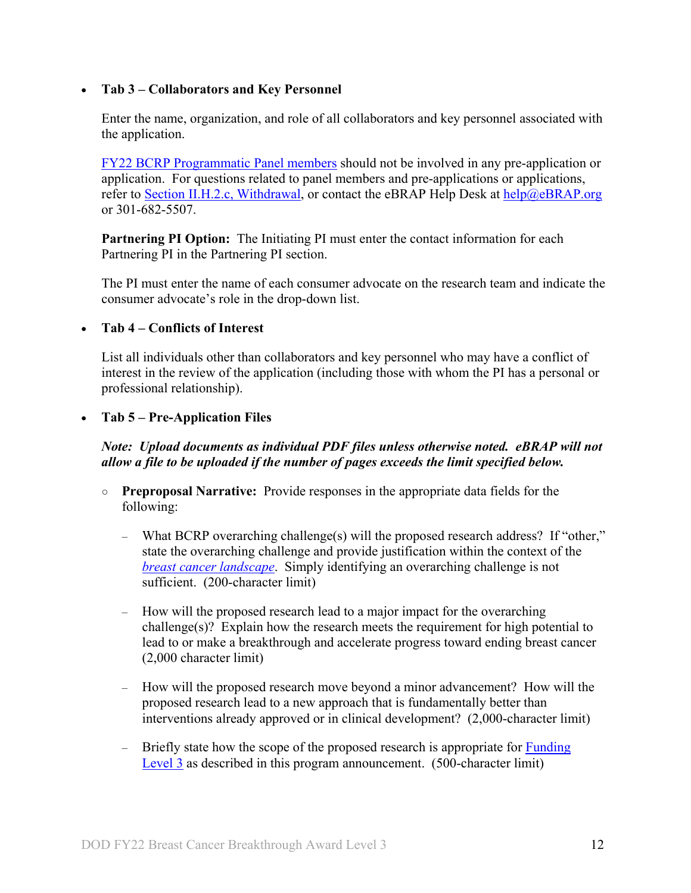- **Tab 3 – Collaborators and Key Personnel**

  Enter the name, organization, and role of all collaborators and key personnel associated with the application.

  FY22 BCRP Programmatic Panel members should not be involved in any pre-application or application. For questions related to panel members and pre-applications or applications, refer to Section II.H.2.c, Withdrawal, or contact the eBRAP Help Desk at help@eBRAP.org or 301-682-5507.

  **Partnering PI Option:** The Initiating PI must enter the contact information for each Partnering PI in the Partnering PI section.

  The PI must enter the name of each consumer advocate on the research team and indicate the consumer advocate's role in the drop-down list.

- **Tab 4 – Conflicts of Interest**

  List all individuals other than collaborators and key personnel who may have a conflict of interest in the review of the application (including those with whom the PI has a personal or professional relationship).

- **Tab 5 – Pre-Application Files**

  ***Note: Upload documents as individual PDF files unless otherwise noted. eBRAP will not allow a file to be uploaded if the number of pages exceeds the limit specified below.***

  - **Preproposal Narrative:** Provide responses in the appropriate data fields for the following:

    - What BCRP overarching challenge(s) will the proposed research address? If "other," state the overarching challenge and provide justification within the context of the *breast cancer landscape*. Simply identifying an overarching challenge is not sufficient. (200-character limit)

    - How will the proposed research lead to a major impact for the overarching challenge(s)? Explain how the research meets the requirement for high potential to lead to or make a breakthrough and accelerate progress toward ending breast cancer (2,000 character limit)

    - How will the proposed research move beyond a minor advancement? How will the proposed research lead to a new approach that is fundamentally better than interventions already approved or in clinical development? (2,000-character limit)

    - Briefly state how the scope of the proposed research is appropriate for Funding Level 3 as described in this program announcement. (500-character limit)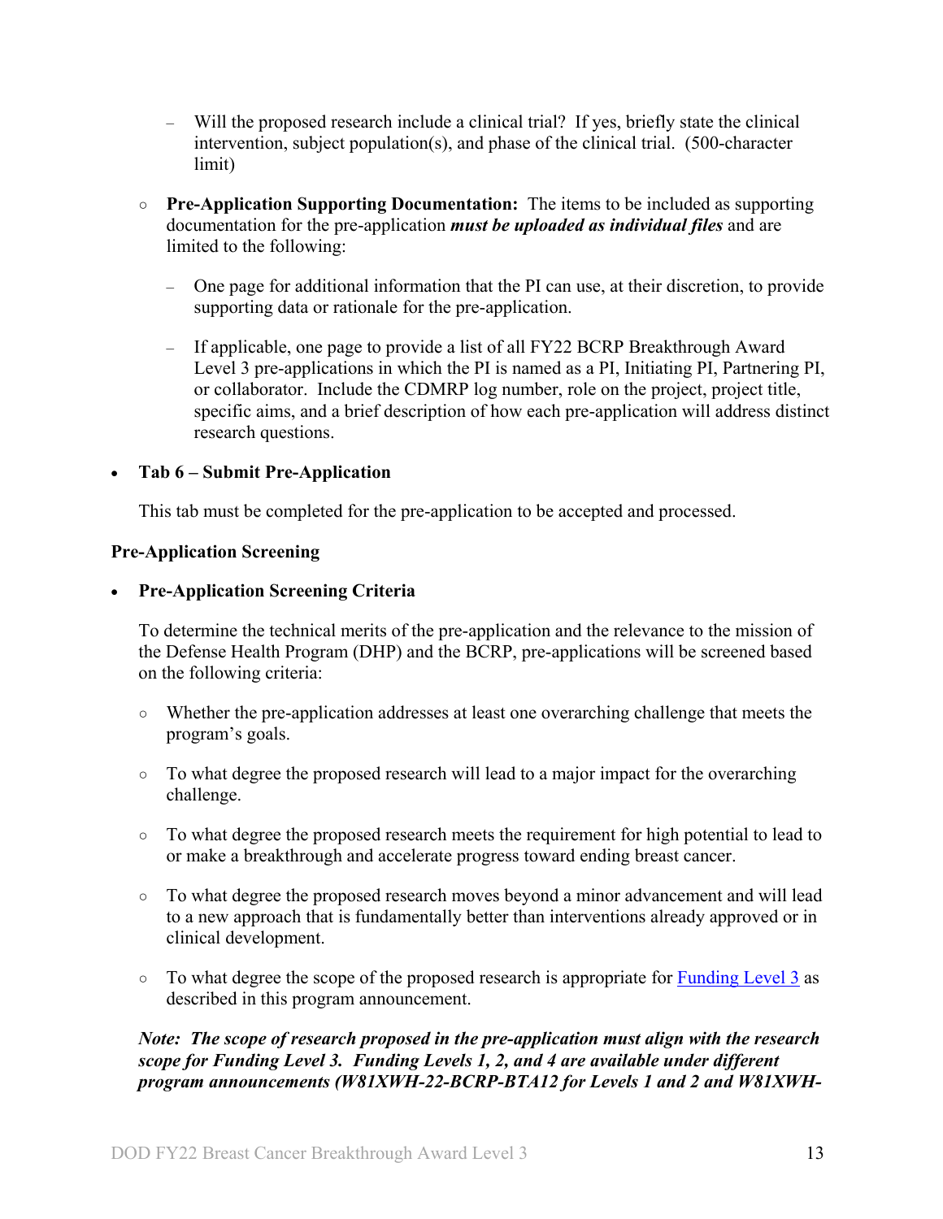- Will the proposed research include a clinical trial? If yes, briefly state the clinical intervention, subject population(s), and phase of the clinical trial. (500-character limit)

- **Pre-Application Supporting Documentation:** The items to be included as supporting documentation for the pre-application ***must be uploaded as individual files*** and are limited to the following:

    - One page for additional information that the PI can use, at their discretion, to provide supporting data or rationale for the pre-application.

    - If applicable, one page to provide a list of all FY22 BCRP Breakthrough Award Level 3 pre-applications in which the PI is named as a PI, Initiating PI, Partnering PI, or collaborator. Include the CDMRP log number, role on the project, project title, specific aims, and a brief description of how each pre-application will address distinct research questions.

- **Tab 6 – Submit Pre-Application**

  This tab must be completed for the pre-application to be accepted and processed.

**Pre-Application Screening**

- **Pre-Application Screening Criteria**

  To determine the technical merits of the pre-application and the relevance to the mission of the Defense Health Program (DHP) and the BCRP, pre-applications will be screened based on the following criteria:

    - Whether the pre-application addresses at least one overarching challenge that meets the program's goals.

    - To what degree the proposed research will lead to a major impact for the overarching challenge.

    - To what degree the proposed research meets the requirement for high potential to lead to or make a breakthrough and accelerate progress toward ending breast cancer.

    - To what degree the proposed research moves beyond a minor advancement and will lead to a new approach that is fundamentally better than interventions already approved or in clinical development.

    - To what degree the scope of the proposed research is appropriate for Funding Level 3 as described in this program announcement.

  ***Note: The scope of research proposed in the pre-application must align with the research scope for Funding Level 3. Funding Levels 1, 2, and 4 are available under different program announcements (W81XWH-22-BCRP-BTA12 for Levels 1 and 2 and W81XWH-***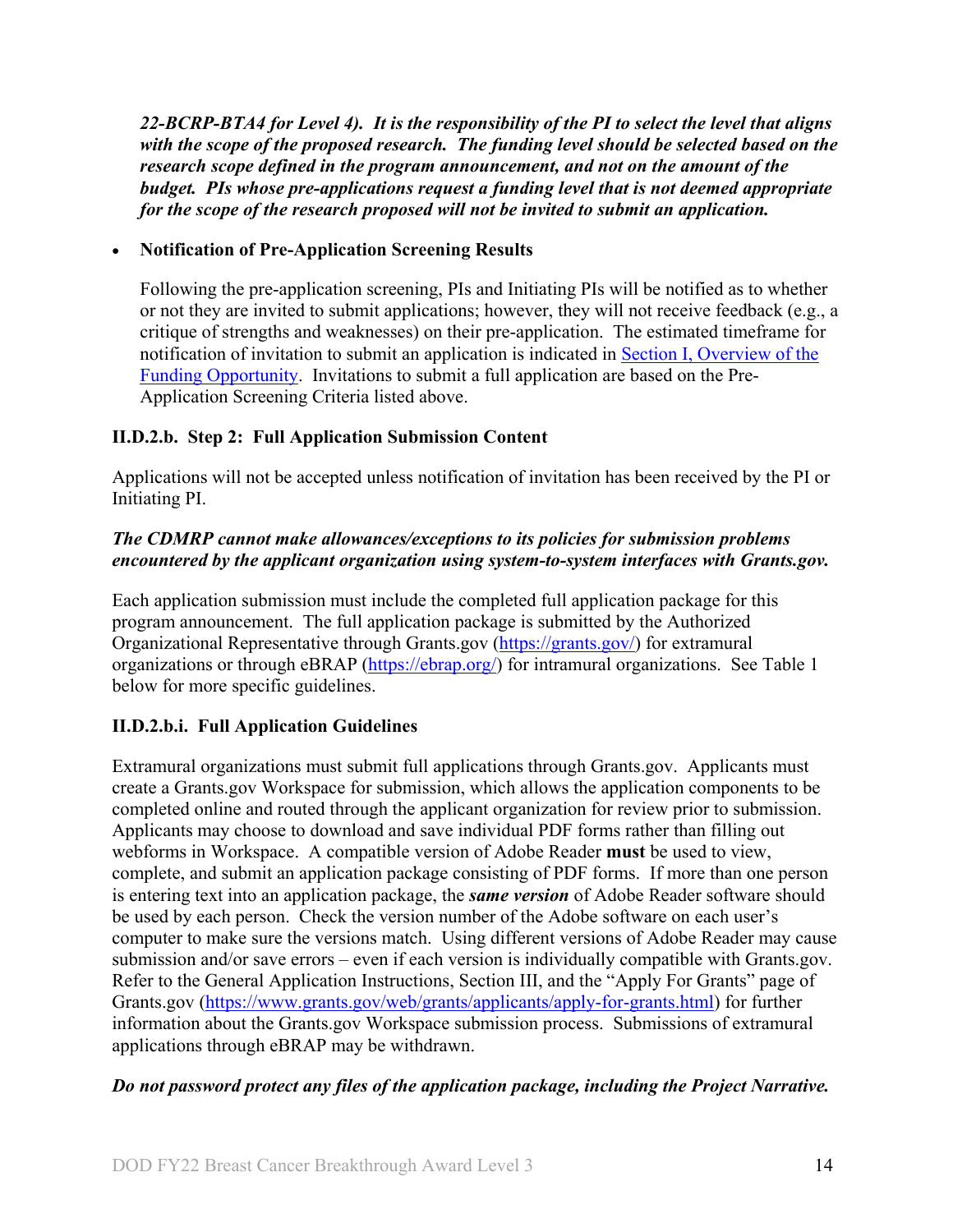***22-BCRP-BTA4 for Level 4). It is the responsibility of the PI to select the level that aligns with the scope of the proposed research. The funding level should be selected based on the research scope defined in the program announcement, and not on the amount of the budget. PIs whose pre-applications request a funding level that is not deemed appropriate for the scope of the research proposed will not be invited to submit an application.***

- **Notification of Pre-Application Screening Results**

  Following the pre-application screening, PIs and Initiating PIs will be notified as to whether or not they are invited to submit applications; however, they will not receive feedback (e.g., a critique of strengths and weaknesses) on their pre-application. The estimated timeframe for notification of invitation to submit an application is indicated in [Section I, Overview of the Funding Opportunity](). Invitations to submit a full application are based on the Pre-Application Screening Criteria listed above.

### II.D.2.b. Step 2: Full Application Submission Content

Applications will not be accepted unless notification of invitation has been received by the PI or Initiating PI.

***The CDMRP cannot make allowances/exceptions to its policies for submission problems encountered by the applicant organization using system-to-system interfaces with Grants.gov.***

Each application submission must include the completed full application package for this program announcement. The full application package is submitted by the Authorized Organizational Representative through Grants.gov ([https://grants.gov/](https://grants.gov/)) for extramural organizations or through eBRAP ([https://ebrap.org/](https://ebrap.org/)) for intramural organizations. See Table 1 below for more specific guidelines.

### II.D.2.b.i. Full Application Guidelines

Extramural organizations must submit full applications through Grants.gov. Applicants must create a Grants.gov Workspace for submission, which allows the application components to be completed online and routed through the applicant organization for review prior to submission. Applicants may choose to download and save individual PDF forms rather than filling out webforms in Workspace. A compatible version of Adobe Reader **must** be used to view, complete, and submit an application package consisting of PDF forms. If more than one person is entering text into an application package, the ***same version*** of Adobe Reader software should be used by each person. Check the version number of the Adobe software on each user's computer to make sure the versions match. Using different versions of Adobe Reader may cause submission and/or save errors – even if each version is individually compatible with Grants.gov. Refer to the General Application Instructions, Section III, and the "Apply For Grants" page of Grants.gov ([https://www.grants.gov/web/grants/applicants/apply-for-grants.html](https://www.grants.gov/web/grants/applicants/apply-for-grants.html)) for further information about the Grants.gov Workspace submission process. Submissions of extramural applications through eBRAP may be withdrawn.

***Do not password protect any files of the application package, including the Project Narrative.***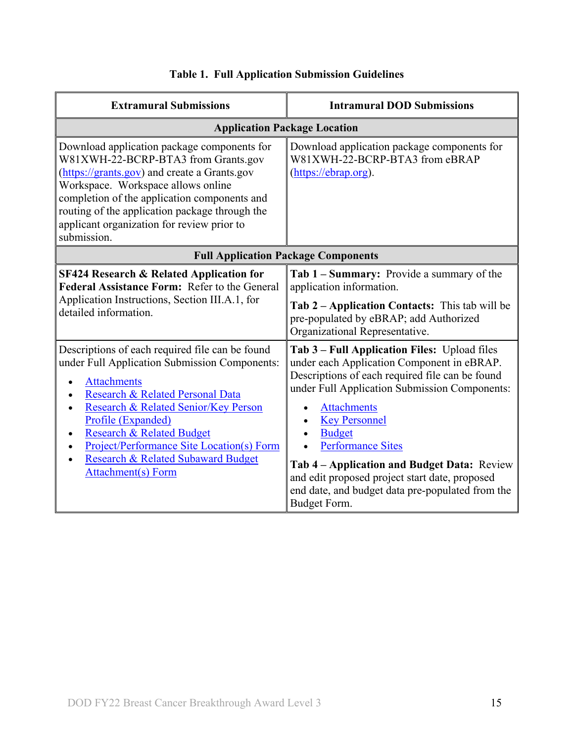**Table 1. Full Application Submission Guidelines**

| Extramural Submissions | Intramural DOD Submissions |
|---|---|
| **Application Package Location** | |
| Download application package components for W81XWH-22-BCRP-BTA3 from Grants.gov (https://grants.gov) and create a Grants.gov Workspace. Workspace allows online completion of the application components and routing of the application package through the applicant organization for review prior to submission. | Download application package components for W81XWH-22-BCRP-BTA3 from eBRAP (https://ebrap.org). |
| **Full Application Package Components** | |
| **SF424 Research & Related Application for Federal Assistance Form:** Refer to the General Application Instructions, Section III.A.1, for detailed information. | **Tab 1 – Summary:** Provide a summary of the application information.<br><br>**Tab 2 – Application Contacts:** This tab will be pre-populated by eBRAP; add Authorized Organizational Representative. |
| Descriptions of each required file can be found under Full Application Submission Components:<br>• Attachments<br>• Research & Related Personal Data<br>• Research & Related Senior/Key Person Profile (Expanded)<br>• Research & Related Budget<br>• Project/Performance Site Location(s) Form<br>• Research & Related Subaward Budget Attachment(s) Form | **Tab 3 – Full Application Files:** Upload files under each Application Component in eBRAP. Descriptions of each required file can be found under Full Application Submission Components:<br>• Attachments<br>• Key Personnel<br>• Budget<br>• Performance Sites<br><br>**Tab 4 – Application and Budget Data:** Review and edit proposed project start date, proposed end date, and budget data pre-populated from the Budget Form. |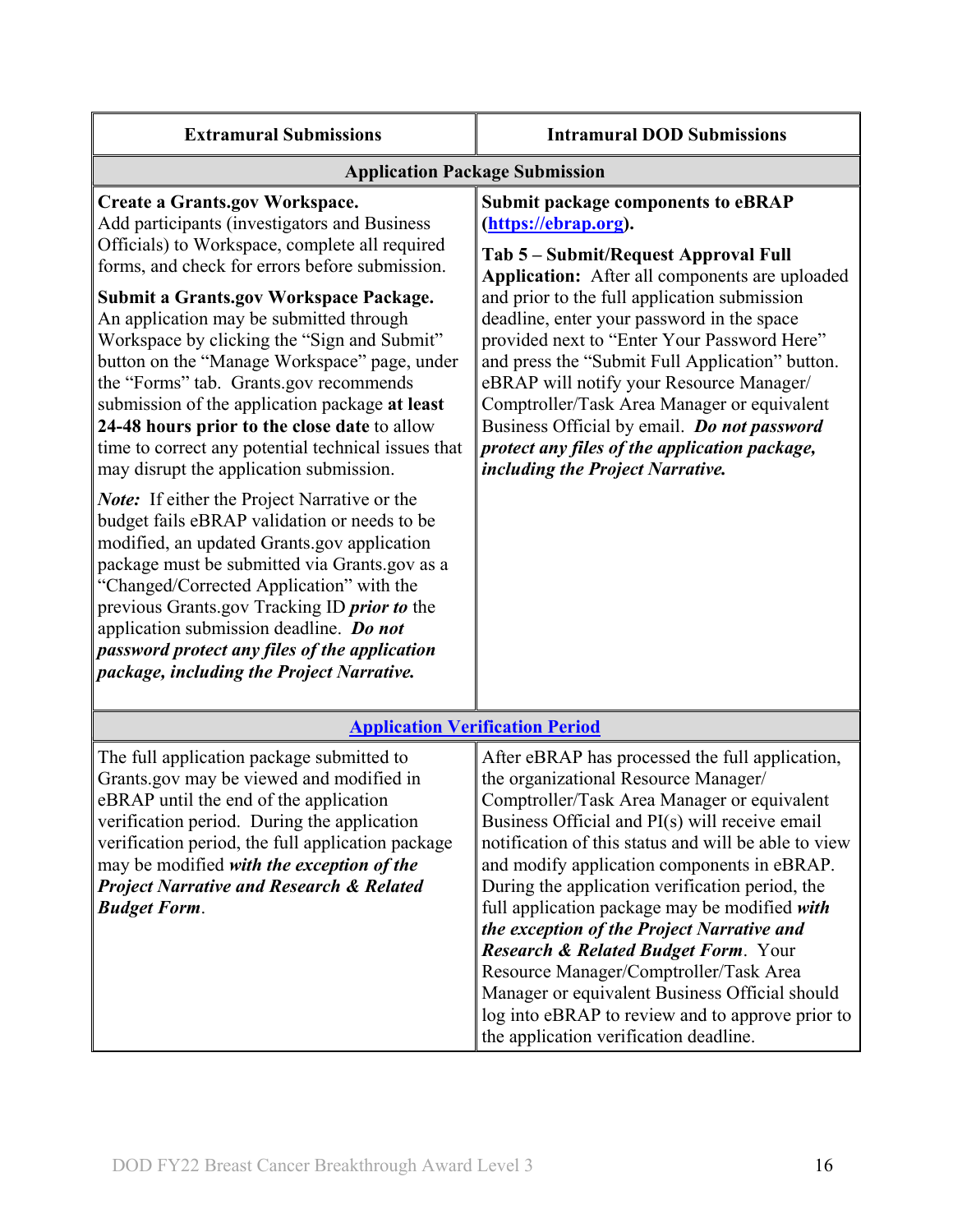| Extramural Submissions | Intramural DOD Submissions |
| --- | --- |
| **Application Package Submission** | |
| **Create a Grants.gov Workspace.** Add participants (investigators and Business Officials) to Workspace, complete all required forms, and check for errors before submission.<br><br>**Submit a Grants.gov Workspace Package.** An application may be submitted through Workspace by clicking the "Sign and Submit" button on the "Manage Workspace" page, under the "Forms" tab. Grants.gov recommends submission of the application package **at least 24-48 hours prior to the close date** to allow time to correct any potential technical issues that may disrupt the application submission.<br><br>***Note:*** If either the Project Narrative or the budget fails eBRAP validation or needs to be modified, an updated Grants.gov application package must be submitted via Grants.gov as a "Changed/Corrected Application" with the previous Grants.gov Tracking ID ***prior to*** the application submission deadline. ***Do not password protect any files of the application package, including the Project Narrative.*** | **Submit package components to eBRAP ([https://ebrap.org](https://ebrap.org)).**<br><br>**Tab 5 – Submit/Request Approval Full Application:** After all components are uploaded and prior to the full application submission deadline, enter your password in the space provided next to "Enter Your Password Here" and press the "Submit Full Application" button. eBRAP will notify your Resource Manager/ Comptroller/Task Area Manager or equivalent Business Official by email. ***Do not password protect any files of the application package, including the Project Narrative.*** |
| **Application Verification Period** | |
| The full application package submitted to Grants.gov may be viewed and modified in eBRAP until the end of the application verification period. During the application verification period, the full application package may be modified ***with the exception of the Project Narrative and Research & Related Budget Form***. | After eBRAP has processed the full application, the organizational Resource Manager/ Comptroller/Task Area Manager or equivalent Business Official and PI(s) will receive email notification of this status and will be able to view and modify application components in eBRAP. During the application verification period, the full application package may be modified ***with the exception of the Project Narrative and Research & Related Budget Form***. Your Resource Manager/Comptroller/Task Area Manager or equivalent Business Official should log into eBRAP to review and to approve prior to the application verification deadline. |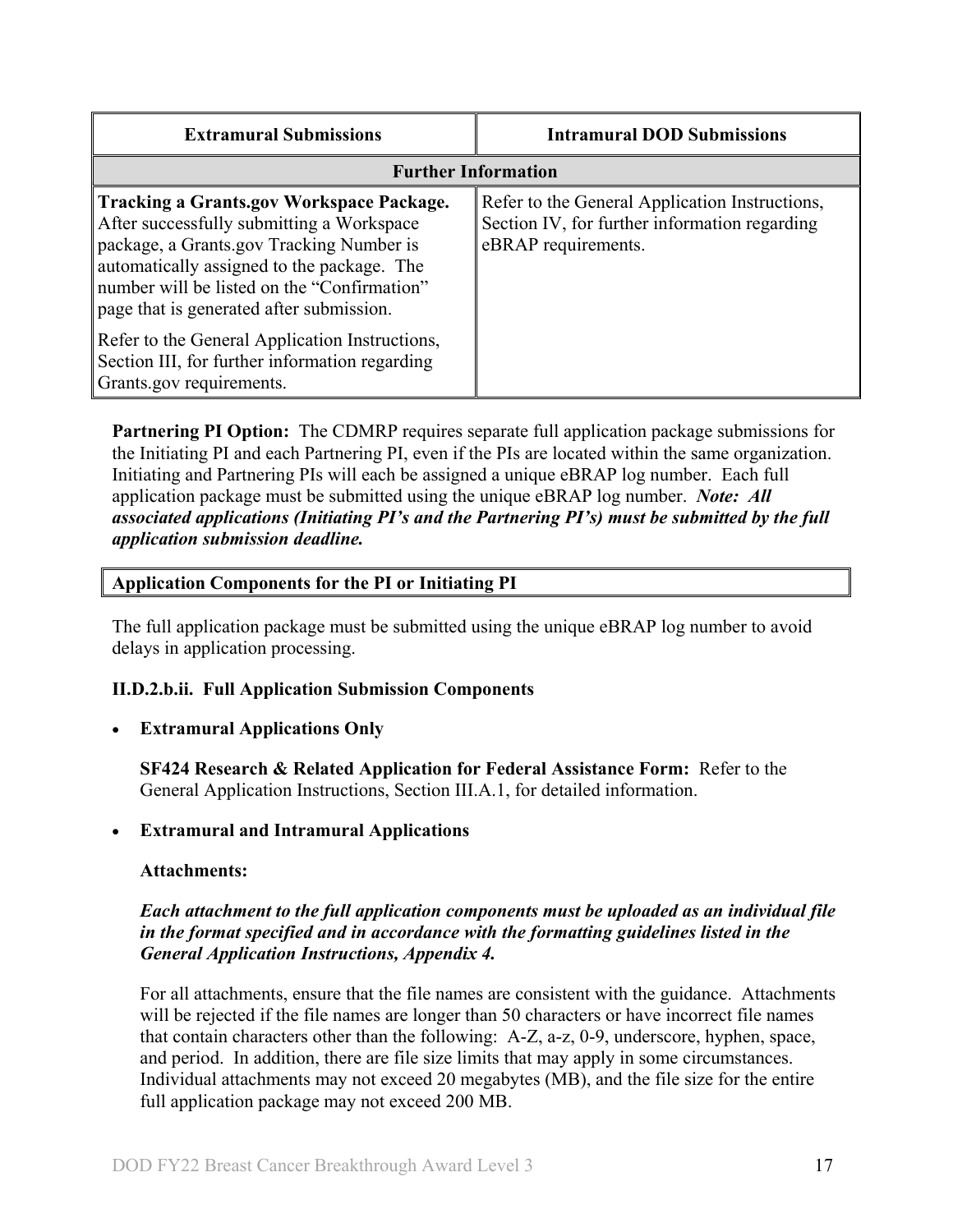| Extramural Submissions | Intramural DOD Submissions |
|---|---|
| **Further Information** | |
| **Tracking a Grants.gov Workspace Package.** After successfully submitting a Workspace package, a Grants.gov Tracking Number is automatically assigned to the package. The number will be listed on the "Confirmation" page that is generated after submission.<br><br>Refer to the General Application Instructions, Section III, for further information regarding Grants.gov requirements. | Refer to the General Application Instructions, Section IV, for further information regarding eBRAP requirements. |

**Partnering PI Option:** The CDMRP requires separate full application package submissions for the Initiating PI and each Partnering PI, even if the PIs are located within the same organization. Initiating and Partnering PIs will each be assigned a unique eBRAP log number. Each full application package must be submitted using the unique eBRAP log number. ***Note: All associated applications (Initiating PI's and the Partnering PI's) must be submitted by the full application submission deadline.***

**Application Components for the PI or Initiating PI**

The full application package must be submitted using the unique eBRAP log number to avoid delays in application processing.

**II.D.2.b.ii. Full Application Submission Components**

- **Extramural Applications Only**

  **SF424 Research & Related Application for Federal Assistance Form:** Refer to the General Application Instructions, Section III.A.1, for detailed information.

- **Extramural and Intramural Applications**

  **Attachments:**

  ***Each attachment to the full application components must be uploaded as an individual file in the format specified and in accordance with the formatting guidelines listed in the General Application Instructions, Appendix 4.***

  For all attachments, ensure that the file names are consistent with the guidance. Attachments will be rejected if the file names are longer than 50 characters or have incorrect file names that contain characters other than the following: A-Z, a-z, 0-9, underscore, hyphen, space, and period. In addition, there are file size limits that may apply in some circumstances. Individual attachments may not exceed 20 megabytes (MB), and the file size for the entire full application package may not exceed 200 MB.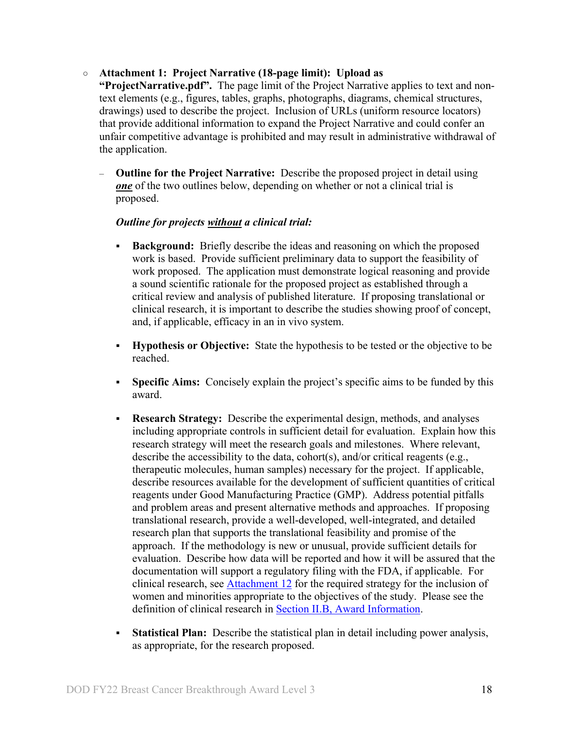- **Attachment 1: Project Narrative (18-page limit): Upload as "ProjectNarrative.pdf".** The page limit of the Project Narrative applies to text and non-text elements (e.g., figures, tables, graphs, photographs, diagrams, chemical structures, drawings) used to describe the project. Inclusion of URLs (uniform resource locators) that provide additional information to expand the Project Narrative and could confer an unfair competitive advantage is prohibited and may result in administrative withdrawal of the application.

  - **Outline for the Project Narrative:** Describe the proposed project in detail using ***one*** of the two outlines below, depending on whether or not a clinical trial is proposed.

    ***Outline for projects without a clinical trial:***

    - **Background:** Briefly describe the ideas and reasoning on which the proposed work is based. Provide sufficient preliminary data to support the feasibility of work proposed. The application must demonstrate logical reasoning and provide a sound scientific rationale for the proposed project as established through a critical review and analysis of published literature. If proposing translational or clinical research, it is important to describe the studies showing proof of concept, and, if applicable, efficacy in an in vivo system.

    - **Hypothesis or Objective:** State the hypothesis to be tested or the objective to be reached.

    - **Specific Aims:** Concisely explain the project's specific aims to be funded by this award.

    - **Research Strategy:** Describe the experimental design, methods, and analyses including appropriate controls in sufficient detail for evaluation. Explain how this research strategy will meet the research goals and milestones. Where relevant, describe the accessibility to the data, cohort(s), and/or critical reagents (e.g., therapeutic molecules, human samples) necessary for the project. If applicable, describe resources available for the development of sufficient quantities of critical reagents under Good Manufacturing Practice (GMP). Address potential pitfalls and problem areas and present alternative methods and approaches. If proposing translational research, provide a well-developed, well-integrated, and detailed research plan that supports the translational feasibility and promise of the approach. If the methodology is new or unusual, provide sufficient details for evaluation. Describe how data will be reported and how it will be assured that the documentation will support a regulatory filing with the FDA, if applicable. For clinical research, see Attachment 12 for the required strategy for the inclusion of women and minorities appropriate to the objectives of the study. Please see the definition of clinical research in Section II.B, Award Information.

    - **Statistical Plan:** Describe the statistical plan in detail including power analysis, as appropriate, for the research proposed.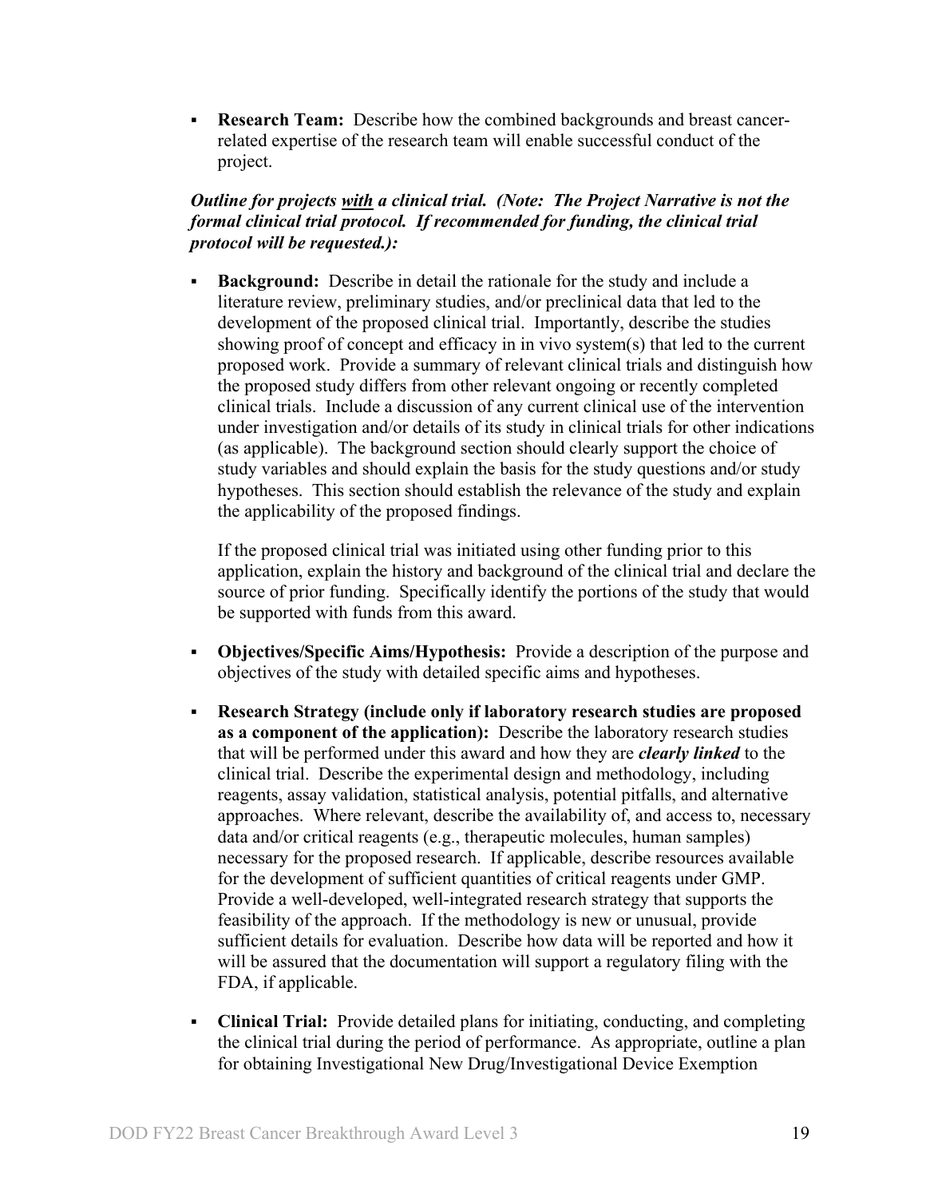- **Research Team:** Describe how the combined backgrounds and breast cancer-related expertise of the research team will enable successful conduct of the project.

***Outline for projects <u>with</u> a clinical trial. (Note: The Project Narrative is not the formal clinical trial protocol. If recommended for funding, the clinical trial protocol will be requested.):***

- **Background:** Describe in detail the rationale for the study and include a literature review, preliminary studies, and/or preclinical data that led to the development of the proposed clinical trial. Importantly, describe the studies showing proof of concept and efficacy in in vivo system(s) that led to the current proposed work. Provide a summary of relevant clinical trials and distinguish how the proposed study differs from other relevant ongoing or recently completed clinical trials. Include a discussion of any current clinical use of the intervention under investigation and/or details of its study in clinical trials for other indications (as applicable). The background section should clearly support the choice of study variables and should explain the basis for the study questions and/or study hypotheses. This section should establish the relevance of the study and explain the applicability of the proposed findings.

  If the proposed clinical trial was initiated using other funding prior to this application, explain the history and background of the clinical trial and declare the source of prior funding. Specifically identify the portions of the study that would be supported with funds from this award.

- **Objectives/Specific Aims/Hypothesis:** Provide a description of the purpose and objectives of the study with detailed specific aims and hypotheses.

- **Research Strategy (include only if laboratory research studies are proposed as a component of the application):** Describe the laboratory research studies that will be performed under this award and how they are ***clearly linked*** to the clinical trial. Describe the experimental design and methodology, including reagents, assay validation, statistical analysis, potential pitfalls, and alternative approaches. Where relevant, describe the availability of, and access to, necessary data and/or critical reagents (e.g., therapeutic molecules, human samples) necessary for the proposed research. If applicable, describe resources available for the development of sufficient quantities of critical reagents under GMP. Provide a well-developed, well-integrated research strategy that supports the feasibility of the approach. If the methodology is new or unusual, provide sufficient details for evaluation. Describe how data will be reported and how it will be assured that the documentation will support a regulatory filing with the FDA, if applicable.

- **Clinical Trial:** Provide detailed plans for initiating, conducting, and completing the clinical trial during the period of performance. As appropriate, outline a plan for obtaining Investigational New Drug/Investigational Device Exemption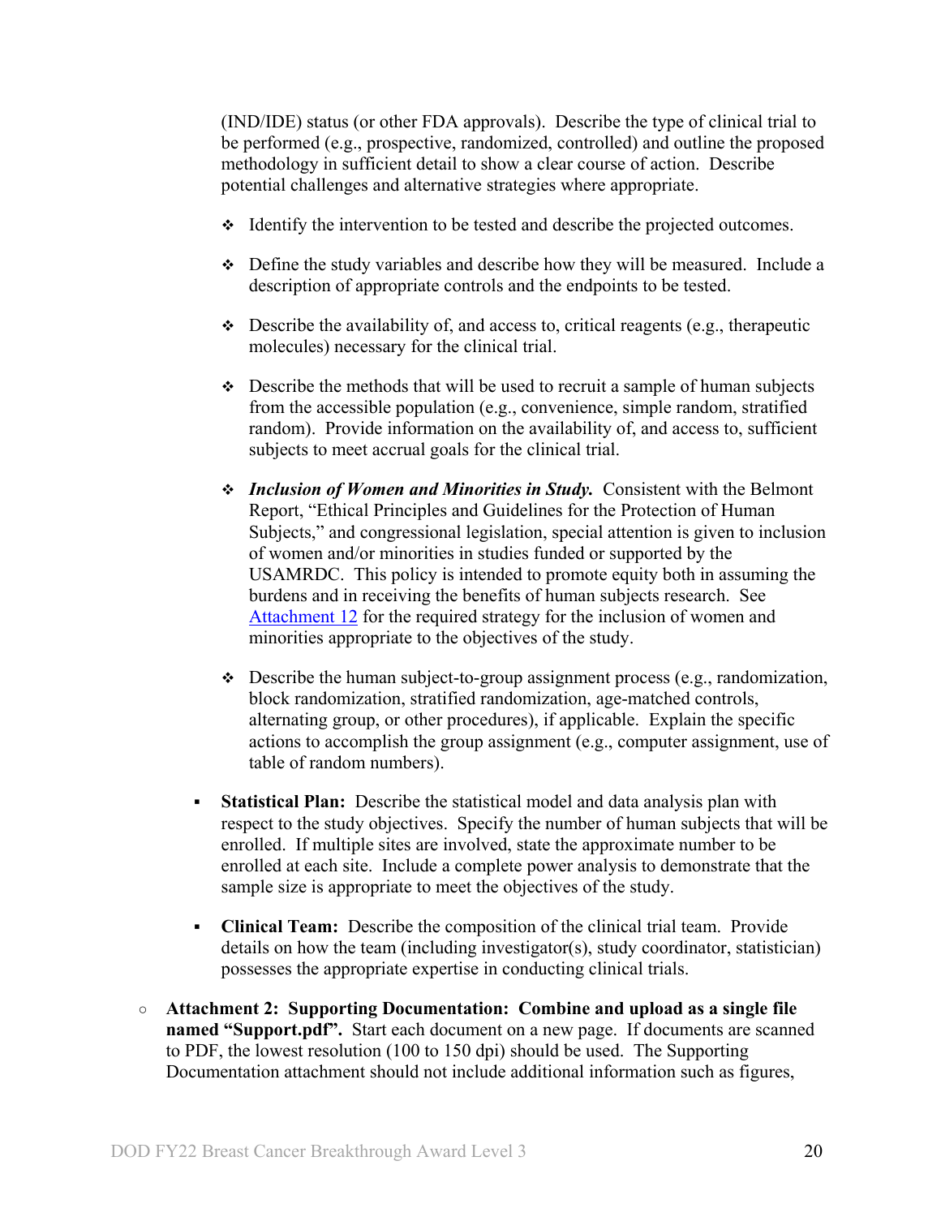(IND/IDE) status (or other FDA approvals). Describe the type of clinical trial to be performed (e.g., prospective, randomized, controlled) and outline the proposed methodology in sufficient detail to show a clear course of action. Describe potential challenges and alternative strategies where appropriate.

- ❖ Identify the intervention to be tested and describe the projected outcomes.
- ❖ Define the study variables and describe how they will be measured. Include a description of appropriate controls and the endpoints to be tested.
- ❖ Describe the availability of, and access to, critical reagents (e.g., therapeutic molecules) necessary for the clinical trial.
- ❖ Describe the methods that will be used to recruit a sample of human subjects from the accessible population (e.g., convenience, simple random, stratified random). Provide information on the availability of, and access to, sufficient subjects to meet accrual goals for the clinical trial.
- ❖ ***Inclusion of Women and Minorities in Study.*** Consistent with the Belmont Report, "Ethical Principles and Guidelines for the Protection of Human Subjects," and congressional legislation, special attention is given to inclusion of women and/or minorities in studies funded or supported by the USAMRDC. This policy is intended to promote equity both in assuming the burdens and in receiving the benefits of human subjects research. See Attachment 12 for the required strategy for the inclusion of women and minorities appropriate to the objectives of the study.
- ❖ Describe the human subject-to-group assignment process (e.g., randomization, block randomization, stratified randomization, age-matched controls, alternating group, or other procedures), if applicable. Explain the specific actions to accomplish the group assignment (e.g., computer assignment, use of table of random numbers).

- **Statistical Plan:** Describe the statistical model and data analysis plan with respect to the study objectives. Specify the number of human subjects that will be enrolled. If multiple sites are involved, state the approximate number to be enrolled at each site. Include a complete power analysis to demonstrate that the sample size is appropriate to meet the objectives of the study.
- **Clinical Team:** Describe the composition of the clinical trial team. Provide details on how the team (including investigator(s), study coordinator, statistician) possesses the appropriate expertise in conducting clinical trials.

○ **Attachment 2: Supporting Documentation: Combine and upload as a single file named "Support.pdf".** Start each document on a new page. If documents are scanned to PDF, the lowest resolution (100 to 150 dpi) should be used. The Supporting Documentation attachment should not include additional information such as figures,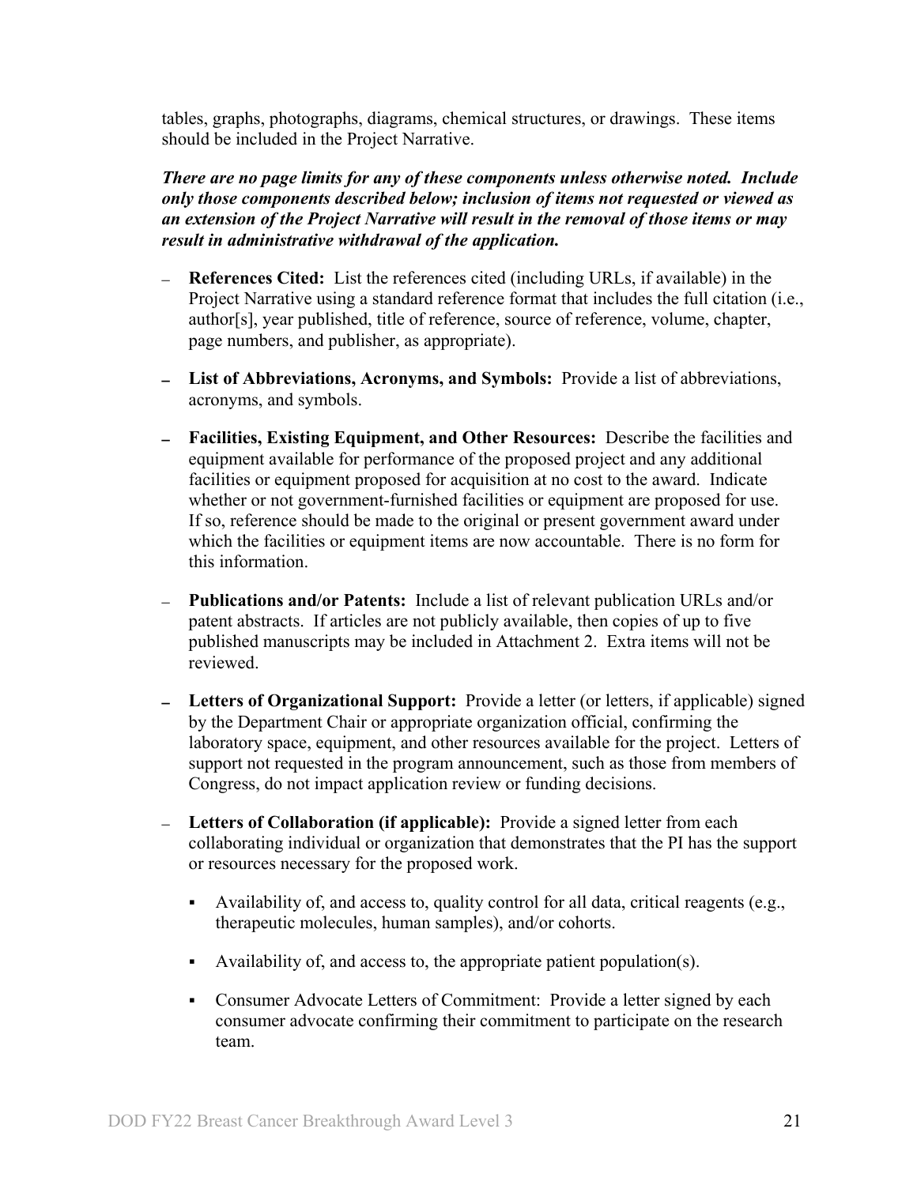tables, graphs, photographs, diagrams, chemical structures, or drawings. These items should be included in the Project Narrative.

***There are no page limits for any of these components unless otherwise noted. Include only those components described below; inclusion of items not requested or viewed as an extension of the Project Narrative will result in the removal of those items or may result in administrative withdrawal of the application.***

- **References Cited:** List the references cited (including URLs, if available) in the Project Narrative using a standard reference format that includes the full citation (i.e., author[s], year published, title of reference, source of reference, volume, chapter, page numbers, and publisher, as appropriate).
- **List of Abbreviations, Acronyms, and Symbols:** Provide a list of abbreviations, acronyms, and symbols.
- **Facilities, Existing Equipment, and Other Resources:** Describe the facilities and equipment available for performance of the proposed project and any additional facilities or equipment proposed for acquisition at no cost to the award. Indicate whether or not government-furnished facilities or equipment are proposed for use. If so, reference should be made to the original or present government award under which the facilities or equipment items are now accountable. There is no form for this information.
- **Publications and/or Patents:** Include a list of relevant publication URLs and/or patent abstracts. If articles are not publicly available, then copies of up to five published manuscripts may be included in Attachment 2. Extra items will not be reviewed.
- **Letters of Organizational Support:** Provide a letter (or letters, if applicable) signed by the Department Chair or appropriate organization official, confirming the laboratory space, equipment, and other resources available for the project. Letters of support not requested in the program announcement, such as those from members of Congress, do not impact application review or funding decisions.
- **Letters of Collaboration (if applicable):** Provide a signed letter from each collaborating individual or organization that demonstrates that the PI has the support or resources necessary for the proposed work.
  - Availability of, and access to, quality control for all data, critical reagents (e.g., therapeutic molecules, human samples), and/or cohorts.
  - Availability of, and access to, the appropriate patient population(s).
  - Consumer Advocate Letters of Commitment: Provide a letter signed by each consumer advocate confirming their commitment to participate on the research team.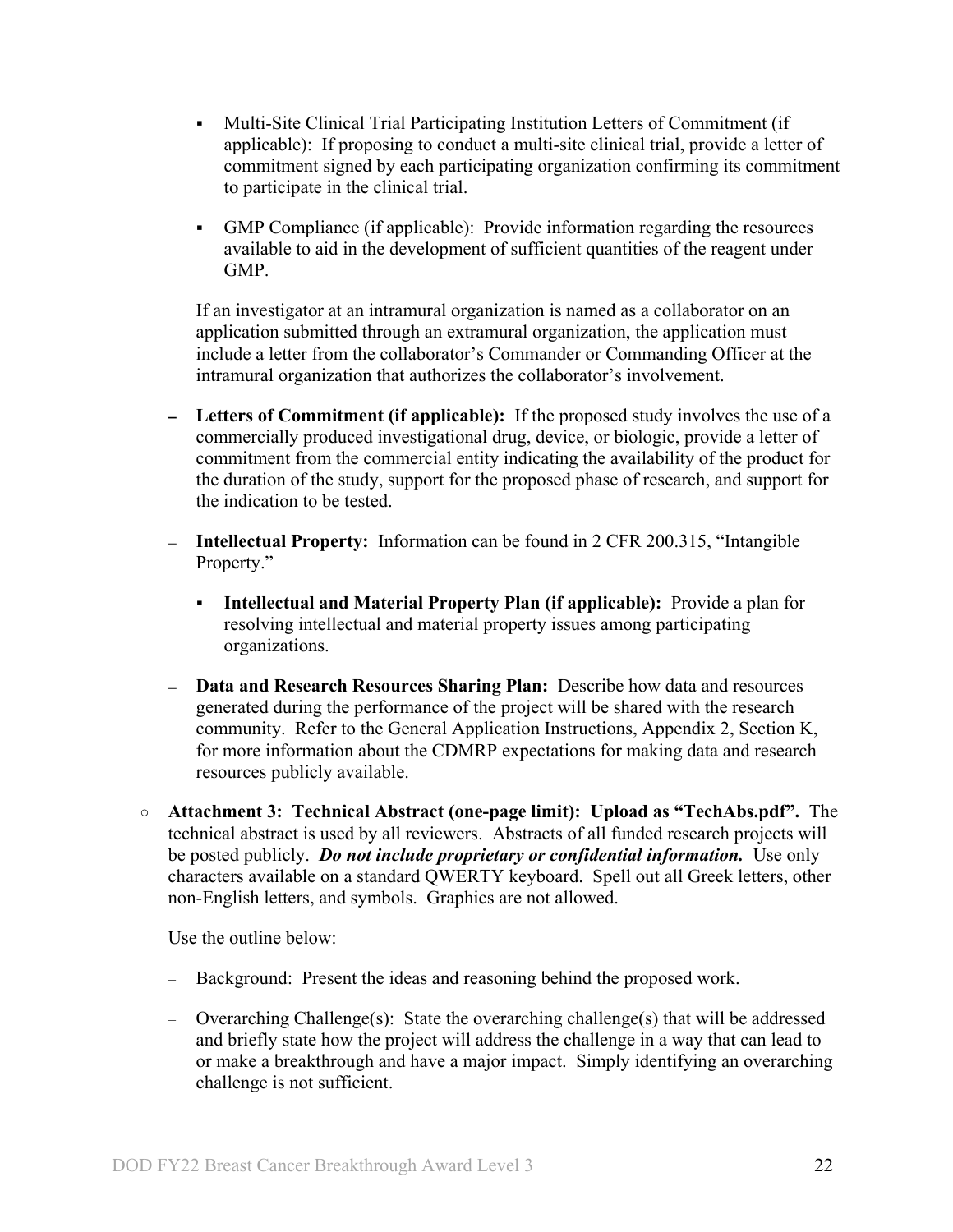- Multi-Site Clinical Trial Participating Institution Letters of Commitment (if applicable): If proposing to conduct a multi-site clinical trial, provide a letter of commitment signed by each participating organization confirming its commitment to participate in the clinical trial.

    - GMP Compliance (if applicable): Provide information regarding the resources available to aid in the development of sufficient quantities of the reagent under GMP.

  If an investigator at an intramural organization is named as a collaborator on an application submitted through an extramural organization, the application must include a letter from the collaborator's Commander or Commanding Officer at the intramural organization that authorizes the collaborator's involvement.

  - **Letters of Commitment (if applicable):** If the proposed study involves the use of a commercially produced investigational drug, device, or biologic, provide a letter of commitment from the commercial entity indicating the availability of the product for the duration of the study, support for the proposed phase of research, and support for the indication to be tested.

  - **Intellectual Property:** Information can be found in 2 CFR 200.315, "Intangible Property."

    - **Intellectual and Material Property Plan (if applicable):** Provide a plan for resolving intellectual and material property issues among participating organizations.

  - **Data and Research Resources Sharing Plan:** Describe how data and resources generated during the performance of the project will be shared with the research community. Refer to the General Application Instructions, Appendix 2, Section K, for more information about the CDMRP expectations for making data and research resources publicly available.

- **Attachment 3: Technical Abstract (one-page limit): Upload as "TechAbs.pdf".** The technical abstract is used by all reviewers. Abstracts of all funded research projects will be posted publicly. ***Do not include proprietary or confidential information.*** Use only characters available on a standard QWERTY keyboard. Spell out all Greek letters, other non-English letters, and symbols. Graphics are not allowed.

  Use the outline below:

  - Background: Present the ideas and reasoning behind the proposed work.

  - Overarching Challenge(s): State the overarching challenge(s) that will be addressed and briefly state how the project will address the challenge in a way that can lead to or make a breakthrough and have a major impact. Simply identifying an overarching challenge is not sufficient.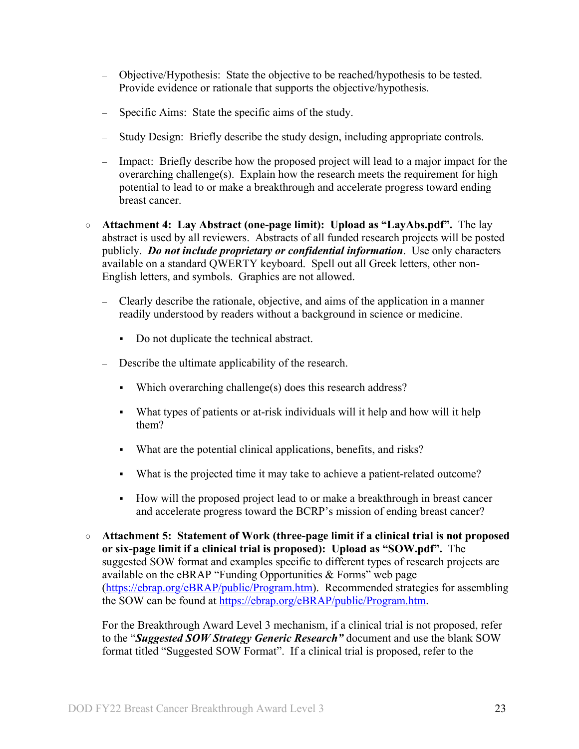- Objective/Hypothesis: State the objective to be reached/hypothesis to be tested. Provide evidence or rationale that supports the objective/hypothesis.
  - Specific Aims: State the specific aims of the study.
  - Study Design: Briefly describe the study design, including appropriate controls.
  - Impact: Briefly describe how the proposed project will lead to a major impact for the overarching challenge(s). Explain how the research meets the requirement for high potential to lead to or make a breakthrough and accelerate progress toward ending breast cancer.

- **Attachment 4: Lay Abstract (one-page limit): Upload as "LayAbs.pdf".** The lay abstract is used by all reviewers. Abstracts of all funded research projects will be posted publicly. ***Do not include proprietary or confidential information***. Use only characters available on a standard QWERTY keyboard. Spell out all Greek letters, other non-English letters, and symbols. Graphics are not allowed.
  - Clearly describe the rationale, objective, and aims of the application in a manner readily understood by readers without a background in science or medicine.
    - Do not duplicate the technical abstract.
  - Describe the ultimate applicability of the research.
    - Which overarching challenge(s) does this research address?
    - What types of patients or at-risk individuals will it help and how will it help them?
    - What are the potential clinical applications, benefits, and risks?
    - What is the projected time it may take to achieve a patient-related outcome?
    - How will the proposed project lead to or make a breakthrough in breast cancer and accelerate progress toward the BCRP's mission of ending breast cancer?

- **Attachment 5: Statement of Work (three-page limit if a clinical trial is not proposed or six-page limit if a clinical trial is proposed): Upload as "SOW.pdf".** The suggested SOW format and examples specific to different types of research projects are available on the eBRAP "Funding Opportunities & Forms" web page (https://ebrap.org/eBRAP/public/Program.htm). Recommended strategies for assembling the SOW can be found at https://ebrap.org/eBRAP/public/Program.htm.

  For the Breakthrough Award Level 3 mechanism, if a clinical trial is not proposed, refer to the "***Suggested SOW Strategy Generic Research"*** document and use the blank SOW format titled "Suggested SOW Format". If a clinical trial is proposed, refer to the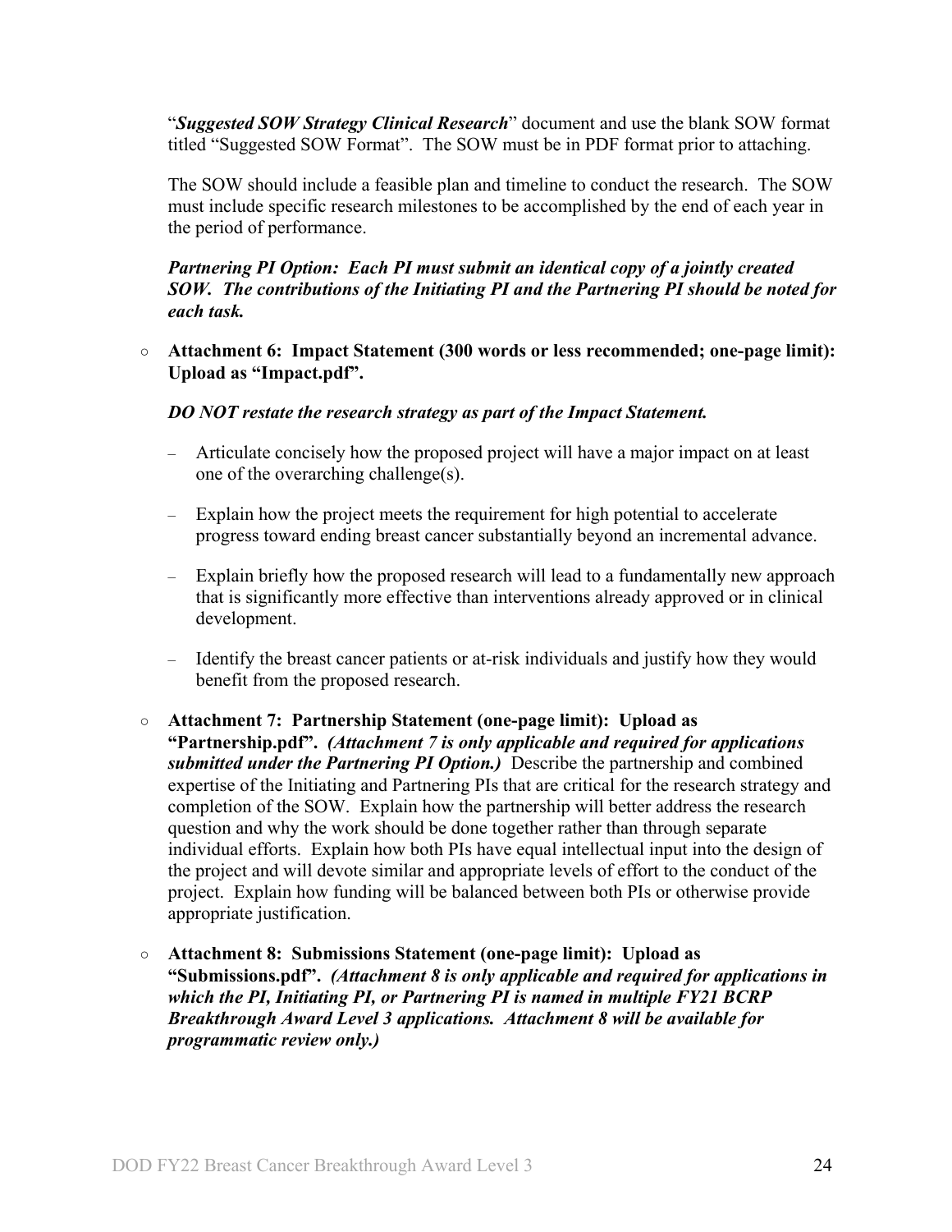"***Suggested SOW Strategy Clinical Research***" document and use the blank SOW format titled "Suggested SOW Format". The SOW must be in PDF format prior to attaching.

The SOW should include a feasible plan and timeline to conduct the research. The SOW must include specific research milestones to be accomplished by the end of each year in the period of performance.

***Partnering PI Option: Each PI must submit an identical copy of a jointly created SOW. The contributions of the Initiating PI and the Partnering PI should be noted for each task.***

- **Attachment 6: Impact Statement (300 words or less recommended; one-page limit): Upload as "Impact.pdf".**

  ***DO NOT restate the research strategy as part of the Impact Statement.***

  - Articulate concisely how the proposed project will have a major impact on at least one of the overarching challenge(s).
  - Explain how the project meets the requirement for high potential to accelerate progress toward ending breast cancer substantially beyond an incremental advance.
  - Explain briefly how the proposed research will lead to a fundamentally new approach that is significantly more effective than interventions already approved or in clinical development.
  - Identify the breast cancer patients or at-risk individuals and justify how they would benefit from the proposed research.

- **Attachment 7: Partnership Statement (one-page limit): Upload as "Partnership.pdf".** ***(Attachment 7 is only applicable and required for applications submitted under the Partnering PI Option.)*** Describe the partnership and combined expertise of the Initiating and Partnering PIs that are critical for the research strategy and completion of the SOW. Explain how the partnership will better address the research question and why the work should be done together rather than through separate individual efforts. Explain how both PIs have equal intellectual input into the design of the project and will devote similar and appropriate levels of effort to the conduct of the project. Explain how funding will be balanced between both PIs or otherwise provide appropriate justification.

- **Attachment 8: Submissions Statement (one-page limit): Upload as "Submissions.pdf".** ***(Attachment 8 is only applicable and required for applications in which the PI, Initiating PI, or Partnering PI is named in multiple FY21 BCRP Breakthrough Award Level 3 applications. Attachment 8 will be available for programmatic review only.)***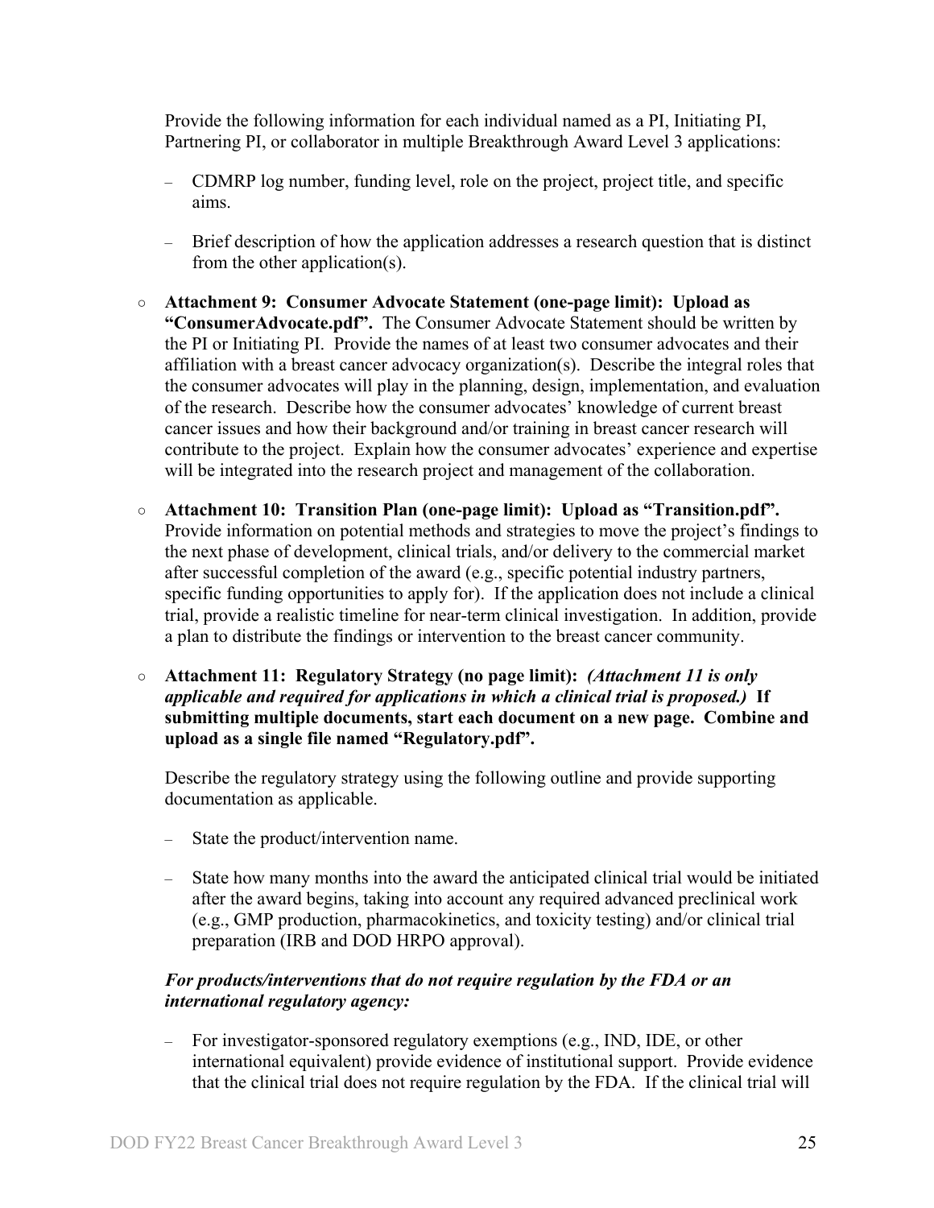Provide the following information for each individual named as a PI, Initiating PI, Partnering PI, or collaborator in multiple Breakthrough Award Level 3 applications:

  - CDMRP log number, funding level, role on the project, project title, and specific aims.
  - Brief description of how the application addresses a research question that is distinct from the other application(s).

- **Attachment 9: Consumer Advocate Statement (one-page limit): Upload as "ConsumerAdvocate.pdf".** The Consumer Advocate Statement should be written by the PI or Initiating PI. Provide the names of at least two consumer advocates and their affiliation with a breast cancer advocacy organization(s). Describe the integral roles that the consumer advocates will play in the planning, design, implementation, and evaluation of the research. Describe how the consumer advocates' knowledge of current breast cancer issues and how their background and/or training in breast cancer research will contribute to the project. Explain how the consumer advocates' experience and expertise will be integrated into the research project and management of the collaboration.

- **Attachment 10: Transition Plan (one-page limit): Upload as "Transition.pdf".** Provide information on potential methods and strategies to move the project's findings to the next phase of development, clinical trials, and/or delivery to the commercial market after successful completion of the award (e.g., specific potential industry partners, specific funding opportunities to apply for). If the application does not include a clinical trial, provide a realistic timeline for near-term clinical investigation. In addition, provide a plan to distribute the findings or intervention to the breast cancer community.

- **Attachment 11: Regulatory Strategy (no page limit):** ***(Attachment 11 is only applicable and required for applications in which a clinical trial is proposed.)*** **If submitting multiple documents, start each document on a new page. Combine and upload as a single file named "Regulatory.pdf".**

  Describe the regulatory strategy using the following outline and provide supporting documentation as applicable.

  - State the product/intervention name.
  - State how many months into the award the anticipated clinical trial would be initiated after the award begins, taking into account any required advanced preclinical work (e.g., GMP production, pharmacokinetics, and toxicity testing) and/or clinical trial preparation (IRB and DOD HRPO approval).

  ***For products/interventions that do not require regulation by the FDA or an international regulatory agency:***

  - For investigator-sponsored regulatory exemptions (e.g., IND, IDE, or other international equivalent) provide evidence of institutional support. Provide evidence that the clinical trial does not require regulation by the FDA. If the clinical trial will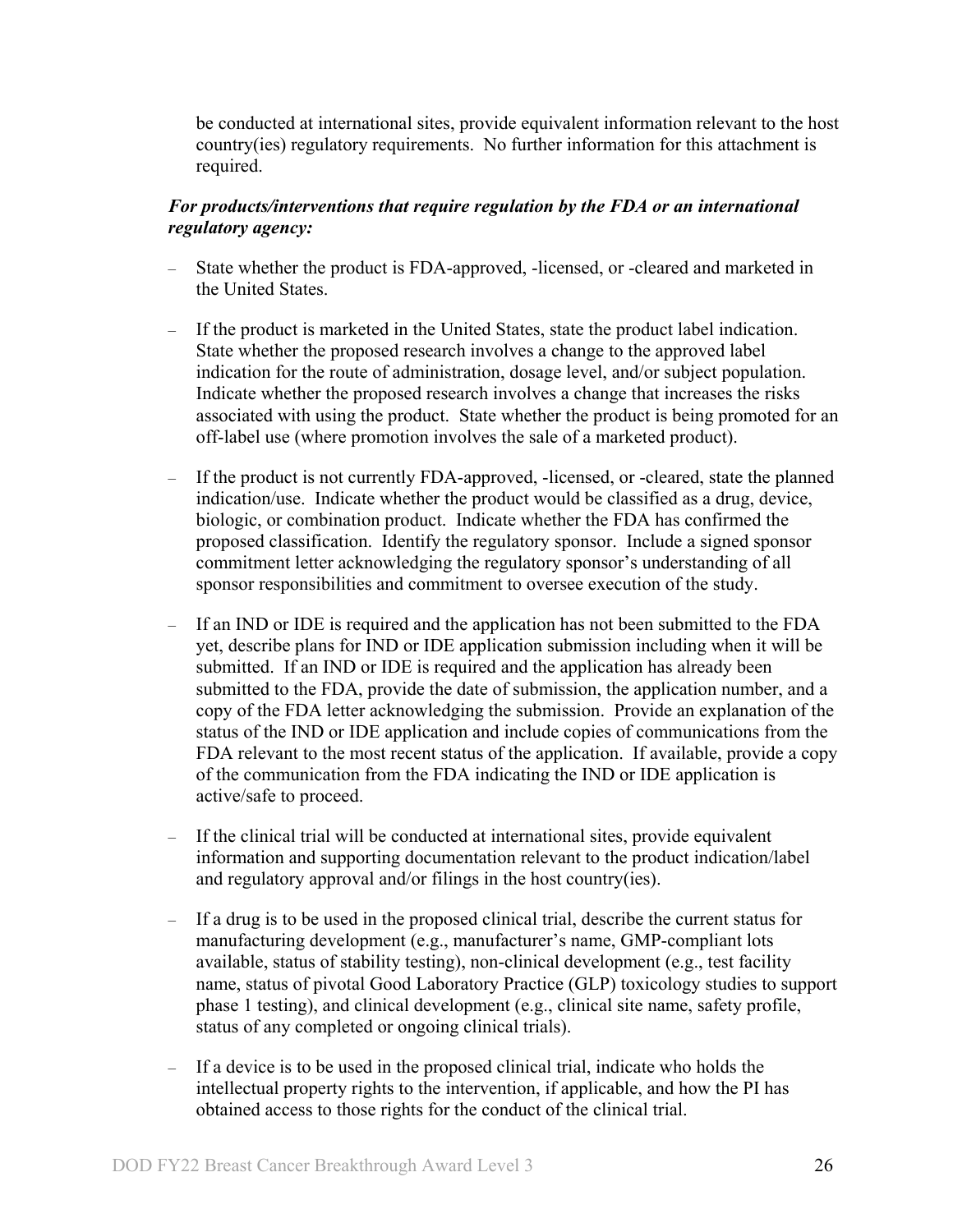be conducted at international sites, provide equivalent information relevant to the host country(ies) regulatory requirements. No further information for this attachment is required.

***For products/interventions that require regulation by the FDA or an international regulatory agency:***

- State whether the product is FDA-approved, -licensed, or -cleared and marketed in the United States.
- If the product is marketed in the United States, state the product label indication. State whether the proposed research involves a change to the approved label indication for the route of administration, dosage level, and/or subject population. Indicate whether the proposed research involves a change that increases the risks associated with using the product. State whether the product is being promoted for an off-label use (where promotion involves the sale of a marketed product).
- If the product is not currently FDA-approved, -licensed, or -cleared, state the planned indication/use. Indicate whether the product would be classified as a drug, device, biologic, or combination product. Indicate whether the FDA has confirmed the proposed classification. Identify the regulatory sponsor. Include a signed sponsor commitment letter acknowledging the regulatory sponsor's understanding of all sponsor responsibilities and commitment to oversee execution of the study.
- If an IND or IDE is required and the application has not been submitted to the FDA yet, describe plans for IND or IDE application submission including when it will be submitted. If an IND or IDE is required and the application has already been submitted to the FDA, provide the date of submission, the application number, and a copy of the FDA letter acknowledging the submission. Provide an explanation of the status of the IND or IDE application and include copies of communications from the FDA relevant to the most recent status of the application. If available, provide a copy of the communication from the FDA indicating the IND or IDE application is active/safe to proceed.
- If the clinical trial will be conducted at international sites, provide equivalent information and supporting documentation relevant to the product indication/label and regulatory approval and/or filings in the host country(ies).
- If a drug is to be used in the proposed clinical trial, describe the current status for manufacturing development (e.g., manufacturer's name, GMP-compliant lots available, status of stability testing), non-clinical development (e.g., test facility name, status of pivotal Good Laboratory Practice (GLP) toxicology studies to support phase 1 testing), and clinical development (e.g., clinical site name, safety profile, status of any completed or ongoing clinical trials).
- If a device is to be used in the proposed clinical trial, indicate who holds the intellectual property rights to the intervention, if applicable, and how the PI has obtained access to those rights for the conduct of the clinical trial.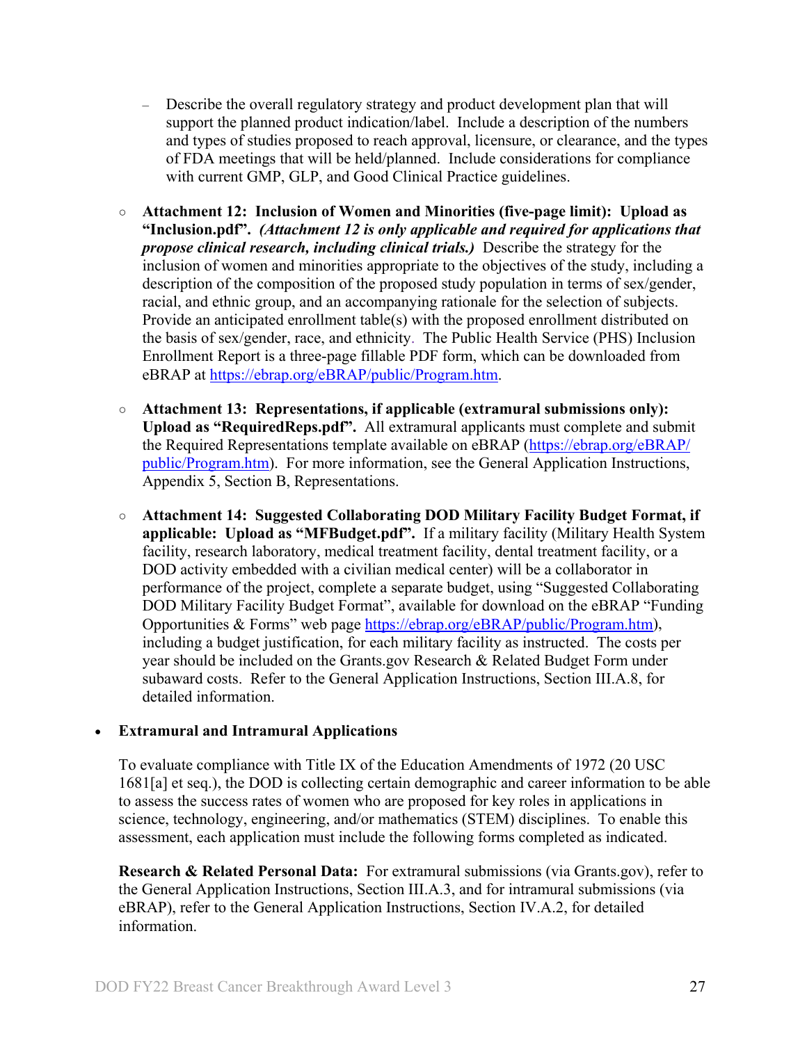- Describe the overall regulatory strategy and product development plan that will support the planned product indication/label. Include a description of the numbers and types of studies proposed to reach approval, licensure, or clearance, and the types of FDA meetings that will be held/planned. Include considerations for compliance with current GMP, GLP, and Good Clinical Practice guidelines.

- **Attachment 12: Inclusion of Women and Minorities (five-page limit): Upload as "Inclusion.pdf".** ***(Attachment 12 is only applicable and required for applications that propose clinical research, including clinical trials.)*** Describe the strategy for the inclusion of women and minorities appropriate to the objectives of the study, including a description of the composition of the proposed study population in terms of sex/gender, racial, and ethnic group, and an accompanying rationale for the selection of subjects. Provide an anticipated enrollment table(s) with the proposed enrollment distributed on the basis of sex/gender, race, and ethnicity. The Public Health Service (PHS) Inclusion Enrollment Report is a three-page fillable PDF form, which can be downloaded from eBRAP at https://ebrap.org/eBRAP/public/Program.htm.

- **Attachment 13: Representations, if applicable (extramural submissions only): Upload as "RequiredReps.pdf".** All extramural applicants must complete and submit the Required Representations template available on eBRAP (https://ebrap.org/eBRAP/public/Program.htm). For more information, see the General Application Instructions, Appendix 5, Section B, Representations.

- **Attachment 14: Suggested Collaborating DOD Military Facility Budget Format, if applicable: Upload as "MFBudget.pdf".** If a military facility (Military Health System facility, research laboratory, medical treatment facility, dental treatment facility, or a DOD activity embedded with a civilian medical center) will be a collaborator in performance of the project, complete a separate budget, using "Suggested Collaborating DOD Military Facility Budget Format", available for download on the eBRAP "Funding Opportunities & Forms" web page https://ebrap.org/eBRAP/public/Program.htm), including a budget justification, for each military facility as instructed. The costs per year should be included on the Grants.gov Research & Related Budget Form under subaward costs. Refer to the General Application Instructions, Section III.A.8, for detailed information.

- **Extramural and Intramural Applications**

  To evaluate compliance with Title IX of the Education Amendments of 1972 (20 USC 1681[a] et seq.), the DOD is collecting certain demographic and career information to be able to assess the success rates of women who are proposed for key roles in applications in science, technology, engineering, and/or mathematics (STEM) disciplines. To enable this assessment, each application must include the following forms completed as indicated.

  **Research & Related Personal Data:** For extramural submissions (via Grants.gov), refer to the General Application Instructions, Section III.A.3, and for intramural submissions (via eBRAP), refer to the General Application Instructions, Section IV.A.2, for detailed information.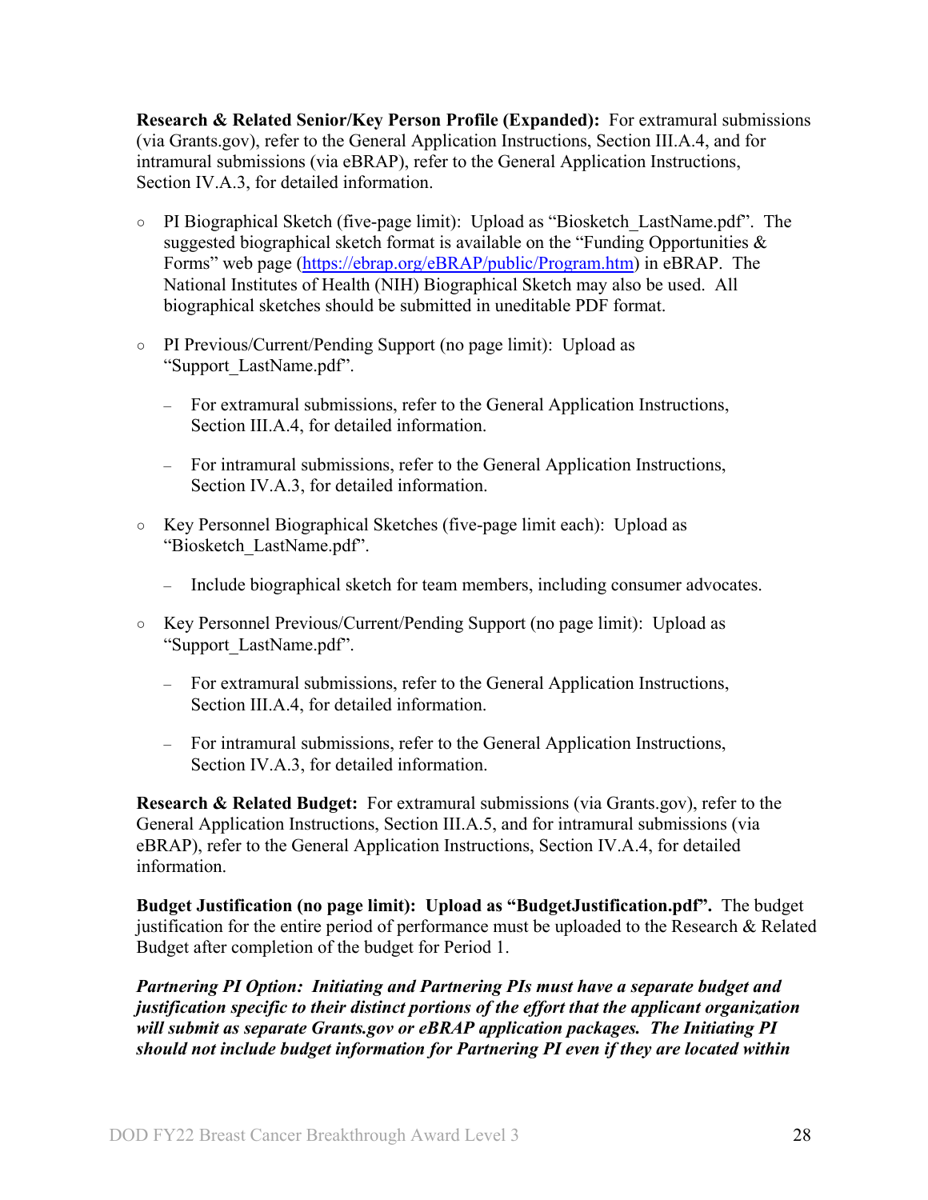**Research & Related Senior/Key Person Profile (Expanded):** For extramural submissions (via Grants.gov), refer to the General Application Instructions, Section III.A.4, and for intramural submissions (via eBRAP), refer to the General Application Instructions, Section IV.A.3, for detailed information.

- PI Biographical Sketch (five-page limit): Upload as "Biosketch_LastName.pdf". The suggested biographical sketch format is available on the "Funding Opportunities & Forms" web page (https://ebrap.org/eBRAP/public/Program.htm) in eBRAP. The National Institutes of Health (NIH) Biographical Sketch may also be used. All biographical sketches should be submitted in uneditable PDF format.

- PI Previous/Current/Pending Support (no page limit): Upload as "Support_LastName.pdf".

  - For extramural submissions, refer to the General Application Instructions, Section III.A.4, for detailed information.

  - For intramural submissions, refer to the General Application Instructions, Section IV.A.3, for detailed information.

- Key Personnel Biographical Sketches (five-page limit each): Upload as "Biosketch_LastName.pdf".

  - Include biographical sketch for team members, including consumer advocates.

- Key Personnel Previous/Current/Pending Support (no page limit): Upload as "Support_LastName.pdf".

  - For extramural submissions, refer to the General Application Instructions, Section III.A.4, for detailed information.

  - For intramural submissions, refer to the General Application Instructions, Section IV.A.3, for detailed information.

**Research & Related Budget:** For extramural submissions (via Grants.gov), refer to the General Application Instructions, Section III.A.5, and for intramural submissions (via eBRAP), refer to the General Application Instructions, Section IV.A.4, for detailed information.

**Budget Justification (no page limit): Upload as "BudgetJustification.pdf".** The budget justification for the entire period of performance must be uploaded to the Research & Related Budget after completion of the budget for Period 1.

***Partnering PI Option: Initiating and Partnering PIs must have a separate budget and justification specific to their distinct portions of the effort that the applicant organization will submit as separate Grants.gov or eBRAP application packages. The Initiating PI should not include budget information for Partnering PI even if they are located within***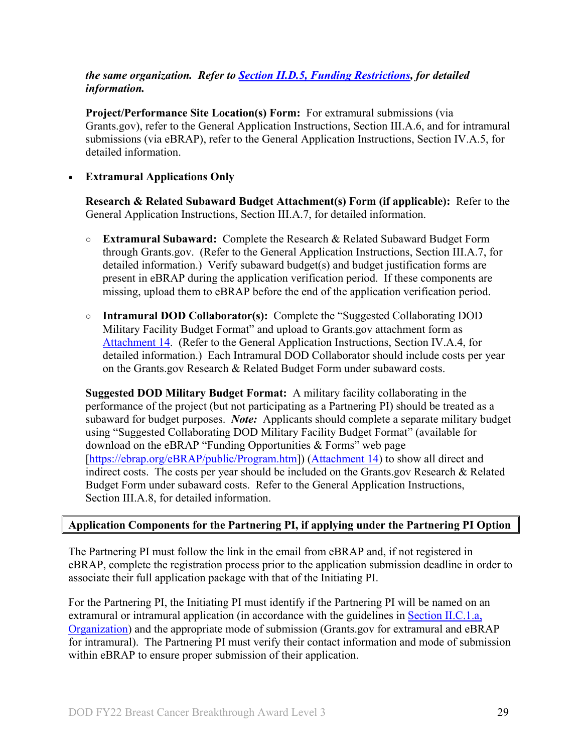***the same organization. Refer to [Section II.D.5, Funding Restrictions](), for detailed information.***

**Project/Performance Site Location(s) Form:** For extramural submissions (via Grants.gov), refer to the General Application Instructions, Section III.A.6, and for intramural submissions (via eBRAP), refer to the General Application Instructions, Section IV.A.5, for detailed information.

- **Extramural Applications Only**

  **Research & Related Subaward Budget Attachment(s) Form (if applicable):** Refer to the General Application Instructions, Section III.A.7, for detailed information.

  - **Extramural Subaward:** Complete the Research & Related Subaward Budget Form through Grants.gov. (Refer to the General Application Instructions, Section III.A.7, for detailed information.) Verify subaward budget(s) and budget justification forms are present in eBRAP during the application verification period. If these components are missing, upload them to eBRAP before the end of the application verification period.

  - **Intramural DOD Collaborator(s):** Complete the "Suggested Collaborating DOD Military Facility Budget Format" and upload to Grants.gov attachment form as [Attachment 14](). (Refer to the General Application Instructions, Section IV.A.4, for detailed information.) Each Intramural DOD Collaborator should include costs per year on the Grants.gov Research & Related Budget Form under subaward costs.

  **Suggested DOD Military Budget Format:** A military facility collaborating in the performance of the project (but not participating as a Partnering PI) should be treated as a subaward for budget purposes. ***Note:*** Applicants should complete a separate military budget using "Suggested Collaborating DOD Military Facility Budget Format" (available for download on the eBRAP "Funding Opportunities & Forms" web page [[https://ebrap.org/eBRAP/public/Program.htm](https://ebrap.org/eBRAP/public/Program.htm)]) ([Attachment 14]()) to show all direct and indirect costs. The costs per year should be included on the Grants.gov Research & Related Budget Form under subaward costs. Refer to the General Application Instructions, Section III.A.8, for detailed information.

**Application Components for the Partnering PI, if applying under the Partnering PI Option**

The Partnering PI must follow the link in the email from eBRAP and, if not registered in eBRAP, complete the registration process prior to the application submission deadline in order to associate their full application package with that of the Initiating PI.

For the Partnering PI, the Initiating PI must identify if the Partnering PI will be named on an extramural or intramural application (in accordance with the guidelines in [Section II.C.1.a, Organization]()) and the appropriate mode of submission (Grants.gov for extramural and eBRAP for intramural). The Partnering PI must verify their contact information and mode of submission within eBRAP to ensure proper submission of their application.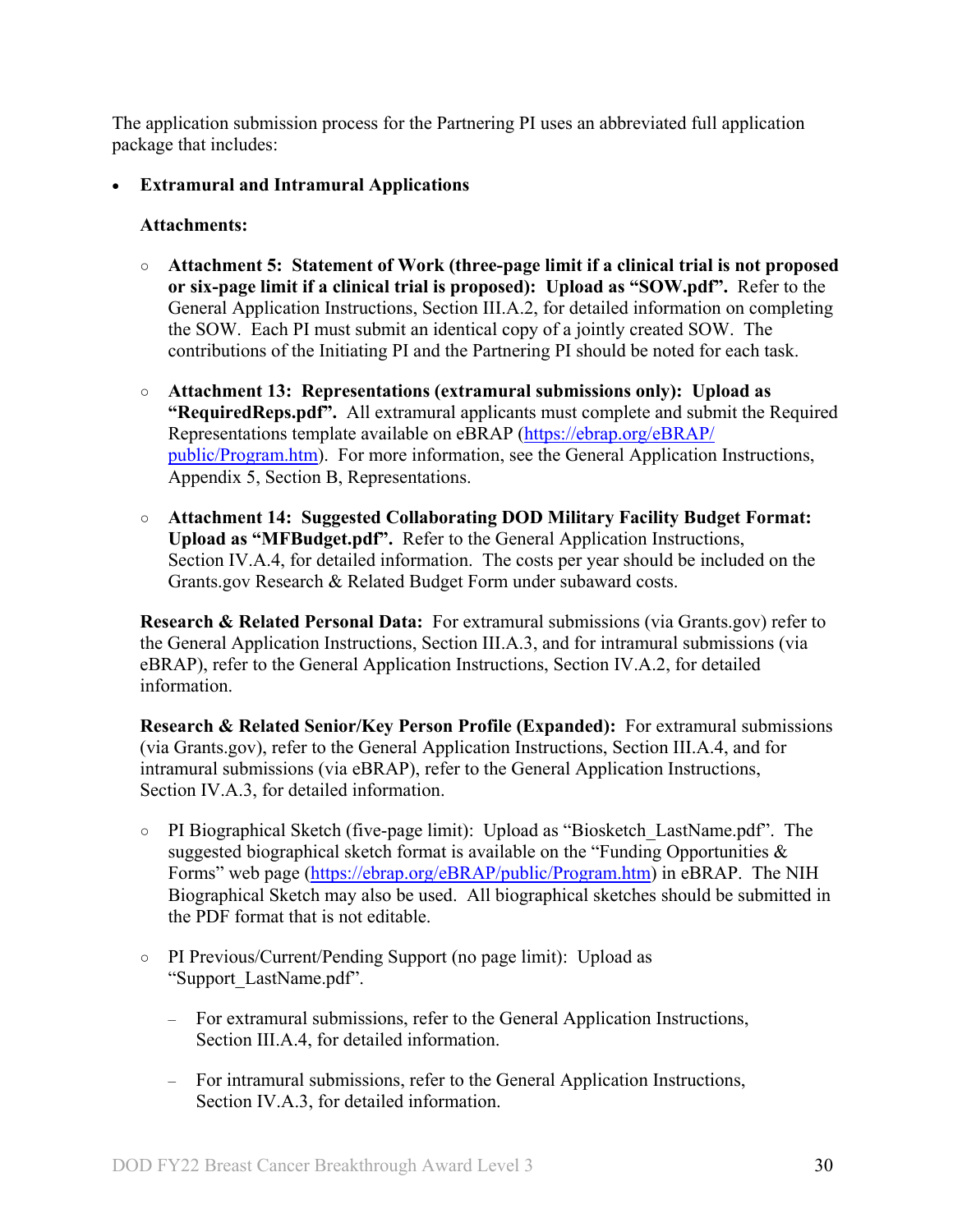The application submission process for the Partnering PI uses an abbreviated full application package that includes:

- **Extramural and Intramural Applications**

  **Attachments:**

  - **Attachment 5: Statement of Work (three-page limit if a clinical trial is not proposed or six-page limit if a clinical trial is proposed): Upload as "SOW.pdf".** Refer to the General Application Instructions, Section III.A.2, for detailed information on completing the SOW. Each PI must submit an identical copy of a jointly created SOW. The contributions of the Initiating PI and the Partnering PI should be noted for each task.

  - **Attachment 13: Representations (extramural submissions only): Upload as "RequiredReps.pdf".** All extramural applicants must complete and submit the Required Representations template available on eBRAP ([https://ebrap.org/eBRAP/public/Program.htm](https://ebrap.org/eBRAP/public/Program.htm)). For more information, see the General Application Instructions, Appendix 5, Section B, Representations.

  - **Attachment 14: Suggested Collaborating DOD Military Facility Budget Format: Upload as "MFBudget.pdf".** Refer to the General Application Instructions, Section IV.A.4, for detailed information. The costs per year should be included on the Grants.gov Research & Related Budget Form under subaward costs.

  **Research & Related Personal Data:** For extramural submissions (via Grants.gov) refer to the General Application Instructions, Section III.A.3, and for intramural submissions (via eBRAP), refer to the General Application Instructions, Section IV.A.2, for detailed information.

  **Research & Related Senior/Key Person Profile (Expanded):** For extramural submissions (via Grants.gov), refer to the General Application Instructions, Section III.A.4, and for intramural submissions (via eBRAP), refer to the General Application Instructions, Section IV.A.3, for detailed information.

  - PI Biographical Sketch (five-page limit): Upload as "Biosketch_LastName.pdf". The suggested biographical sketch format is available on the "Funding Opportunities & Forms" web page ([https://ebrap.org/eBRAP/public/Program.htm](https://ebrap.org/eBRAP/public/Program.htm)) in eBRAP. The NIH Biographical Sketch may also be used. All biographical sketches should be submitted in the PDF format that is not editable.

  - PI Previous/Current/Pending Support (no page limit): Upload as "Support_LastName.pdf".

    - For extramural submissions, refer to the General Application Instructions, Section III.A.4, for detailed information.

    - For intramural submissions, refer to the General Application Instructions, Section IV.A.3, for detailed information.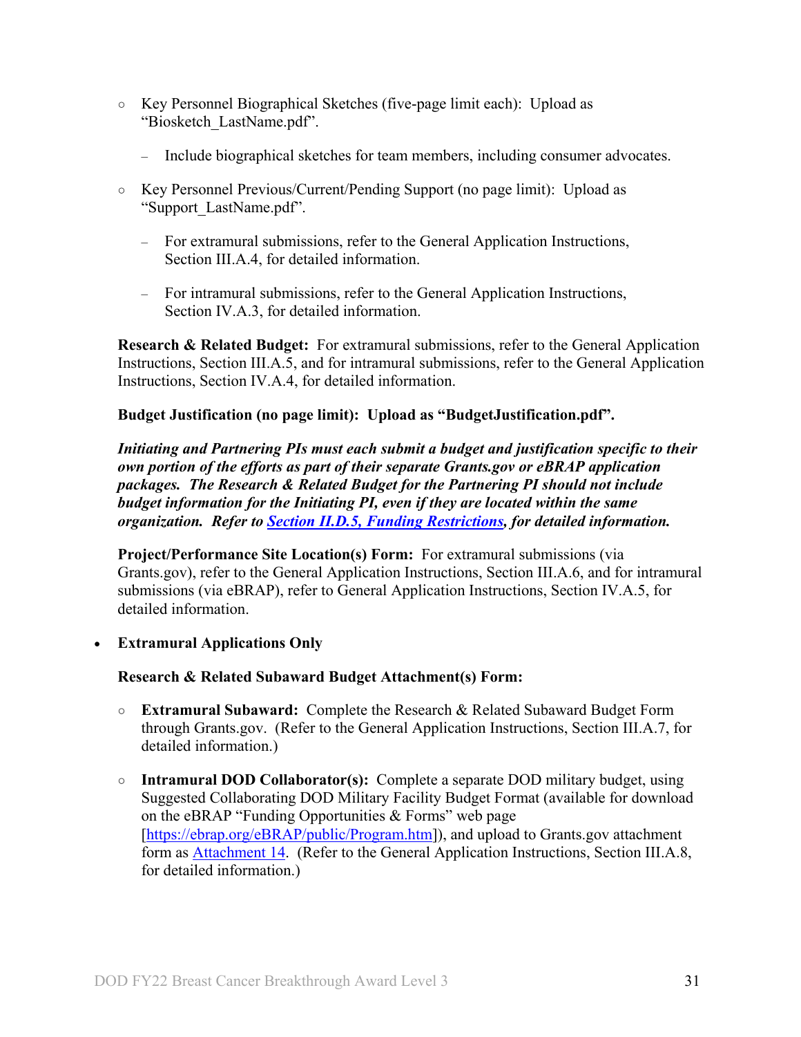- Key Personnel Biographical Sketches (five-page limit each): Upload as "Biosketch_LastName.pdf".
  - Include biographical sketches for team members, including consumer advocates.
- Key Personnel Previous/Current/Pending Support (no page limit): Upload as "Support_LastName.pdf".
  - For extramural submissions, refer to the General Application Instructions, Section III.A.4, for detailed information.
  - For intramural submissions, refer to the General Application Instructions, Section IV.A.3, for detailed information.

**Research & Related Budget:** For extramural submissions, refer to the General Application Instructions, Section III.A.5, and for intramural submissions, refer to the General Application Instructions, Section IV.A.4, for detailed information.

**Budget Justification (no page limit): Upload as "BudgetJustification.pdf".**

***Initiating and Partnering PIs must each submit a budget and justification specific to their own portion of the efforts as part of their separate Grants.gov or eBRAP application packages. The Research & Related Budget for the Partnering PI should not include budget information for the Initiating PI, even if they are located within the same organization. Refer to [Section II.D.5, Funding Restrictions](), for detailed information.***

**Project/Performance Site Location(s) Form:** For extramural submissions (via Grants.gov), refer to the General Application Instructions, Section III.A.6, and for intramural submissions (via eBRAP), refer to General Application Instructions, Section IV.A.5, for detailed information.

- **Extramural Applications Only**

  **Research & Related Subaward Budget Attachment(s) Form:**

  - **Extramural Subaward:** Complete the Research & Related Subaward Budget Form through Grants.gov. (Refer to the General Application Instructions, Section III.A.7, for detailed information.)
  - **Intramural DOD Collaborator(s):** Complete a separate DOD military budget, using Suggested Collaborating DOD Military Facility Budget Format (available for download on the eBRAP "Funding Opportunities & Forms" web page [https://ebrap.org/eBRAP/public/Program.htm]), and upload to Grants.gov attachment form as Attachment 14. (Refer to the General Application Instructions, Section III.A.8, for detailed information.)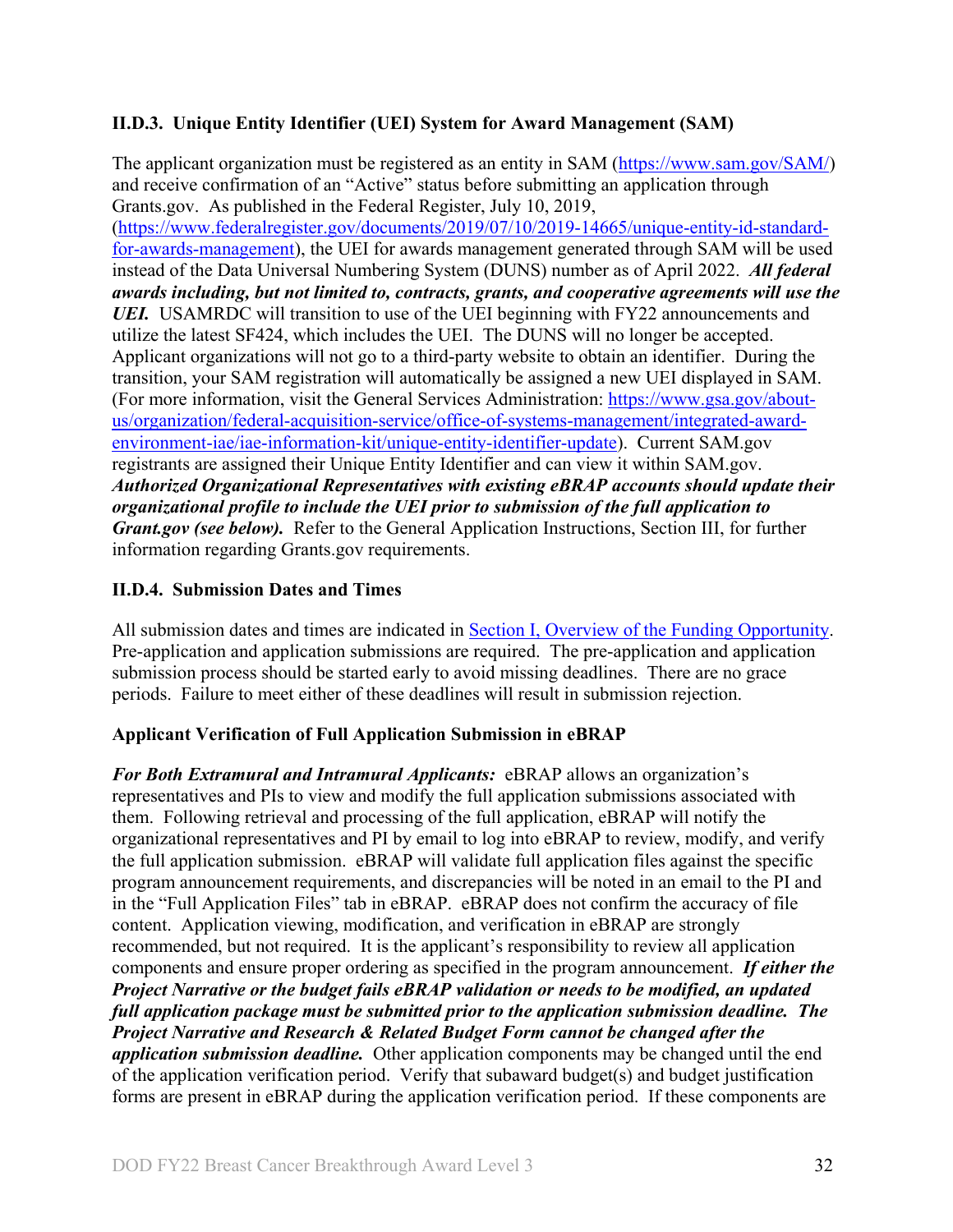### II.D.3. Unique Entity Identifier (UEI) System for Award Management (SAM)

The applicant organization must be registered as an entity in SAM (https://www.sam.gov/SAM/) and receive confirmation of an "Active" status before submitting an application through Grants.gov. As published in the Federal Register, July 10, 2019, (https://www.federalregister.gov/documents/2019/07/10/2019-14665/unique-entity-id-standard-for-awards-management), the UEI for awards management generated through SAM will be used instead of the Data Universal Numbering System (DUNS) number as of April 2022. ***All federal awards including, but not limited to, contracts, grants, and cooperative agreements will use the UEI.*** USAMRDC will transition to use of the UEI beginning with FY22 announcements and utilize the latest SF424, which includes the UEI. The DUNS will no longer be accepted. Applicant organizations will not go to a third-party website to obtain an identifier. During the transition, your SAM registration will automatically be assigned a new UEI displayed in SAM. (For more information, visit the General Services Administration: https://www.gsa.gov/about-us/organization/federal-acquisition-service/office-of-systems-management/integrated-award-environment-iae/iae-information-kit/unique-entity-identifier-update). Current SAM.gov registrants are assigned their Unique Entity Identifier and can view it within SAM.gov. ***Authorized Organizational Representatives with existing eBRAP accounts should update their organizational profile to include the UEI prior to submission of the full application to Grant.gov (see below).*** Refer to the General Application Instructions, Section III, for further information regarding Grants.gov requirements.

### II.D.4. Submission Dates and Times

All submission dates and times are indicated in Section I, Overview of the Funding Opportunity. Pre-application and application submissions are required. The pre-application and application submission process should be started early to avoid missing deadlines. There are no grace periods. Failure to meet either of these deadlines will result in submission rejection.

**Applicant Verification of Full Application Submission in eBRAP**

***For Both Extramural and Intramural Applicants:*** eBRAP allows an organization's representatives and PIs to view and modify the full application submissions associated with them. Following retrieval and processing of the full application, eBRAP will notify the organizational representatives and PI by email to log into eBRAP to review, modify, and verify the full application submission. eBRAP will validate full application files against the specific program announcement requirements, and discrepancies will be noted in an email to the PI and in the "Full Application Files" tab in eBRAP. eBRAP does not confirm the accuracy of file content. Application viewing, modification, and verification in eBRAP are strongly recommended, but not required. It is the applicant's responsibility to review all application components and ensure proper ordering as specified in the program announcement. ***If either the Project Narrative or the budget fails eBRAP validation or needs to be modified, an updated full application package must be submitted prior to the application submission deadline. The Project Narrative and Research & Related Budget Form cannot be changed after the application submission deadline.*** Other application components may be changed until the end of the application verification period. Verify that subaward budget(s) and budget justification forms are present in eBRAP during the application verification period. If these components are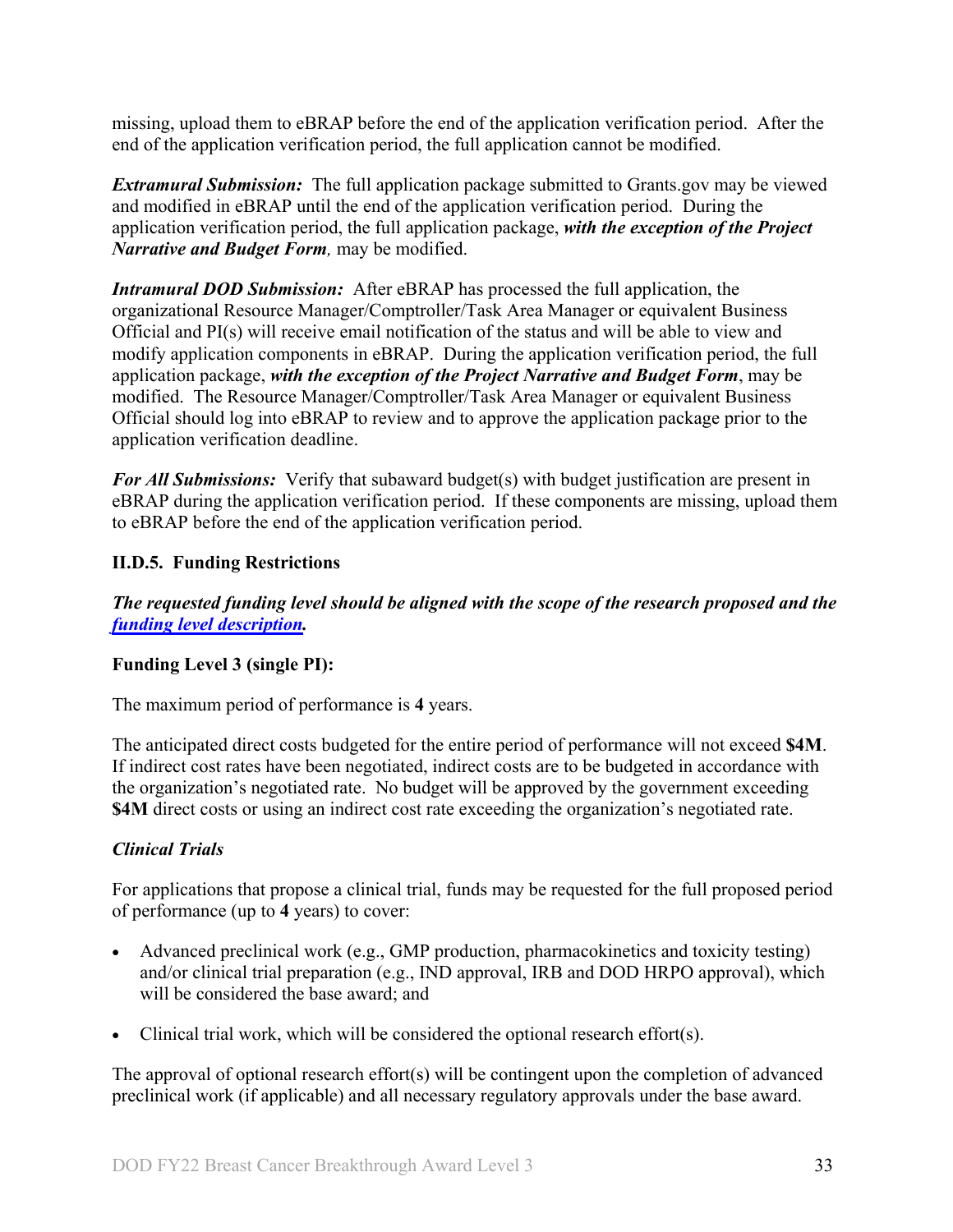missing, upload them to eBRAP before the end of the application verification period. After the end of the application verification period, the full application cannot be modified.

***Extramural Submission:*** The full application package submitted to Grants.gov may be viewed and modified in eBRAP until the end of the application verification period. During the application verification period, the full application package, ***with the exception of the Project Narrative and Budget Form****,* may be modified.

***Intramural DOD Submission:*** After eBRAP has processed the full application, the organizational Resource Manager/Comptroller/Task Area Manager or equivalent Business Official and PI(s) will receive email notification of the status and will be able to view and modify application components in eBRAP. During the application verification period, the full application package, ***with the exception of the Project Narrative and Budget Form***, may be modified. The Resource Manager/Comptroller/Task Area Manager or equivalent Business Official should log into eBRAP to review and to approve the application package prior to the application verification deadline.

***For All Submissions:*** Verify that subaward budget(s) with budget justification are present in eBRAP during the application verification period. If these components are missing, upload them to eBRAP before the end of the application verification period.

### II.D.5. Funding Restrictions

***The requested funding level should be aligned with the scope of the research proposed and the [funding level description](#).***

**Funding Level 3 (single PI):**

The maximum period of performance is **4** years.

The anticipated direct costs budgeted for the entire period of performance will not exceed **$4M**. If indirect cost rates have been negotiated, indirect costs are to be budgeted in accordance with the organization's negotiated rate. No budget will be approved by the government exceeding **$4M** direct costs or using an indirect cost rate exceeding the organization's negotiated rate.

***Clinical Trials***

For applications that propose a clinical trial, funds may be requested for the full proposed period of performance (up to **4** years) to cover:

- Advanced preclinical work (e.g., GMP production, pharmacokinetics and toxicity testing) and/or clinical trial preparation (e.g., IND approval, IRB and DOD HRPO approval), which will be considered the base award; and
- Clinical trial work, which will be considered the optional research effort(s).

The approval of optional research effort(s) will be contingent upon the completion of advanced preclinical work (if applicable) and all necessary regulatory approvals under the base award.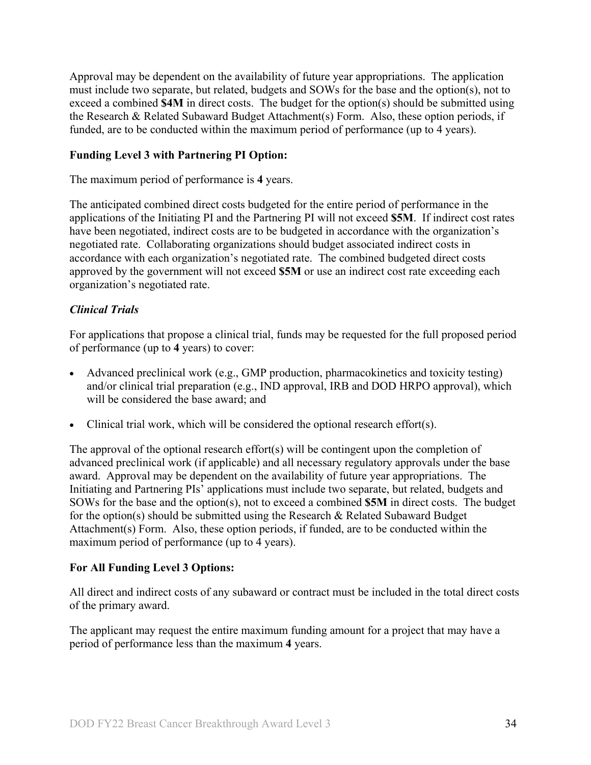Approval may be dependent on the availability of future year appropriations. The application must include two separate, but related, budgets and SOWs for the base and the option(s), not to exceed a combined **$4M** in direct costs. The budget for the option(s) should be submitted using the Research & Related Subaward Budget Attachment(s) Form. Also, these option periods, if funded, are to be conducted within the maximum period of performance (up to 4 years).

**Funding Level 3 with Partnering PI Option:**

The maximum period of performance is **4** years.

The anticipated combined direct costs budgeted for the entire period of performance in the applications of the Initiating PI and the Partnering PI will not exceed **$5M**. If indirect cost rates have been negotiated, indirect costs are to be budgeted in accordance with the organization's negotiated rate. Collaborating organizations should budget associated indirect costs in accordance with each organization's negotiated rate. The combined budgeted direct costs approved by the government will not exceed **$5M** or use an indirect cost rate exceeding each organization's negotiated rate.

***Clinical Trials***

For applications that propose a clinical trial, funds may be requested for the full proposed period of performance (up to **4** years) to cover:

- Advanced preclinical work (e.g., GMP production, pharmacokinetics and toxicity testing) and/or clinical trial preparation (e.g., IND approval, IRB and DOD HRPO approval), which will be considered the base award; and
- Clinical trial work, which will be considered the optional research effort(s).

The approval of the optional research effort(s) will be contingent upon the completion of advanced preclinical work (if applicable) and all necessary regulatory approvals under the base award. Approval may be dependent on the availability of future year appropriations. The Initiating and Partnering PIs' applications must include two separate, but related, budgets and SOWs for the base and the option(s), not to exceed a combined **$5M** in direct costs. The budget for the option(s) should be submitted using the Research & Related Subaward Budget Attachment(s) Form. Also, these option periods, if funded, are to be conducted within the maximum period of performance (up to 4 years).

**For All Funding Level 3 Options:**

All direct and indirect costs of any subaward or contract must be included in the total direct costs of the primary award.

The applicant may request the entire maximum funding amount for a project that may have a period of performance less than the maximum **4** years.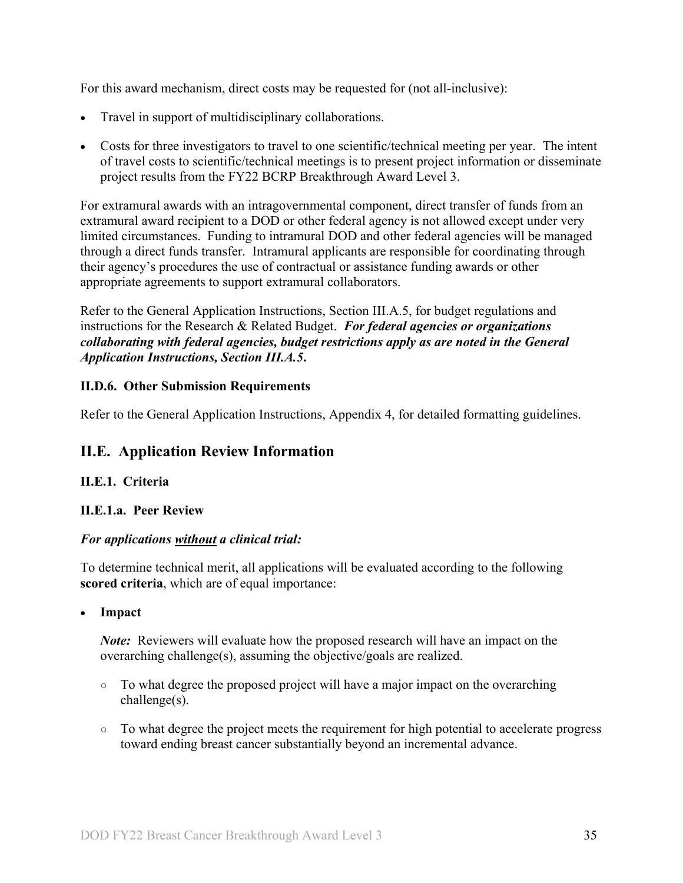For this award mechanism, direct costs may be requested for (not all-inclusive):

- Travel in support of multidisciplinary collaborations.
- Costs for three investigators to travel to one scientific/technical meeting per year. The intent of travel costs to scientific/technical meetings is to present project information or disseminate project results from the FY22 BCRP Breakthrough Award Level 3.

For extramural awards with an intragovernmental component, direct transfer of funds from an extramural award recipient to a DOD or other federal agency is not allowed except under very limited circumstances. Funding to intramural DOD and other federal agencies will be managed through a direct funds transfer. Intramural applicants are responsible for coordinating through their agency's procedures the use of contractual or assistance funding awards or other appropriate agreements to support extramural collaborators.

Refer to the General Application Instructions, Section III.A.5, for budget regulations and instructions for the Research & Related Budget. ***For federal agencies or organizations collaborating with federal agencies, budget restrictions apply as are noted in the General Application Instructions, Section III.A.5.***

#### II.D.6. Other Submission Requirements

Refer to the General Application Instructions, Appendix 4, for detailed formatting guidelines.

## II.E. Application Review Information

### II.E.1. Criteria

#### II.E.1.a. Peer Review

***For applications <u>without</u> a clinical trial:***

To determine technical merit, all applications will be evaluated according to the following **scored criteria**, which are of equal importance:

- **Impact**

  ***Note:*** Reviewers will evaluate how the proposed research will have an impact on the overarching challenge(s), assuming the objective/goals are realized.

  - To what degree the proposed project will have a major impact on the overarching challenge(s).
  - To what degree the project meets the requirement for high potential to accelerate progress toward ending breast cancer substantially beyond an incremental advance.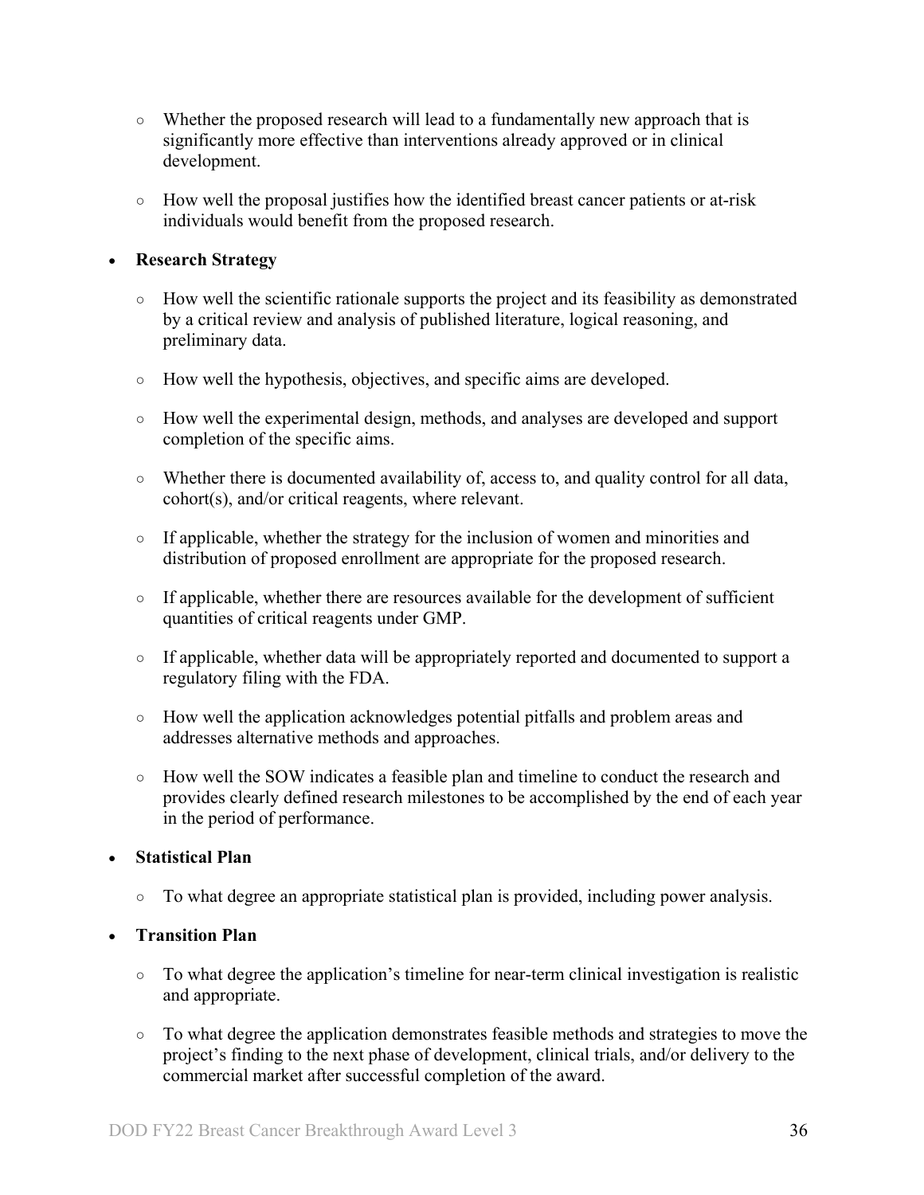- Whether the proposed research will lead to a fundamentally new approach that is significantly more effective than interventions already approved or in clinical development.
- How well the proposal justifies how the identified breast cancer patients or at-risk individuals would benefit from the proposed research.

- **Research Strategy**
  - How well the scientific rationale supports the project and its feasibility as demonstrated by a critical review and analysis of published literature, logical reasoning, and preliminary data.
  - How well the hypothesis, objectives, and specific aims are developed.
  - How well the experimental design, methods, and analyses are developed and support completion of the specific aims.
  - Whether there is documented availability of, access to, and quality control for all data, cohort(s), and/or critical reagents, where relevant.
  - If applicable, whether the strategy for the inclusion of women and minorities and distribution of proposed enrollment are appropriate for the proposed research.
  - If applicable, whether there are resources available for the development of sufficient quantities of critical reagents under GMP.
  - If applicable, whether data will be appropriately reported and documented to support a regulatory filing with the FDA.
  - How well the application acknowledges potential pitfalls and problem areas and addresses alternative methods and approaches.
  - How well the SOW indicates a feasible plan and timeline to conduct the research and provides clearly defined research milestones to be accomplished by the end of each year in the period of performance.

- **Statistical Plan**
  - To what degree an appropriate statistical plan is provided, including power analysis.

- **Transition Plan**
  - To what degree the application's timeline for near-term clinical investigation is realistic and appropriate.
  - To what degree the application demonstrates feasible methods and strategies to move the project's finding to the next phase of development, clinical trials, and/or delivery to the commercial market after successful completion of the award.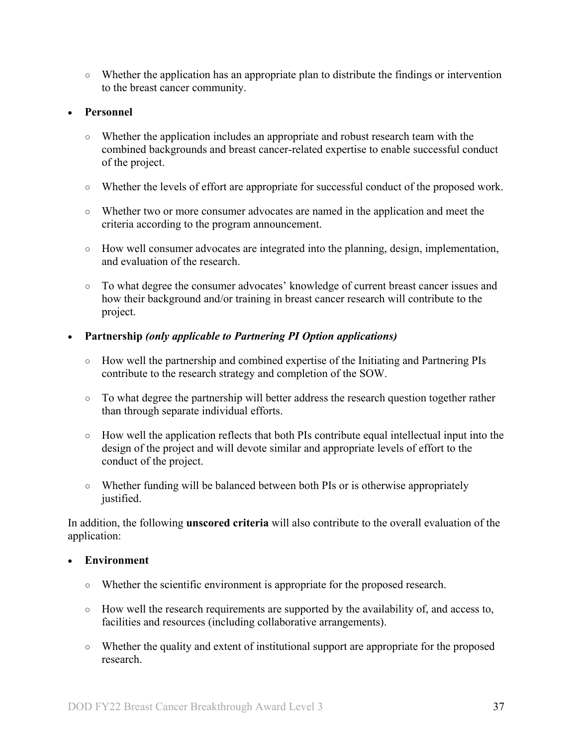- Whether the application has an appropriate plan to distribute the findings or intervention to the breast cancer community.

- **Personnel**

  - Whether the application includes an appropriate and robust research team with the combined backgrounds and breast cancer-related expertise to enable successful conduct of the project.

  - Whether the levels of effort are appropriate for successful conduct of the proposed work.

  - Whether two or more consumer advocates are named in the application and meet the criteria according to the program announcement.

  - How well consumer advocates are integrated into the planning, design, implementation, and evaluation of the research.

  - To what degree the consumer advocates' knowledge of current breast cancer issues and how their background and/or training in breast cancer research will contribute to the project.

- **Partnership** ***(only applicable to Partnering PI Option applications)***

  - How well the partnership and combined expertise of the Initiating and Partnering PIs contribute to the research strategy and completion of the SOW.

  - To what degree the partnership will better address the research question together rather than through separate individual efforts.

  - How well the application reflects that both PIs contribute equal intellectual input into the design of the project and will devote similar and appropriate levels of effort to the conduct of the project.

  - Whether funding will be balanced between both PIs or is otherwise appropriately justified.

In addition, the following **unscored criteria** will also contribute to the overall evaluation of the application:

- **Environment**

  - Whether the scientific environment is appropriate for the proposed research.

  - How well the research requirements are supported by the availability of, and access to, facilities and resources (including collaborative arrangements).

  - Whether the quality and extent of institutional support are appropriate for the proposed research.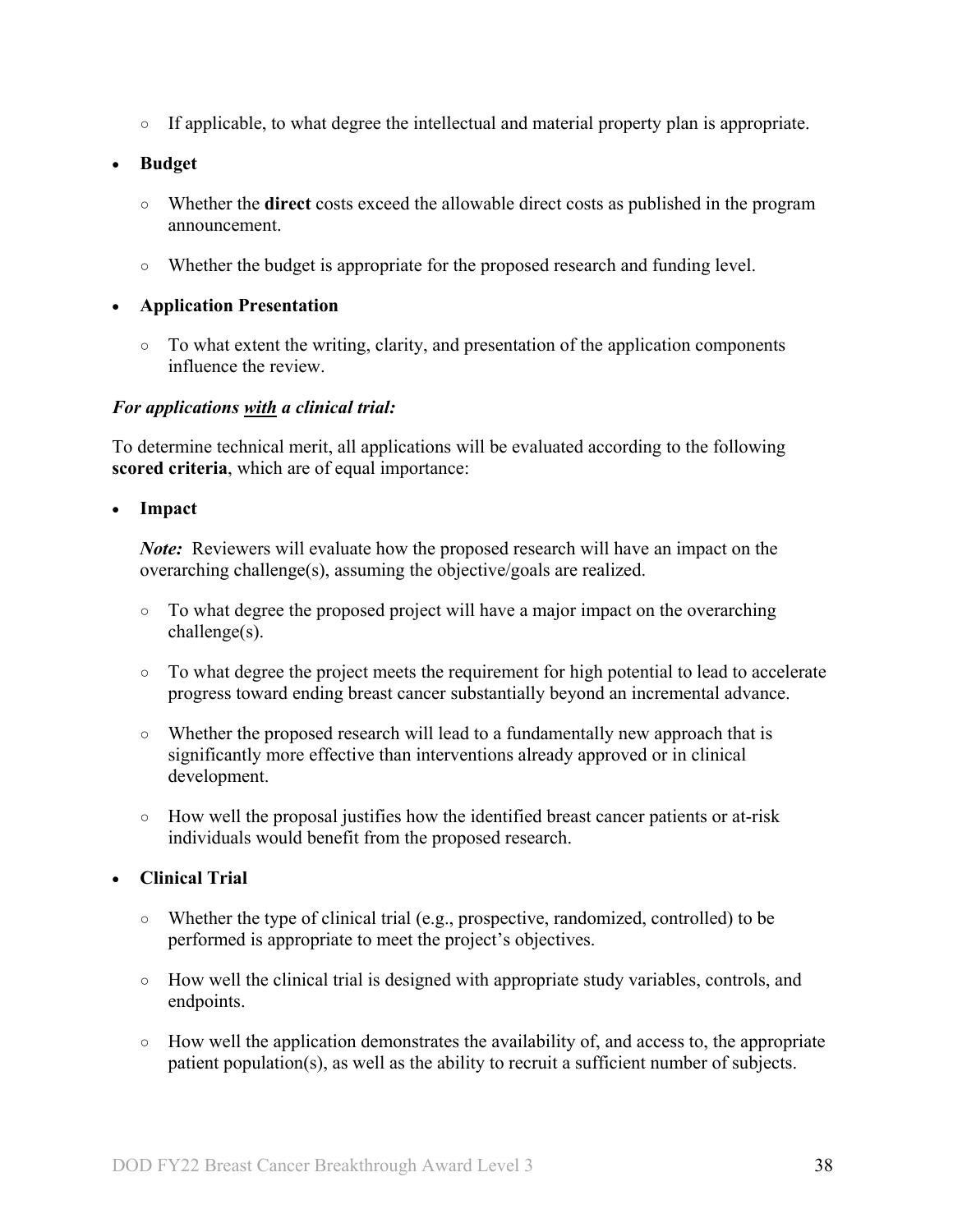- If applicable, to what degree the intellectual and material property plan is appropriate.

- **Budget**
  - Whether the **direct** costs exceed the allowable direct costs as published in the program announcement.
  - Whether the budget is appropriate for the proposed research and funding level.

- **Application Presentation**
  - To what extent the writing, clarity, and presentation of the application components influence the review.

***For applications <u>with</u> a clinical trial:***

To determine technical merit, all applications will be evaluated according to the following **scored criteria**, which are of equal importance:

- **Impact**

  ***Note:*** Reviewers will evaluate how the proposed research will have an impact on the overarching challenge(s), assuming the objective/goals are realized.

  - To what degree the proposed project will have a major impact on the overarching challenge(s).
  - To what degree the project meets the requirement for high potential to lead to accelerate progress toward ending breast cancer substantially beyond an incremental advance.
  - Whether the proposed research will lead to a fundamentally new approach that is significantly more effective than interventions already approved or in clinical development.
  - How well the proposal justifies how the identified breast cancer patients or at-risk individuals would benefit from the proposed research.

- **Clinical Trial**
  - Whether the type of clinical trial (e.g., prospective, randomized, controlled) to be performed is appropriate to meet the project's objectives.
  - How well the clinical trial is designed with appropriate study variables, controls, and endpoints.
  - How well the application demonstrates the availability of, and access to, the appropriate patient population(s), as well as the ability to recruit a sufficient number of subjects.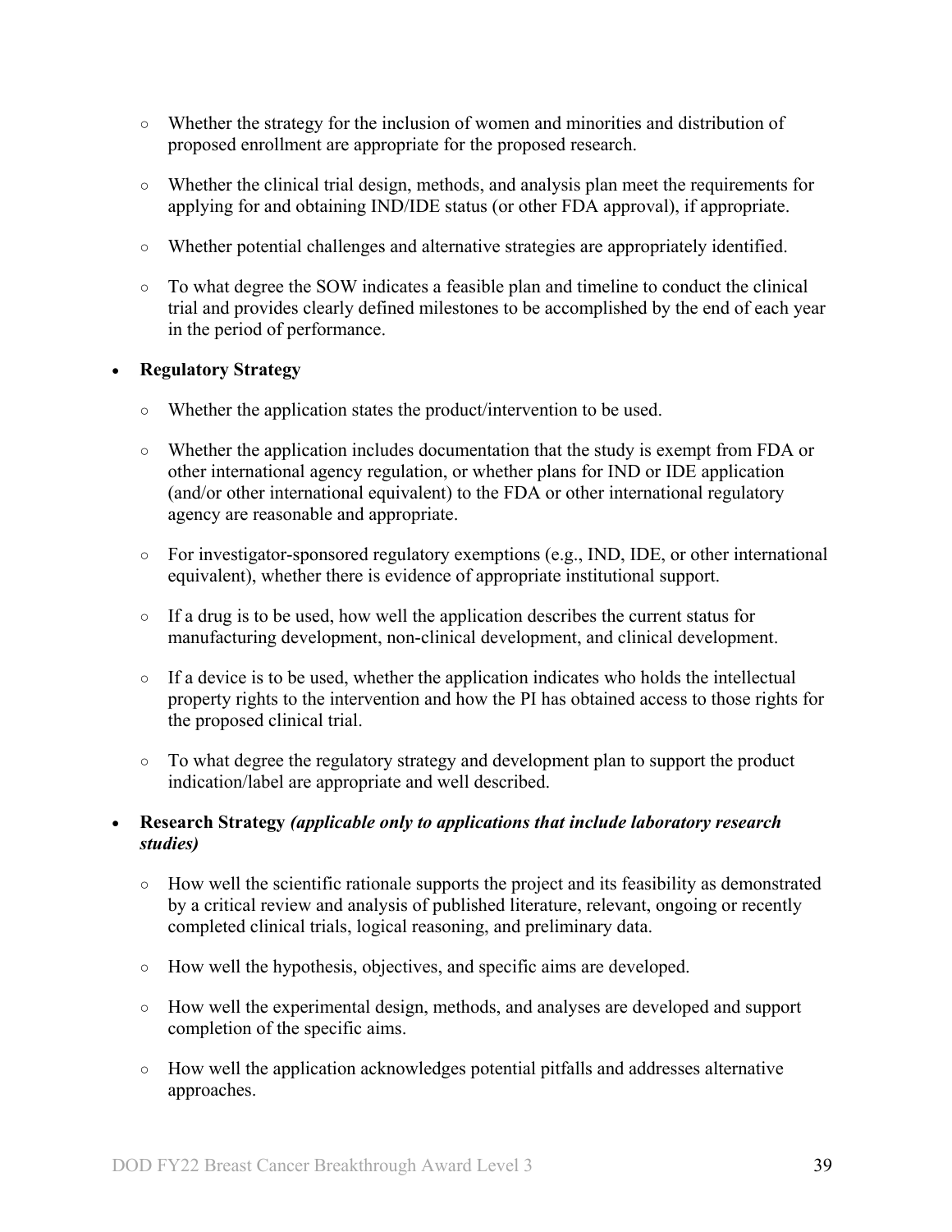- Whether the strategy for the inclusion of women and minorities and distribution of proposed enrollment are appropriate for the proposed research.

  - Whether the clinical trial design, methods, and analysis plan meet the requirements for applying for and obtaining IND/IDE status (or other FDA approval), if appropriate.

  - Whether potential challenges and alternative strategies are appropriately identified.

  - To what degree the SOW indicates a feasible plan and timeline to conduct the clinical trial and provides clearly defined milestones to be accomplished by the end of each year in the period of performance.

- **Regulatory Strategy**

  - Whether the application states the product/intervention to be used.

  - Whether the application includes documentation that the study is exempt from FDA or other international agency regulation, or whether plans for IND or IDE application (and/or other international equivalent) to the FDA or other international regulatory agency are reasonable and appropriate.

  - For investigator-sponsored regulatory exemptions (e.g., IND, IDE, or other international equivalent), whether there is evidence of appropriate institutional support.

  - If a drug is to be used, how well the application describes the current status for manufacturing development, non-clinical development, and clinical development.

  - If a device is to be used, whether the application indicates who holds the intellectual property rights to the intervention and how the PI has obtained access to those rights for the proposed clinical trial.

  - To what degree the regulatory strategy and development plan to support the product indication/label are appropriate and well described.

- **Research Strategy** ***(applicable only to applications that include laboratory research studies)***

  - How well the scientific rationale supports the project and its feasibility as demonstrated by a critical review and analysis of published literature, relevant, ongoing or recently completed clinical trials, logical reasoning, and preliminary data.

  - How well the hypothesis, objectives, and specific aims are developed.

  - How well the experimental design, methods, and analyses are developed and support completion of the specific aims.

  - How well the application acknowledges potential pitfalls and addresses alternative approaches.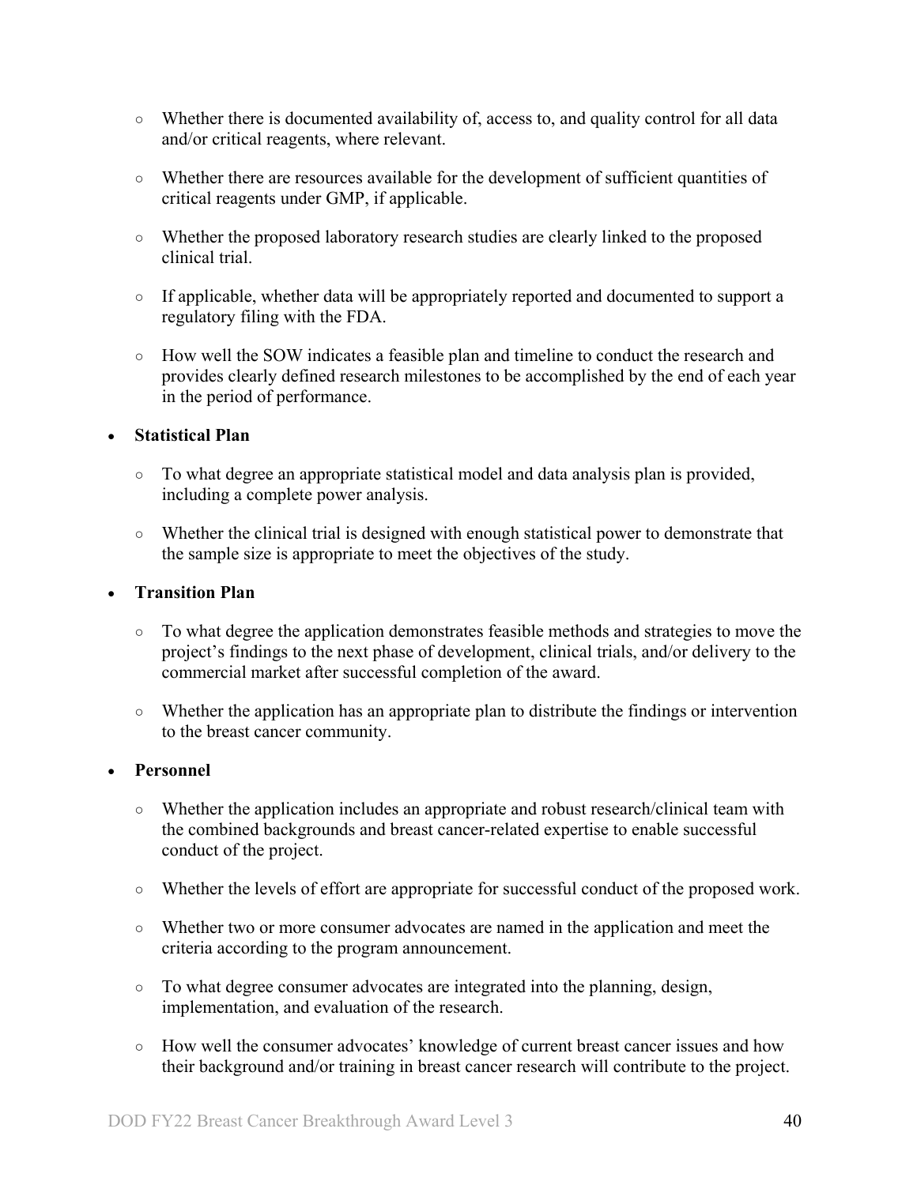- Whether there is documented availability of, access to, and quality control for all data and/or critical reagents, where relevant.
  - Whether there are resources available for the development of sufficient quantities of critical reagents under GMP, if applicable.
  - Whether the proposed laboratory research studies are clearly linked to the proposed clinical trial.
  - If applicable, whether data will be appropriately reported and documented to support a regulatory filing with the FDA.
  - How well the SOW indicates a feasible plan and timeline to conduct the research and provides clearly defined research milestones to be accomplished by the end of each year in the period of performance.

- **Statistical Plan**
  - To what degree an appropriate statistical model and data analysis plan is provided, including a complete power analysis.
  - Whether the clinical trial is designed with enough statistical power to demonstrate that the sample size is appropriate to meet the objectives of the study.

- **Transition Plan**
  - To what degree the application demonstrates feasible methods and strategies to move the project's findings to the next phase of development, clinical trials, and/or delivery to the commercial market after successful completion of the award.
  - Whether the application has an appropriate plan to distribute the findings or intervention to the breast cancer community.

- **Personnel**
  - Whether the application includes an appropriate and robust research/clinical team with the combined backgrounds and breast cancer-related expertise to enable successful conduct of the project.
  - Whether the levels of effort are appropriate for successful conduct of the proposed work.
  - Whether two or more consumer advocates are named in the application and meet the criteria according to the program announcement.
  - To what degree consumer advocates are integrated into the planning, design, implementation, and evaluation of the research.
  - How well the consumer advocates' knowledge of current breast cancer issues and how their background and/or training in breast cancer research will contribute to the project.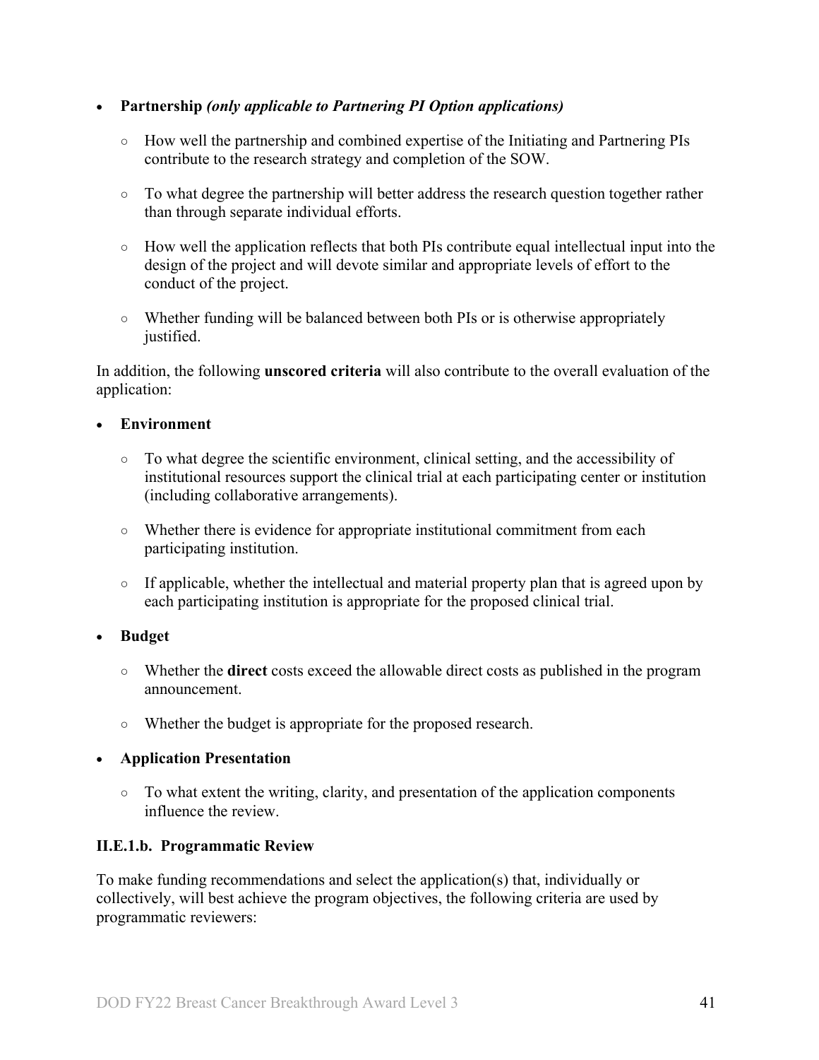- **Partnership** ***(only applicable to Partnering PI Option applications)***
  - How well the partnership and combined expertise of the Initiating and Partnering PIs contribute to the research strategy and completion of the SOW.
  - To what degree the partnership will better address the research question together rather than through separate individual efforts.
  - How well the application reflects that both PIs contribute equal intellectual input into the design of the project and will devote similar and appropriate levels of effort to the conduct of the project.
  - Whether funding will be balanced between both PIs or is otherwise appropriately justified.

In addition, the following **unscored criteria** will also contribute to the overall evaluation of the application:

- **Environment**
  - To what degree the scientific environment, clinical setting, and the accessibility of institutional resources support the clinical trial at each participating center or institution (including collaborative arrangements).
  - Whether there is evidence for appropriate institutional commitment from each participating institution.
  - If applicable, whether the intellectual and material property plan that is agreed upon by each participating institution is appropriate for the proposed clinical trial.
- **Budget**
  - Whether the **direct** costs exceed the allowable direct costs as published in the program announcement.
  - Whether the budget is appropriate for the proposed research.
- **Application Presentation**
  - To what extent the writing, clarity, and presentation of the application components influence the review.

#### II.E.1.b. Programmatic Review

To make funding recommendations and select the application(s) that, individually or collectively, will best achieve the program objectives, the following criteria are used by programmatic reviewers: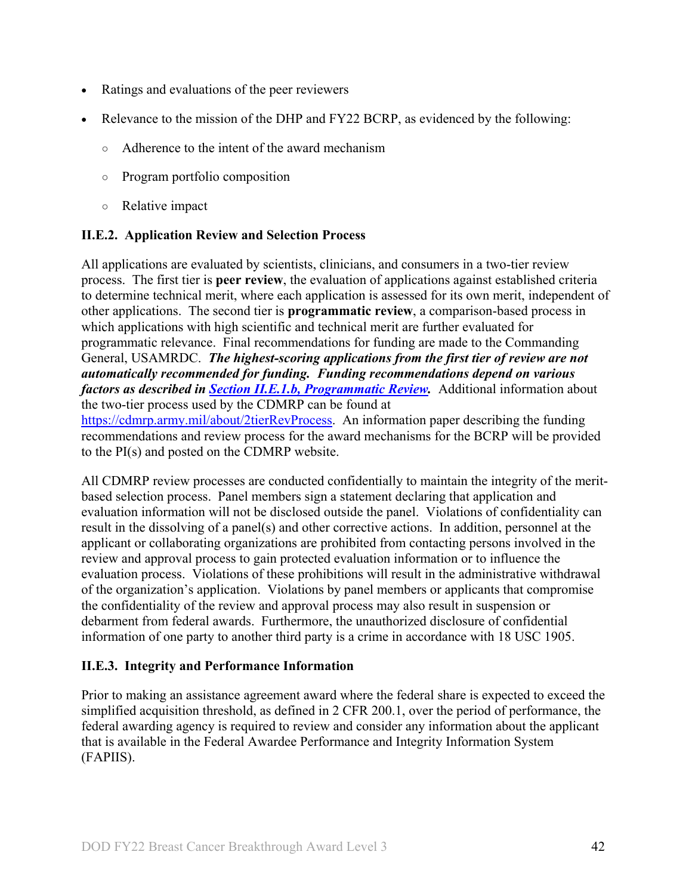- Ratings and evaluations of the peer reviewers
- Relevance to the mission of the DHP and FY22 BCRP, as evidenced by the following:
  - Adherence to the intent of the award mechanism
  - Program portfolio composition
  - Relative impact

### II.E.2. Application Review and Selection Process

All applications are evaluated by scientists, clinicians, and consumers in a two-tier review process. The first tier is **peer review**, the evaluation of applications against established criteria to determine technical merit, where each application is assessed for its own merit, independent of other applications. The second tier is **programmatic review**, a comparison-based process in which applications with high scientific and technical merit are further evaluated for programmatic relevance. Final recommendations for funding are made to the Commanding General, USAMRDC. ***The highest-scoring applications from the first tier of review are not automatically recommended for funding. Funding recommendations depend on various factors as described in [Section II.E.1.b, Programmatic Review](#).*** Additional information about the two-tier process used by the CDMRP can be found at https://cdmrp.army.mil/about/2tierRevProcess. An information paper describing the funding recommendations and review process for the award mechanisms for the BCRP will be provided to the PI(s) and posted on the CDMRP website.

All CDMRP review processes are conducted confidentially to maintain the integrity of the merit-based selection process. Panel members sign a statement declaring that application and evaluation information will not be disclosed outside the panel. Violations of confidentiality can result in the dissolving of a panel(s) and other corrective actions. In addition, personnel at the applicant or collaborating organizations are prohibited from contacting persons involved in the review and approval process to gain protected evaluation information or to influence the evaluation process. Violations of these prohibitions will result in the administrative withdrawal of the organization's application. Violations by panel members or applicants that compromise the confidentiality of the review and approval process may also result in suspension or debarment from federal awards. Furthermore, the unauthorized disclosure of confidential information of one party to another third party is a crime in accordance with 18 USC 1905.

### II.E.3. Integrity and Performance Information

Prior to making an assistance agreement award where the federal share is expected to exceed the simplified acquisition threshold, as defined in 2 CFR 200.1, over the period of performance, the federal awarding agency is required to review and consider any information about the applicant that is available in the Federal Awardee Performance and Integrity Information System (FAPIIS).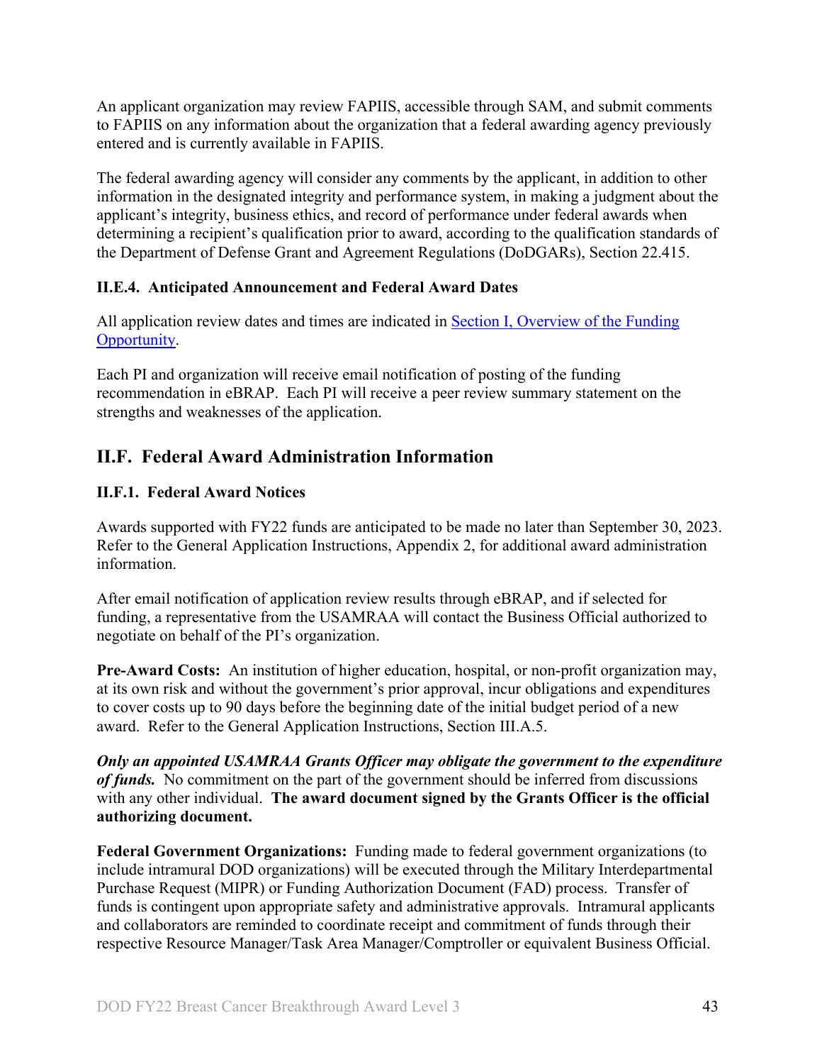An applicant organization may review FAPIIS, accessible through SAM, and submit comments to FAPIIS on any information about the organization that a federal awarding agency previously entered and is currently available in FAPIIS.

The federal awarding agency will consider any comments by the applicant, in addition to other information in the designated integrity and performance system, in making a judgment about the applicant's integrity, business ethics, and record of performance under federal awards when determining a recipient's qualification prior to award, according to the qualification standards of the Department of Defense Grant and Agreement Regulations (DoDGARs), Section 22.415.

### II.E.4. Anticipated Announcement and Federal Award Dates

All application review dates and times are indicated in Section I, Overview of the Funding Opportunity.

Each PI and organization will receive email notification of posting of the funding recommendation in eBRAP. Each PI will receive a peer review summary statement on the strengths and weaknesses of the application.

## II.F. Federal Award Administration Information

### II.F.1. Federal Award Notices

Awards supported with FY22 funds are anticipated to be made no later than September 30, 2023. Refer to the General Application Instructions, Appendix 2, for additional award administration information.

After email notification of application review results through eBRAP, and if selected for funding, a representative from the USAMRAA will contact the Business Official authorized to negotiate on behalf of the PI's organization.

**Pre-Award Costs:** An institution of higher education, hospital, or non-profit organization may, at its own risk and without the government's prior approval, incur obligations and expenditures to cover costs up to 90 days before the beginning date of the initial budget period of a new award. Refer to the General Application Instructions, Section III.A.5.

***Only an appointed USAMRAA Grants Officer may obligate the government to the expenditure of funds.*** No commitment on the part of the government should be inferred from discussions with any other individual. **The award document signed by the Grants Officer is the official authorizing document.**

**Federal Government Organizations:** Funding made to federal government organizations (to include intramural DOD organizations) will be executed through the Military Interdepartmental Purchase Request (MIPR) or Funding Authorization Document (FAD) process. Transfer of funds is contingent upon appropriate safety and administrative approvals. Intramural applicants and collaborators are reminded to coordinate receipt and commitment of funds through their respective Resource Manager/Task Area Manager/Comptroller or equivalent Business Official.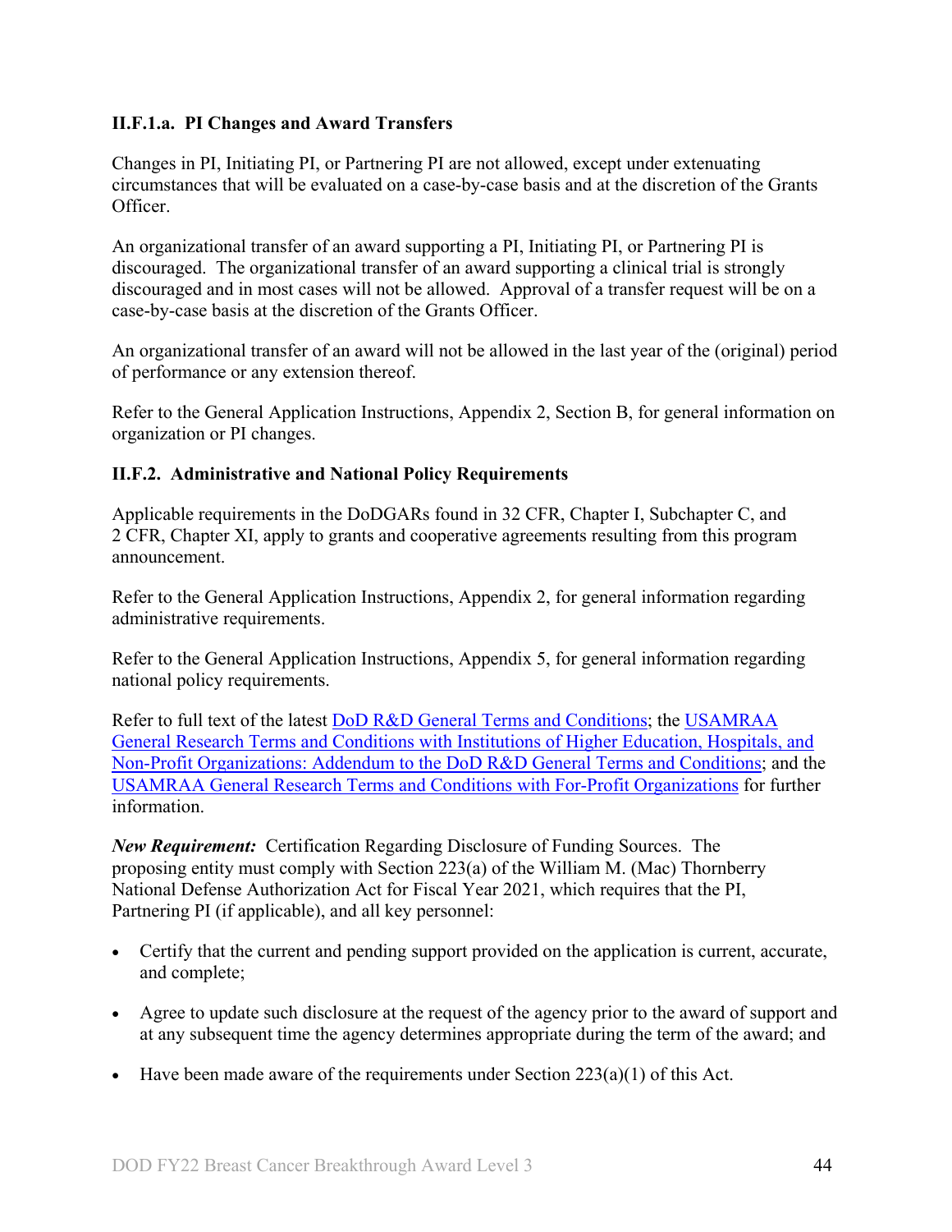#### II.F.1.a. PI Changes and Award Transfers

Changes in PI, Initiating PI, or Partnering PI are not allowed, except under extenuating circumstances that will be evaluated on a case-by-case basis and at the discretion of the Grants Officer.

An organizational transfer of an award supporting a PI, Initiating PI, or Partnering PI is discouraged. The organizational transfer of an award supporting a clinical trial is strongly discouraged and in most cases will not be allowed. Approval of a transfer request will be on a case-by-case basis at the discretion of the Grants Officer.

An organizational transfer of an award will not be allowed in the last year of the (original) period of performance or any extension thereof.

Refer to the General Application Instructions, Appendix 2, Section B, for general information on organization or PI changes.

### II.F.2. Administrative and National Policy Requirements

Applicable requirements in the DoDGARs found in 32 CFR, Chapter I, Subchapter C, and 2 CFR, Chapter XI, apply to grants and cooperative agreements resulting from this program announcement.

Refer to the General Application Instructions, Appendix 2, for general information regarding administrative requirements.

Refer to the General Application Instructions, Appendix 5, for general information regarding national policy requirements.

Refer to full text of the latest DoD R&D General Terms and Conditions; the USAMRAA General Research Terms and Conditions with Institutions of Higher Education, Hospitals, and Non-Profit Organizations: Addendum to the DoD R&D General Terms and Conditions; and the USAMRAA General Research Terms and Conditions with For-Profit Organizations for further information.

***New Requirement:*** Certification Regarding Disclosure of Funding Sources. The proposing entity must comply with Section 223(a) of the William M. (Mac) Thornberry National Defense Authorization Act for Fiscal Year 2021, which requires that the PI, Partnering PI (if applicable), and all key personnel:

- Certify that the current and pending support provided on the application is current, accurate, and complete;
- Agree to update such disclosure at the request of the agency prior to the award of support and at any subsequent time the agency determines appropriate during the term of the award; and
- Have been made aware of the requirements under Section 223(a)(1) of this Act.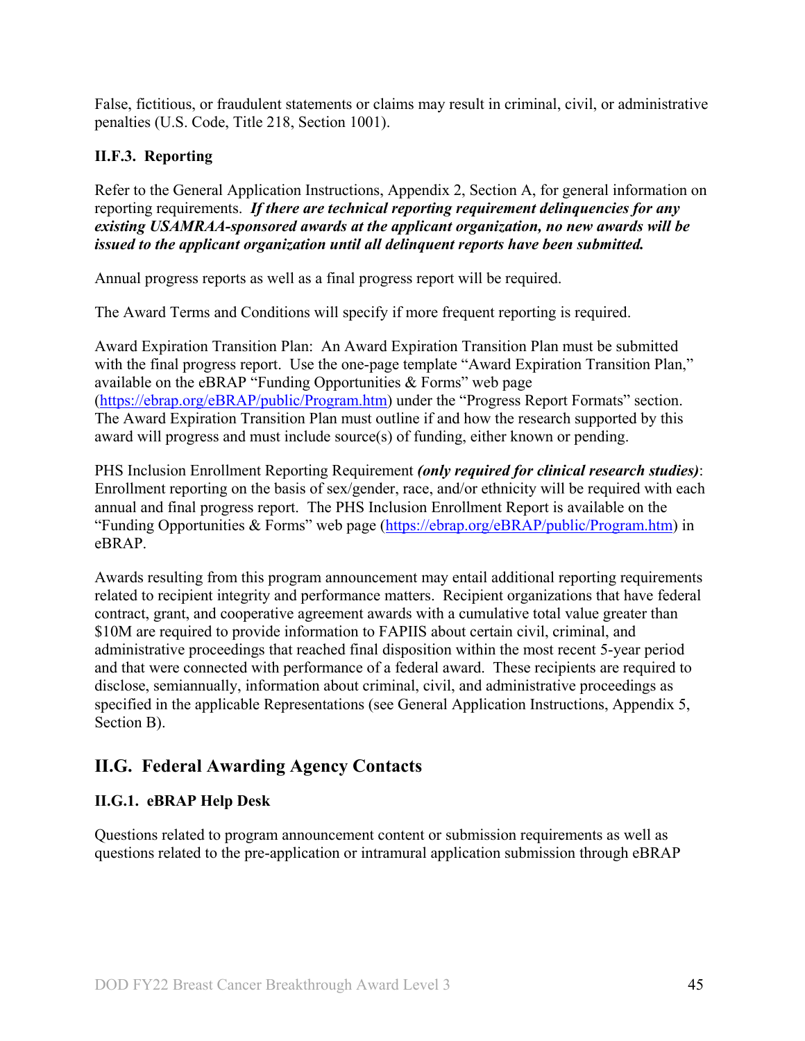False, fictitious, or fraudulent statements or claims may result in criminal, civil, or administrative penalties (U.S. Code, Title 218, Section 1001).

### II.F.3. Reporting

Refer to the General Application Instructions, Appendix 2, Section A, for general information on reporting requirements. ***If there are technical reporting requirement delinquencies for any existing USAMRAA-sponsored awards at the applicant organization, no new awards will be issued to the applicant organization until all delinquent reports have been submitted.***

Annual progress reports as well as a final progress report will be required.

The Award Terms and Conditions will specify if more frequent reporting is required.

Award Expiration Transition Plan: An Award Expiration Transition Plan must be submitted with the final progress report. Use the one-page template "Award Expiration Transition Plan," available on the eBRAP "Funding Opportunities & Forms" web page (https://ebrap.org/eBRAP/public/Program.htm) under the "Progress Report Formats" section. The Award Expiration Transition Plan must outline if and how the research supported by this award will progress and must include source(s) of funding, either known or pending.

PHS Inclusion Enrollment Reporting Requirement ***(only required for clinical research studies)***: Enrollment reporting on the basis of sex/gender, race, and/or ethnicity will be required with each annual and final progress report. The PHS Inclusion Enrollment Report is available on the "Funding Opportunities & Forms" web page (https://ebrap.org/eBRAP/public/Program.htm) in eBRAP.

Awards resulting from this program announcement may entail additional reporting requirements related to recipient integrity and performance matters. Recipient organizations that have federal contract, grant, and cooperative agreement awards with a cumulative total value greater than $10M are required to provide information to FAPIIS about certain civil, criminal, and administrative proceedings that reached final disposition within the most recent 5-year period and that were connected with performance of a federal award. These recipients are required to disclose, semiannually, information about criminal, civil, and administrative proceedings as specified in the applicable Representations (see General Application Instructions, Appendix 5, Section B).

## II.G. Federal Awarding Agency Contacts

### II.G.1. eBRAP Help Desk

Questions related to program announcement content or submission requirements as well as questions related to the pre-application or intramural application submission through eBRAP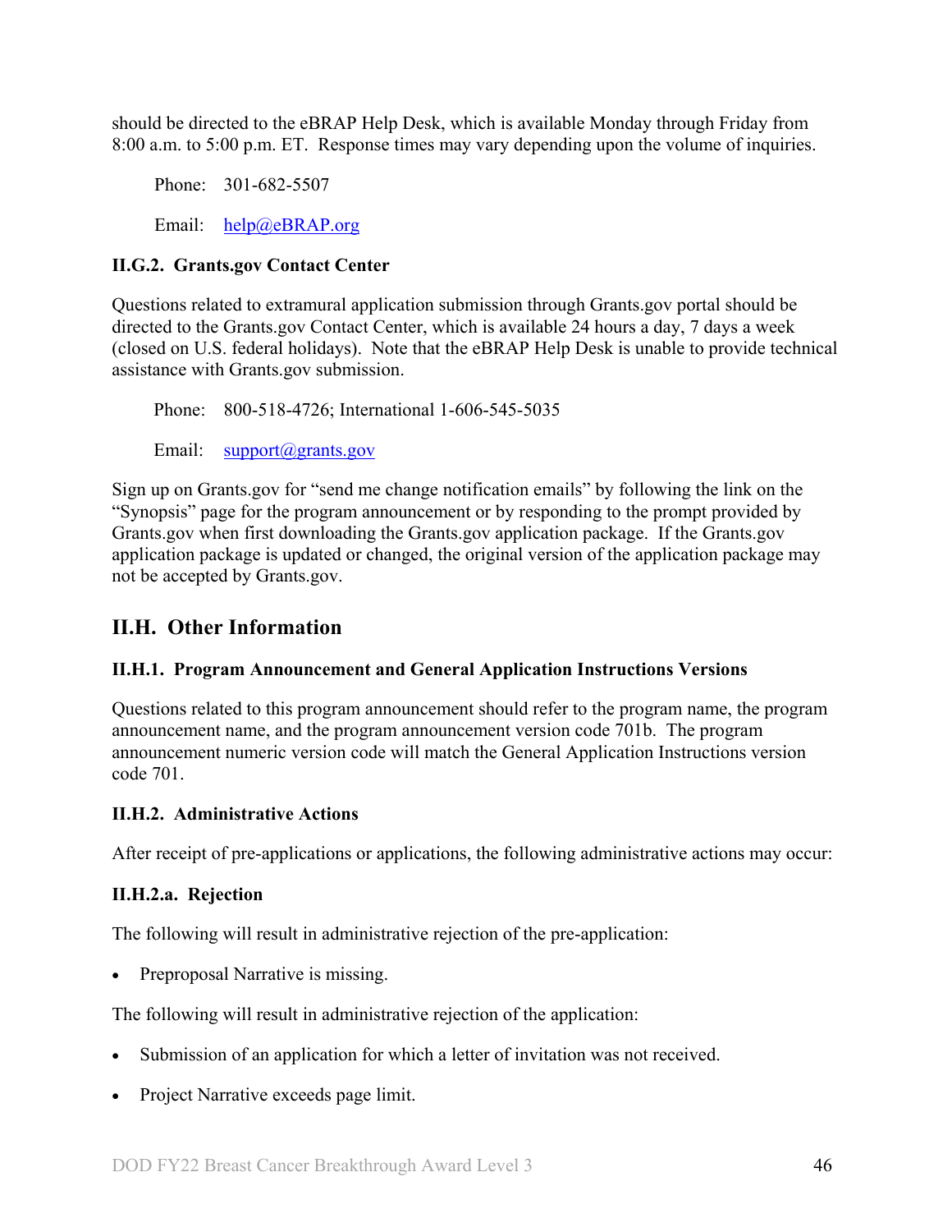should be directed to the eBRAP Help Desk, which is available Monday through Friday from 8:00 a.m. to 5:00 p.m. ET. Response times may vary depending upon the volume of inquiries.

Phone: 301-682-5507

Email: help@eBRAP.org

### II.G.2. Grants.gov Contact Center

Questions related to extramural application submission through Grants.gov portal should be directed to the Grants.gov Contact Center, which is available 24 hours a day, 7 days a week (closed on U.S. federal holidays). Note that the eBRAP Help Desk is unable to provide technical assistance with Grants.gov submission.

Phone: 800-518-4726; International 1-606-545-5035

Email: support@grants.gov

Sign up on Grants.gov for "send me change notification emails" by following the link on the "Synopsis" page for the program announcement or by responding to the prompt provided by Grants.gov when first downloading the Grants.gov application package. If the Grants.gov application package is updated or changed, the original version of the application package may not be accepted by Grants.gov.

## II.H. Other Information

### II.H.1. Program Announcement and General Application Instructions Versions

Questions related to this program announcement should refer to the program name, the program announcement name, and the program announcement version code 701b. The program announcement numeric version code will match the General Application Instructions version code 701.

### II.H.2. Administrative Actions

After receipt of pre-applications or applications, the following administrative actions may occur:

#### II.H.2.a. Rejection

The following will result in administrative rejection of the pre-application:

- Preproposal Narrative is missing.

The following will result in administrative rejection of the application:

- Submission of an application for which a letter of invitation was not received.
- Project Narrative exceeds page limit.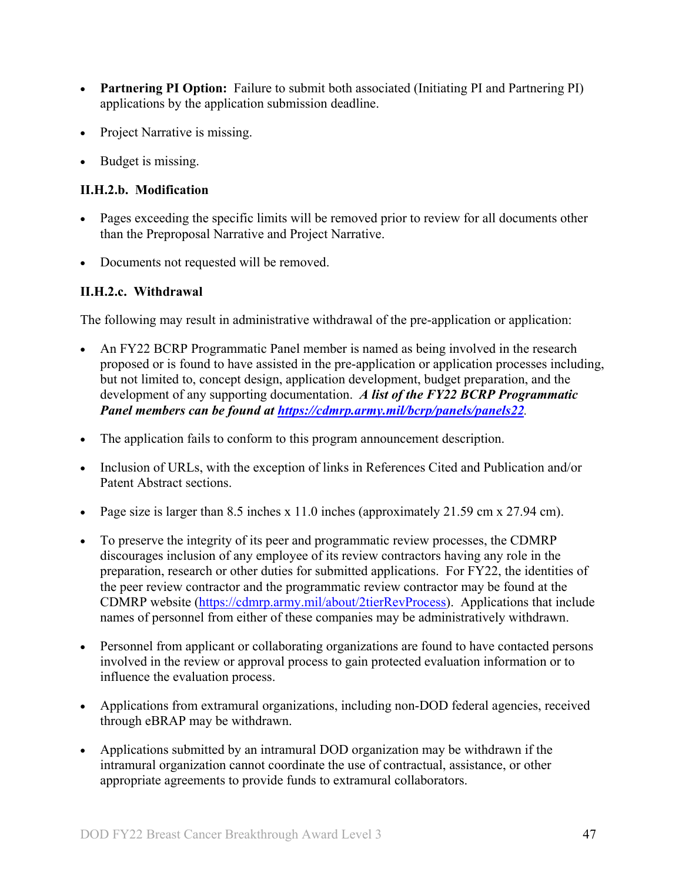- **Partnering PI Option:** Failure to submit both associated (Initiating PI and Partnering PI) applications by the application submission deadline.

- Project Narrative is missing.

- Budget is missing.

### II.H.2.b. Modification

- Pages exceeding the specific limits will be removed prior to review for all documents other than the Preproposal Narrative and Project Narrative.

- Documents not requested will be removed.

### II.H.2.c. Withdrawal

The following may result in administrative withdrawal of the pre-application or application:

- An FY22 BCRP Programmatic Panel member is named as being involved in the research proposed or is found to have assisted in the pre-application or application processes including, but not limited to, concept design, application development, budget preparation, and the development of any supporting documentation. ***A list of the FY22 BCRP Programmatic Panel members can be found at [https://cdmrp.army.mil/bcrp/panels/panels22](https://cdmrp.army.mil/bcrp/panels/panels22)***.

- The application fails to conform to this program announcement description.

- Inclusion of URLs, with the exception of links in References Cited and Publication and/or Patent Abstract sections.

- Page size is larger than 8.5 inches x 11.0 inches (approximately 21.59 cm x 27.94 cm).

- To preserve the integrity of its peer and programmatic review processes, the CDMRP discourages inclusion of any employee of its review contractors having any role in the preparation, research or other duties for submitted applications. For FY22, the identities of the peer review contractor and the programmatic review contractor may be found at the CDMRP website ([https://cdmrp.army.mil/about/2tierRevProcess](https://cdmrp.army.mil/about/2tierRevProcess)). Applications that include names of personnel from either of these companies may be administratively withdrawn.

- Personnel from applicant or collaborating organizations are found to have contacted persons involved in the review or approval process to gain protected evaluation information or to influence the evaluation process.

- Applications from extramural organizations, including non-DOD federal agencies, received through eBRAP may be withdrawn.

- Applications submitted by an intramural DOD organization may be withdrawn if the intramural organization cannot coordinate the use of contractual, assistance, or other appropriate agreements to provide funds to extramural collaborators.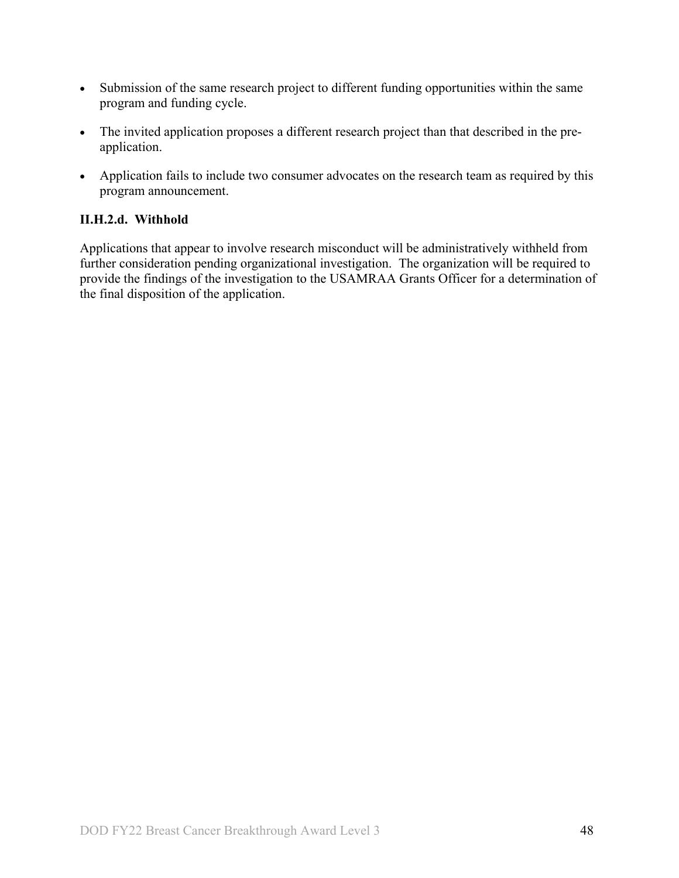- Submission of the same research project to different funding opportunities within the same program and funding cycle.
- The invited application proposes a different research project than that described in the pre-application.
- Application fails to include two consumer advocates on the research team as required by this program announcement.

#### II.H.2.d. Withhold

Applications that appear to involve research misconduct will be administratively withheld from further consideration pending organizational investigation. The organization will be required to provide the findings of the investigation to the USAMRAA Grants Officer for a determination of the final disposition of the application.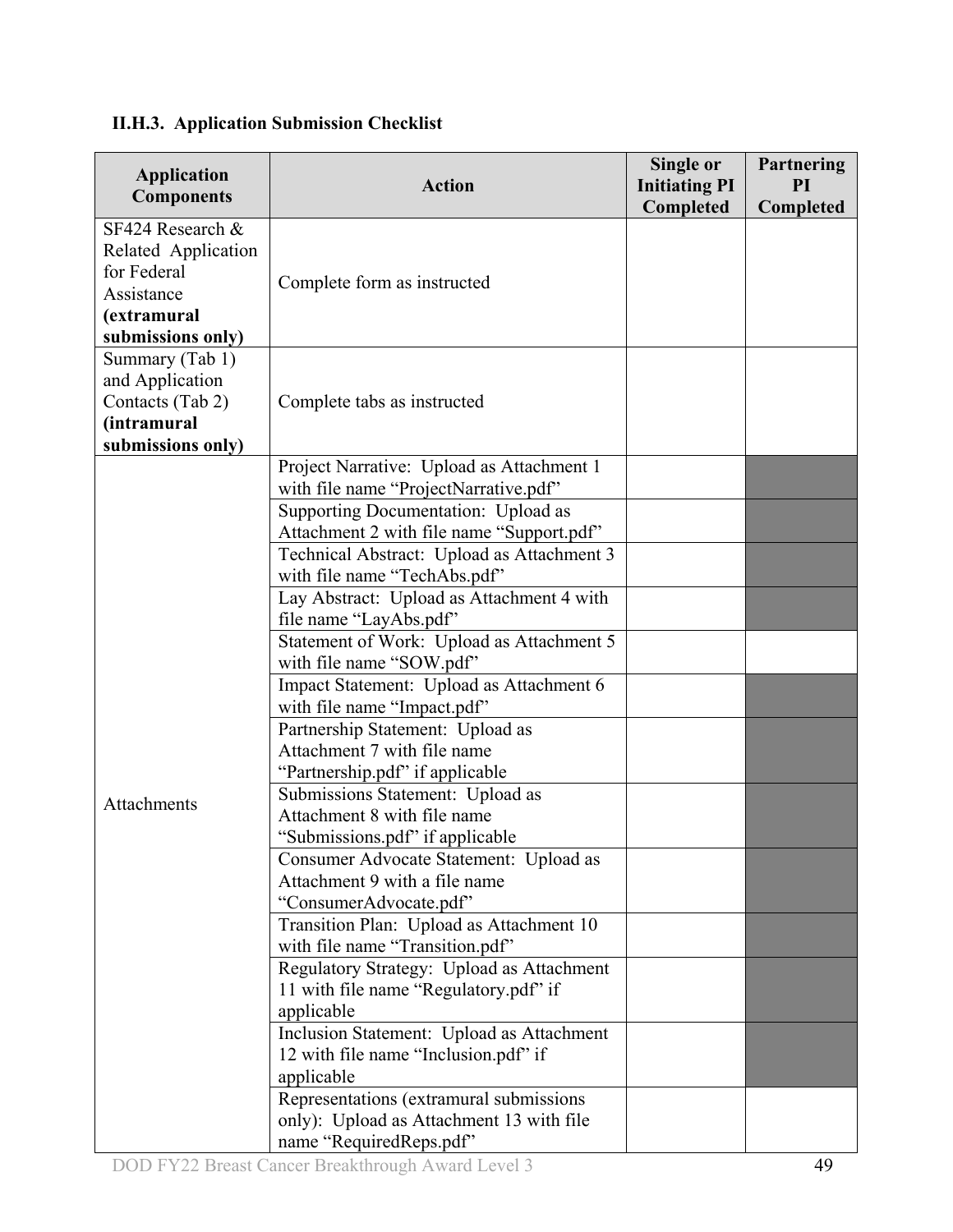### II.H.3. Application Submission Checklist

| Application Components | Action | Single or Initiating PI Completed | Partnering PI Completed |
|---|---|---|---|
| SF424 Research & Related Application for Federal Assistance **(extramural submissions only)** | Complete form as instructed | | |
| Summary (Tab 1) and Application Contacts (Tab 2) **(intramural submissions only)** | Complete tabs as instructed | | |
| Attachments | Project Narrative: Upload as Attachment 1 with file name "ProjectNarrative.pdf" | | |
| | Supporting Documentation: Upload as Attachment 2 with file name "Support.pdf" | | |
| | Technical Abstract: Upload as Attachment 3 with file name "TechAbs.pdf" | | |
| | Lay Abstract: Upload as Attachment 4 with file name "LayAbs.pdf" | | |
| | Statement of Work: Upload as Attachment 5 with file name "SOW.pdf" | | |
| | Impact Statement: Upload as Attachment 6 with file name "Impact.pdf" | | |
| | Partnership Statement: Upload as Attachment 7 with file name "Partnership.pdf" if applicable | | |
| | Submissions Statement: Upload as Attachment 8 with file name "Submissions.pdf" if applicable | | |
| | Consumer Advocate Statement: Upload as Attachment 9 with a file name "ConsumerAdvocate.pdf" | | |
| | Transition Plan: Upload as Attachment 10 with file name "Transition.pdf" | | |
| | Regulatory Strategy: Upload as Attachment 11 with file name "Regulatory.pdf" if applicable | | |
| | Inclusion Statement: Upload as Attachment 12 with file name "Inclusion.pdf" if applicable | | |
| | Representations (extramural submissions only): Upload as Attachment 13 with file name "RequiredReps.pdf" | | |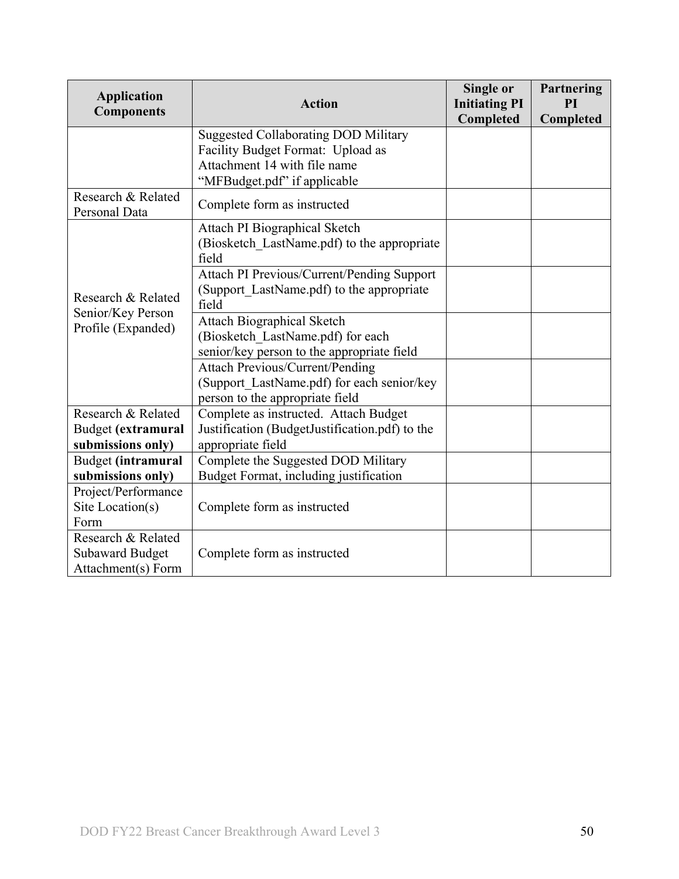| Application Components | Action | Single or Initiating PI Completed | Partnering PI Completed |
|---|---|---|---|
| | Suggested Collaborating DOD Military Facility Budget Format: Upload as Attachment 14 with file name "MFBudget.pdf" if applicable | | |
| Research & Related Personal Data | Complete form as instructed | | |
| Research & Related Senior/Key Person Profile (Expanded) | Attach PI Biographical Sketch (Biosketch_LastName.pdf) to the appropriate field | | |
| | Attach PI Previous/Current/Pending Support (Support_LastName.pdf) to the appropriate field | | |
| | Attach Biographical Sketch (Biosketch_LastName.pdf) for each senior/key person to the appropriate field | | |
| | Attach Previous/Current/Pending (Support_LastName.pdf) for each senior/key person to the appropriate field | | |
| Research & Related Budget **(extramural submissions only)** | Complete as instructed. Attach Budget Justification (BudgetJustification.pdf) to the appropriate field | | |
| Budget **(intramural submissions only)** | Complete the Suggested DOD Military Budget Format, including justification | | |
| Project/Performance Site Location(s) Form | Complete form as instructed | | |
| Research & Related Subaward Budget Attachment(s) Form | Complete form as instructed | | |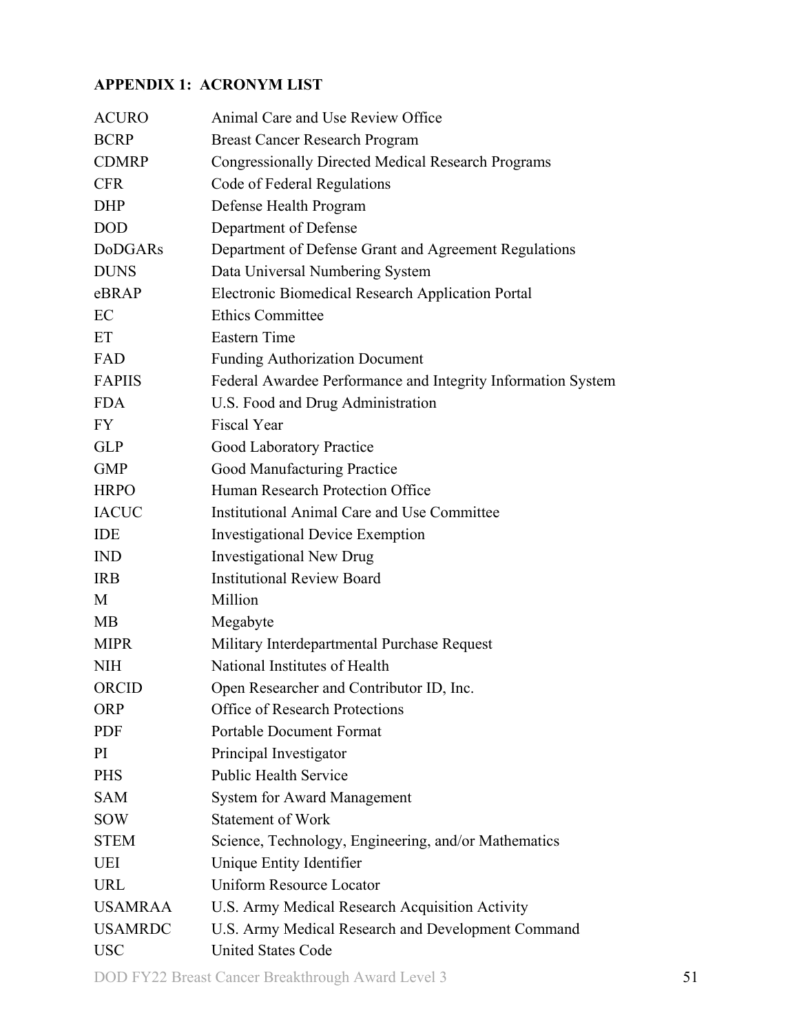**APPENDIX 1: ACRONYM LIST**

| | |
|---|---|
| ACURO | Animal Care and Use Review Office |
| BCRP | Breast Cancer Research Program |
| CDMRP | Congressionally Directed Medical Research Programs |
| CFR | Code of Federal Regulations |
| DHP | Defense Health Program |
| DOD | Department of Defense |
| DoDGARs | Department of Defense Grant and Agreement Regulations |
| DUNS | Data Universal Numbering System |
| eBRAP | Electronic Biomedical Research Application Portal |
| EC | Ethics Committee |
| ET | Eastern Time |
| FAD | Funding Authorization Document |
| FAPIIS | Federal Awardee Performance and Integrity Information System |
| FDA | U.S. Food and Drug Administration |
| FY | Fiscal Year |
| GLP | Good Laboratory Practice |
| GMP | Good Manufacturing Practice |
| HRPO | Human Research Protection Office |
| IACUC | Institutional Animal Care and Use Committee |
| IDE | Investigational Device Exemption |
| IND | Investigational New Drug |
| IRB | Institutional Review Board |
| M | Million |
| MB | Megabyte |
| MIPR | Military Interdepartmental Purchase Request |
| NIH | National Institutes of Health |
| ORCID | Open Researcher and Contributor ID, Inc. |
| ORP | Office of Research Protections |
| PDF | Portable Document Format |
| PI | Principal Investigator |
| PHS | Public Health Service |
| SAM | System for Award Management |
| SOW | Statement of Work |
| STEM | Science, Technology, Engineering, and/or Mathematics |
| UEI | Unique Entity Identifier |
| URL | Uniform Resource Locator |
| USAMRAA | U.S. Army Medical Research Acquisition Activity |
| USAMRDC | U.S. Army Medical Research and Development Command |
| USC | United States Code |